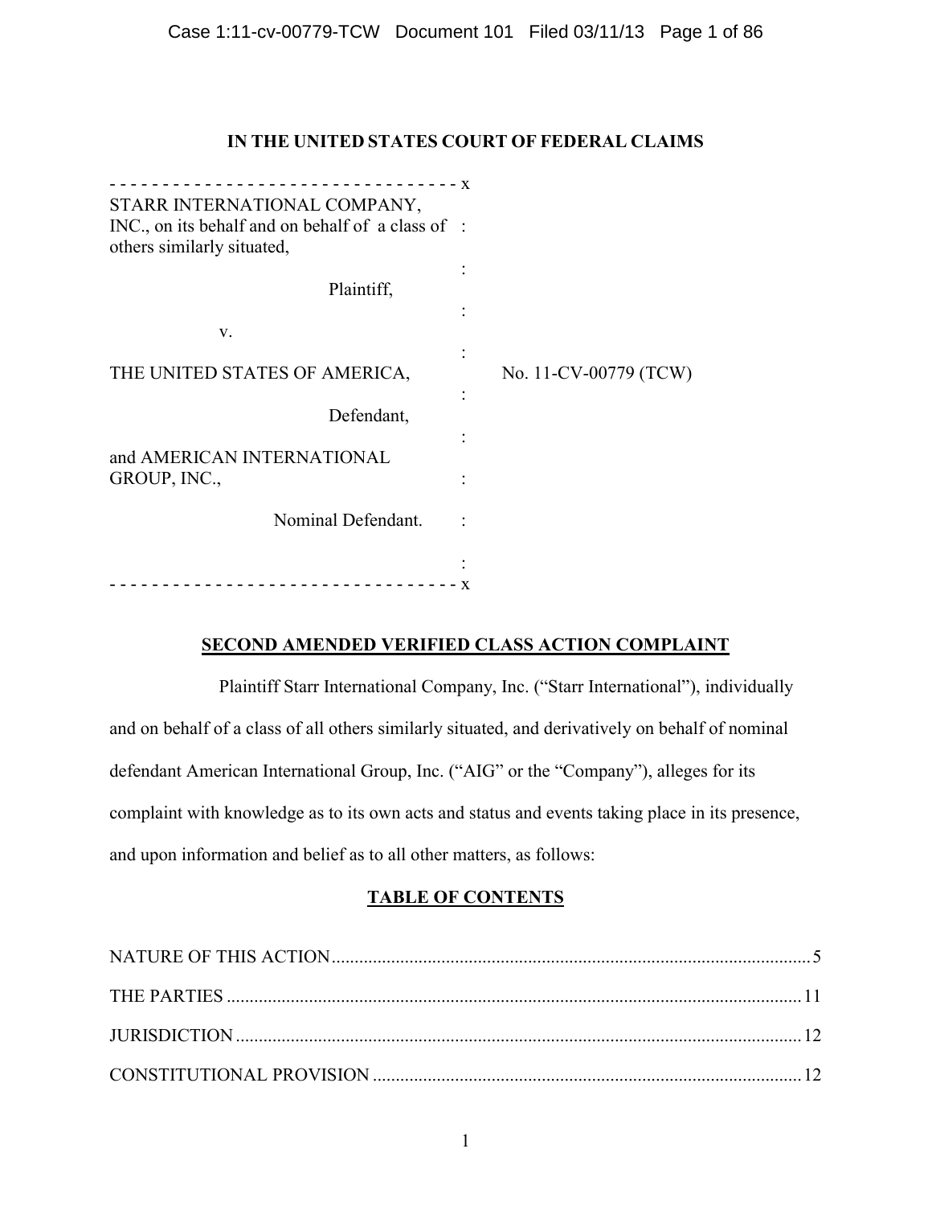# IN THE UNITED STATES COURT OF FEDERAL CLAIMS

| | |
|---|---|
| STARR INTERNATIONAL COMPANY, INC., on its behalf and on behalf of a class of others similarly situated, | |
| Plaintiff, | |
| v. | |
| THE UNITED STATES OF AMERICA, | No. 11-CV-00779 (TCW) |
| Defendant, | |
| and AMERICAN INTERNATIONAL GROUP, INC., | |
| Nominal Defendant. | |

## SECOND AMENDED VERIFIED CLASS ACTION COMPLAINT

Plaintiff Starr International Company, Inc. ("Starr International"), individually and on behalf of a class of all others similarly situated, and derivatively on behalf of nominal defendant American International Group, Inc. ("AIG" or the "Company"), alleges for its complaint with knowledge as to its own acts and status and events taking place in its presence, and upon information and belief as to all other matters, as follows:

## TABLE OF CONTENTS

NATURE OF THIS ACTION .......... 5

THE PARTIES .......... 11

JURISDICTION .......... 12

CONSTITUTIONAL PROVISION .......... 12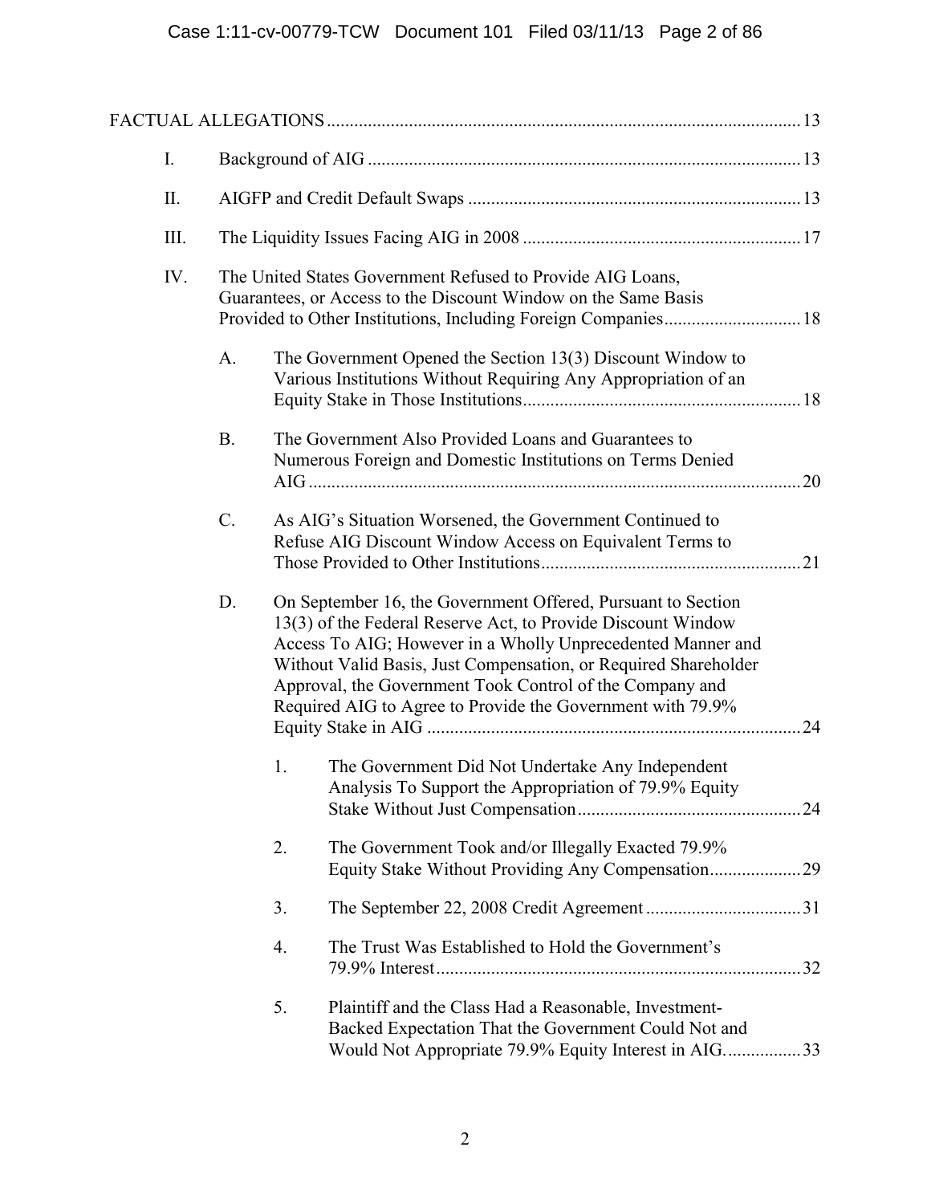FACTUAL ALLEGATIONS ........................................................................................................ 13

- I. Background of AIG ................................................................................................ 13
- II. AIGFP and Credit Default Swaps ........................................................................... 13
- III. The Liquidity Issues Facing AIG in 2008 .............................................................. 17
- IV. The United States Government Refused to Provide AIG Loans, Guarantees, or Access to the Discount Window on the Same Basis Provided to Other Institutions, Including Foreign Companies .............................. 18
  - A. The Government Opened the Section 13(3) Discount Window to Various Institutions Without Requiring Any Appropriation of an Equity Stake in Those Institutions ............................................................. 18
  - B. The Government Also Provided Loans and Guarantees to Numerous Foreign and Domestic Institutions on Terms Denied AIG ........................................................................................................... 20
  - C. As AIG's Situation Worsened, the Government Continued to Refuse AIG Discount Window Access on Equivalent Terms to Those Provided to Other Institutions ........................................................ 21
  - D. On September 16, the Government Offered, Pursuant to Section 13(3) of the Federal Reserve Act, to Provide Discount Window Access To AIG; However in a Wholly Unprecedented Manner and Without Valid Basis, Just Compensation, or Required Shareholder Approval, the Government Took Control of the Company and Required AIG to Agree to Provide the Government with 79.9% Equity Stake in AIG ................................................................................. 24
    1. The Government Did Not Undertake Any Independent Analysis To Support the Appropriation of 79.9% Equity Stake Without Just Compensation ................................................ 24
    2. The Government Took and/or Illegally Exacted 79.9% Equity Stake Without Providing Any Compensation .................... 29
    3. The September 22, 2008 Credit Agreement ................................. 31
    4. The Trust Was Established to Hold the Government's 79.9% Interest ............................................................................... 32
    5. Plaintiff and the Class Had a Reasonable, Investment-Backed Expectation That the Government Could Not and Would Not Appropriate 79.9% Equity Interest in AIG. ................ 33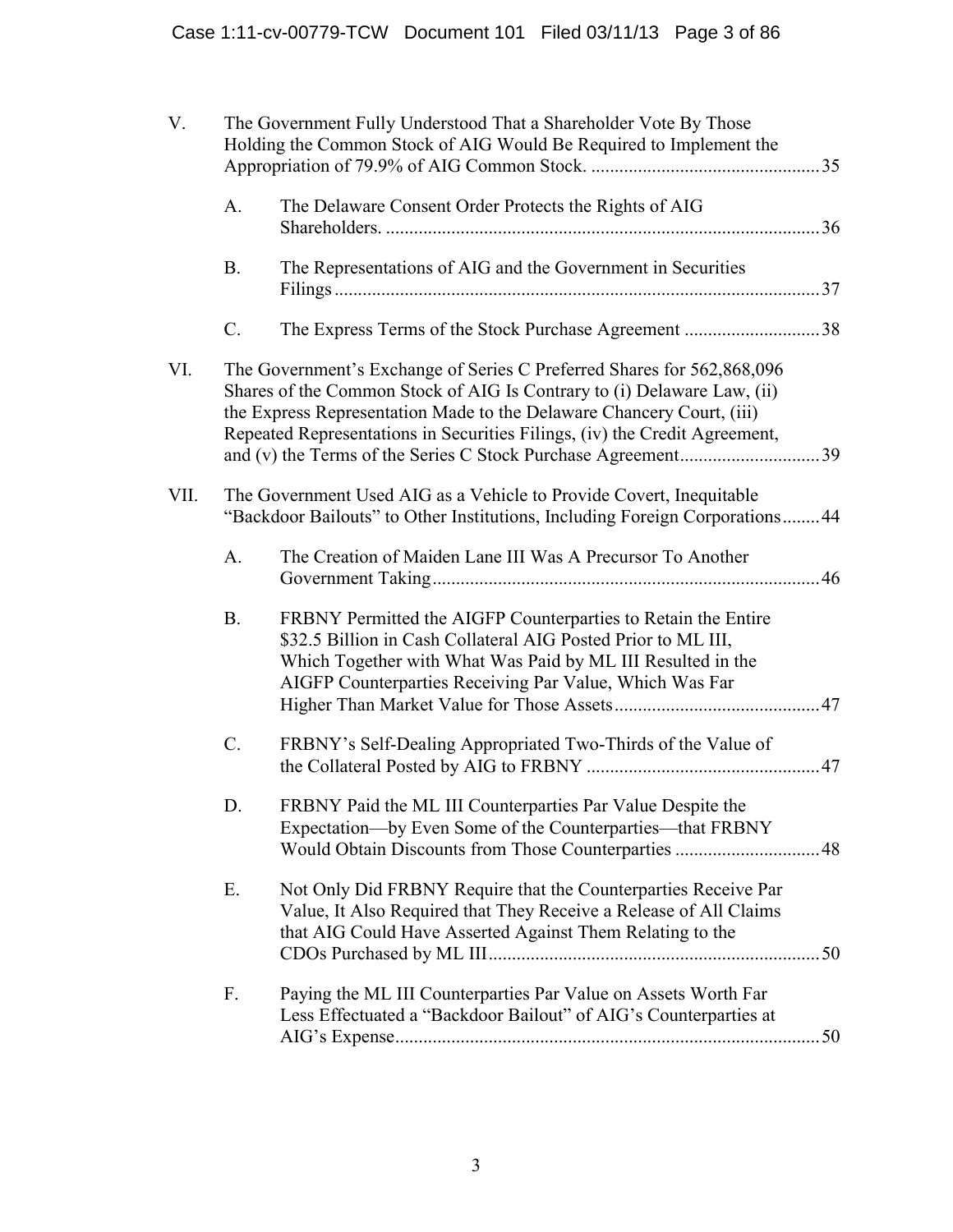V. The Government Fully Understood That a Shareholder Vote By Those Holding the Common Stock of AIG Would Be Required to Implement the Appropriation of 79.9% of AIG Common Stock. ................................................35

- A. The Delaware Consent Order Protects the Rights of AIG Shareholders. ............................................................................................36
- B. The Representations of AIG and the Government in Securities Filings.......................................................................................................37
- C. The Express Terms of the Stock Purchase Agreement ............................38

VI. The Government's Exchange of Series C Preferred Shares for 562,868,096 Shares of the Common Stock of AIG Is Contrary to (i) Delaware Law, (ii) the Express Representation Made to the Delaware Chancery Court, (iii) Repeated Representations in Securities Filings, (iv) the Credit Agreement, and (v) the Terms of the Series C Stock Purchase Agreement.............................39

VII. The Government Used AIG as a Vehicle to Provide Covert, Inequitable "Backdoor Bailouts" to Other Institutions, Including Foreign Corporations........44

- A. The Creation of Maiden Lane III Was A Precursor To Another Government Taking..................................................................................46
- B. FRBNY Permitted the AIGFP Counterparties to Retain the Entire \$32.5 Billion in Cash Collateral AIG Posted Prior to ML III, Which Together with What Was Paid by ML III Resulted in the AIGFP Counterparties Receiving Par Value, Which Was Far Higher Than Market Value for Those Assets...........................................47
- C. FRBNY's Self-Dealing Appropriated Two-Thirds of the Value of the Collateral Posted by AIG to FRBNY .................................................47
- D. FRBNY Paid the ML III Counterparties Par Value Despite the Expectation—by Even Some of the Counterparties—that FRBNY Would Obtain Discounts from Those Counterparties ...............................48
- E. Not Only Did FRBNY Require that the Counterparties Receive Par Value, It Also Required that They Receive a Release of All Claims that AIG Could Have Asserted Against Them Relating to the CDOs Purchased by ML III......................................................................50
- F. Paying the ML III Counterparties Par Value on Assets Worth Far Less Effectuated a "Backdoor Bailout" of AIG's Counterparties at AIG's Expense..........................................................................................50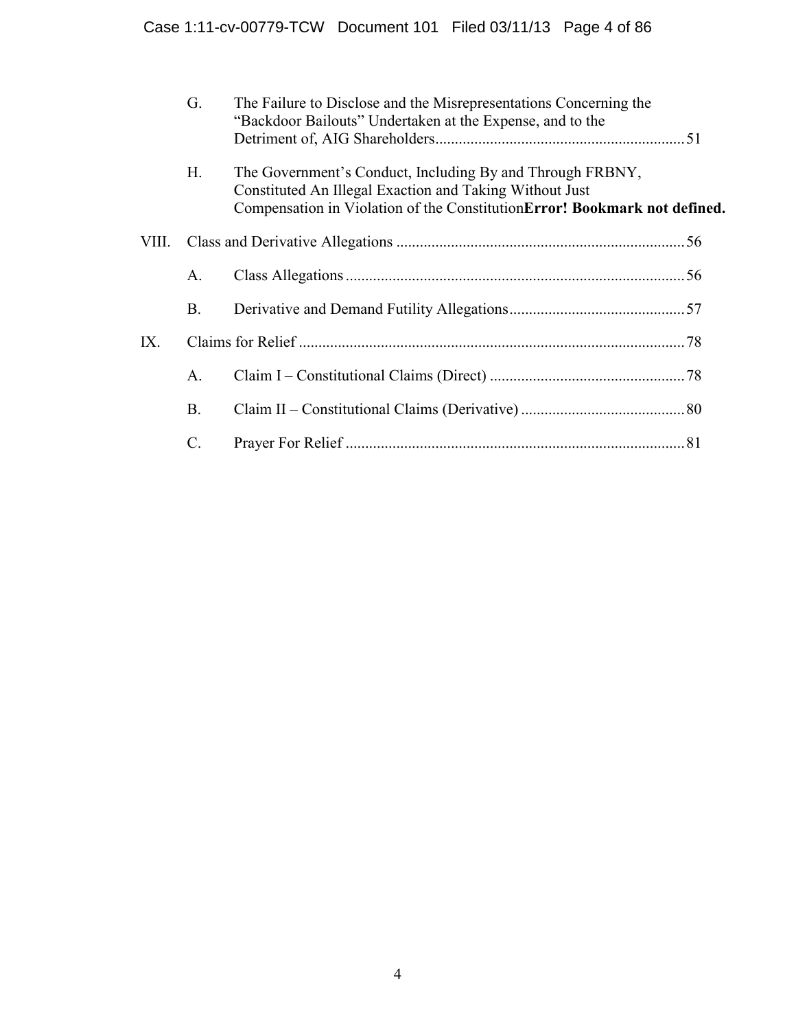G. The Failure to Disclose and the Misrepresentations Concerning the "Backdoor Bailouts" Undertaken at the Expense, and to the Detriment of, AIG Shareholders ............................................................... 51

H. The Government's Conduct, Including By and Through FRBNY, Constituted An Illegal Exaction and Taking Without Just Compensation in Violation of the Constitution**Error! Bookmark not defined.**

VIII. Class and Derivative Allegations ......................................................................... 56

A. Class Allegations ....................................................................................... 56

B. Derivative and Demand Futility Allegations ............................................. 57

IX. Claims for Relief .................................................................................................. 78

A. Claim I – Constitutional Claims (Direct) .................................................. 78

B. Claim II – Constitutional Claims (Derivative) .......................................... 80

C. Prayer For Relief ....................................................................................... 81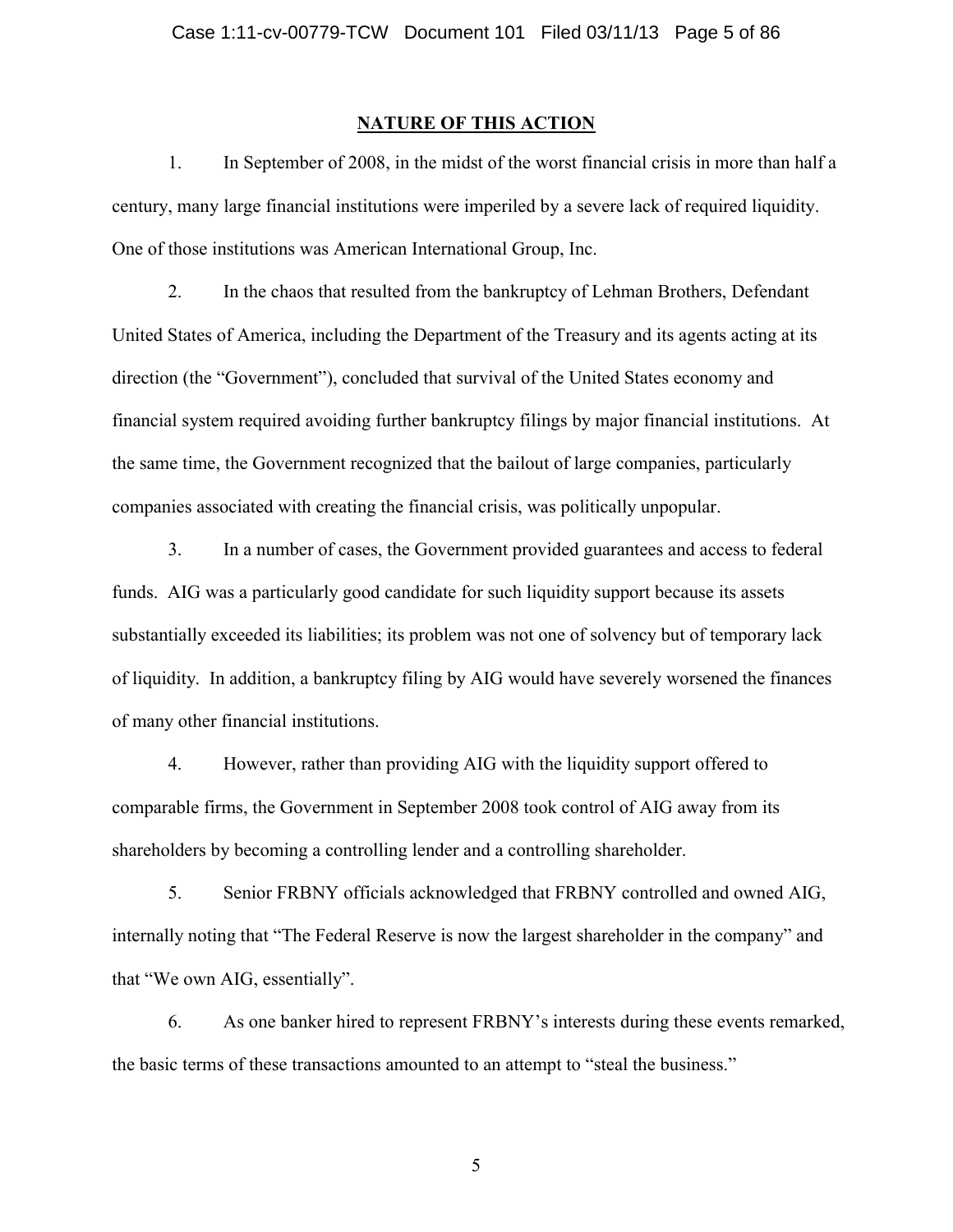## NATURE OF THIS ACTION

1. In September of 2008, in the midst of the worst financial crisis in more than half a century, many large financial institutions were imperiled by a severe lack of required liquidity. One of those institutions was American International Group, Inc.

2. In the chaos that resulted from the bankruptcy of Lehman Brothers, Defendant United States of America, including the Department of the Treasury and its agents acting at its direction (the "Government"), concluded that survival of the United States economy and financial system required avoiding further bankruptcy filings by major financial institutions. At the same time, the Government recognized that the bailout of large companies, particularly companies associated with creating the financial crisis, was politically unpopular.

3. In a number of cases, the Government provided guarantees and access to federal funds. AIG was a particularly good candidate for such liquidity support because its assets substantially exceeded its liabilities; its problem was not one of solvency but of temporary lack of liquidity. In addition, a bankruptcy filing by AIG would have severely worsened the finances of many other financial institutions.

4. However, rather than providing AIG with the liquidity support offered to comparable firms, the Government in September 2008 took control of AIG away from its shareholders by becoming a controlling lender and a controlling shareholder.

5. Senior FRBNY officials acknowledged that FRBNY controlled and owned AIG, internally noting that "The Federal Reserve is now the largest shareholder in the company" and that "We own AIG, essentially".

6. As one banker hired to represent FRBNY's interests during these events remarked, the basic terms of these transactions amounted to an attempt to "steal the business."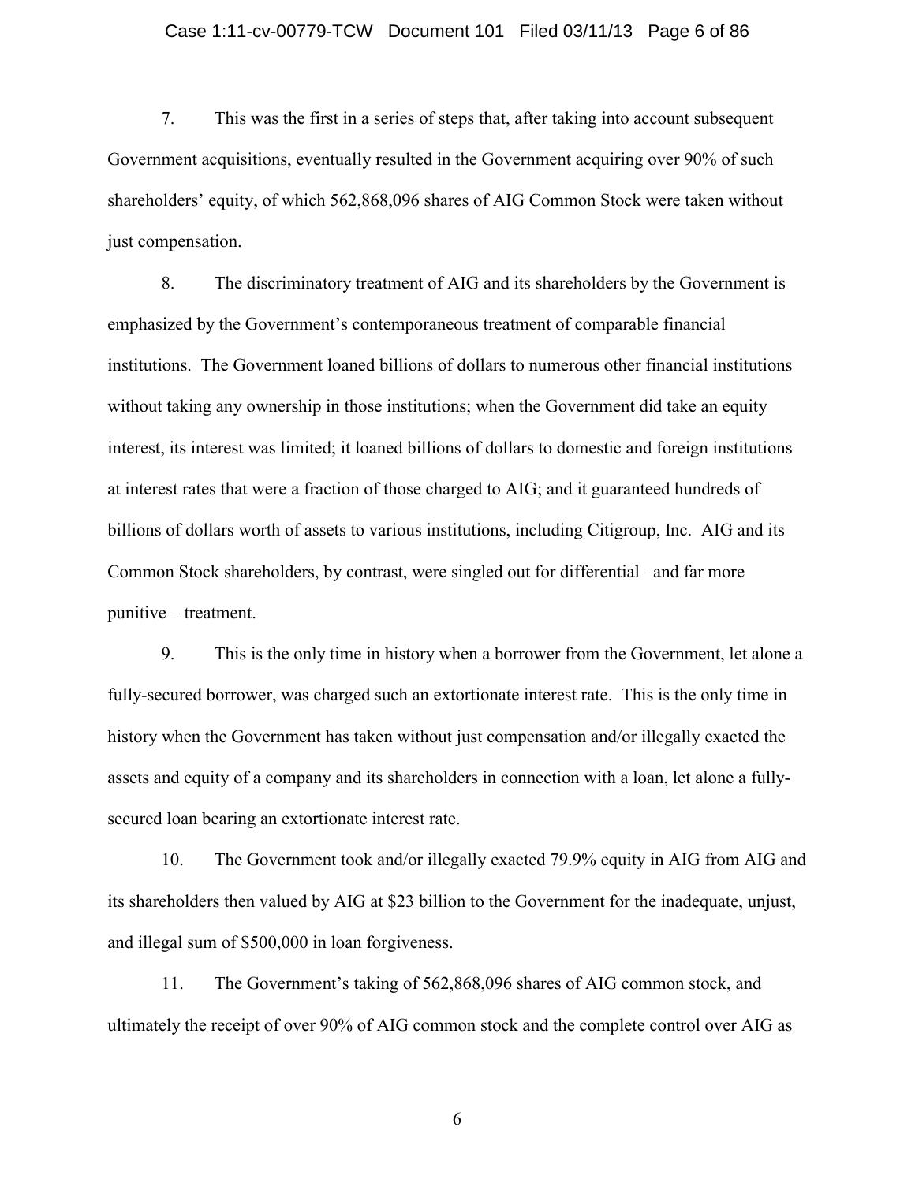7. This was the first in a series of steps that, after taking into account subsequent Government acquisitions, eventually resulted in the Government acquiring over 90% of such shareholders' equity, of which 562,868,096 shares of AIG Common Stock were taken without just compensation.

8. The discriminatory treatment of AIG and its shareholders by the Government is emphasized by the Government's contemporaneous treatment of comparable financial institutions. The Government loaned billions of dollars to numerous other financial institutions without taking any ownership in those institutions; when the Government did take an equity interest, its interest was limited; it loaned billions of dollars to domestic and foreign institutions at interest rates that were a fraction of those charged to AIG; and it guaranteed hundreds of billions of dollars worth of assets to various institutions, including Citigroup, Inc. AIG and its Common Stock shareholders, by contrast, were singled out for differential –and far more punitive – treatment.

9. This is the only time in history when a borrower from the Government, let alone a fully-secured borrower, was charged such an extortionate interest rate. This is the only time in history when the Government has taken without just compensation and/or illegally exacted the assets and equity of a company and its shareholders in connection with a loan, let alone a fully-secured loan bearing an extortionate interest rate.

10. The Government took and/or illegally exacted 79.9% equity in AIG from AIG and its shareholders then valued by AIG at $23 billion to the Government for the inadequate, unjust, and illegal sum of $500,000 in loan forgiveness.

11. The Government's taking of 562,868,096 shares of AIG common stock, and ultimately the receipt of over 90% of AIG common stock and the complete control over AIG as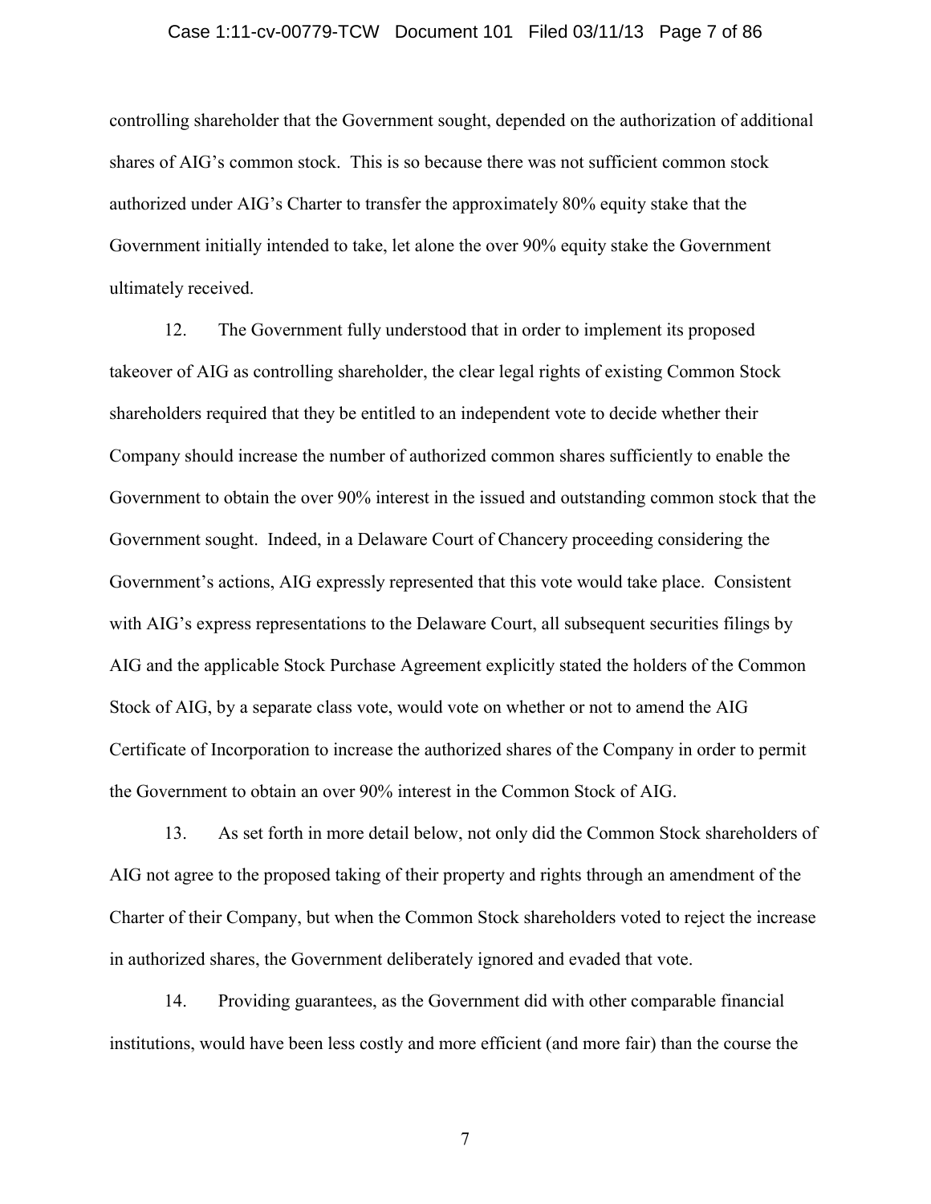controlling shareholder that the Government sought, depended on the authorization of additional shares of AIG's common stock. This is so because there was not sufficient common stock authorized under AIG's Charter to transfer the approximately 80% equity stake that the Government initially intended to take, let alone the over 90% equity stake the Government ultimately received.

12. The Government fully understood that in order to implement its proposed takeover of AIG as controlling shareholder, the clear legal rights of existing Common Stock shareholders required that they be entitled to an independent vote to decide whether their Company should increase the number of authorized common shares sufficiently to enable the Government to obtain the over 90% interest in the issued and outstanding common stock that the Government sought. Indeed, in a Delaware Court of Chancery proceeding considering the Government's actions, AIG expressly represented that this vote would take place. Consistent with AIG's express representations to the Delaware Court, all subsequent securities filings by AIG and the applicable Stock Purchase Agreement explicitly stated the holders of the Common Stock of AIG, by a separate class vote, would vote on whether or not to amend the AIG Certificate of Incorporation to increase the authorized shares of the Company in order to permit the Government to obtain an over 90% interest in the Common Stock of AIG.

13. As set forth in more detail below, not only did the Common Stock shareholders of AIG not agree to the proposed taking of their property and rights through an amendment of the Charter of their Company, but when the Common Stock shareholders voted to reject the increase in authorized shares, the Government deliberately ignored and evaded that vote.

14. Providing guarantees, as the Government did with other comparable financial institutions, would have been less costly and more efficient (and more fair) than the course the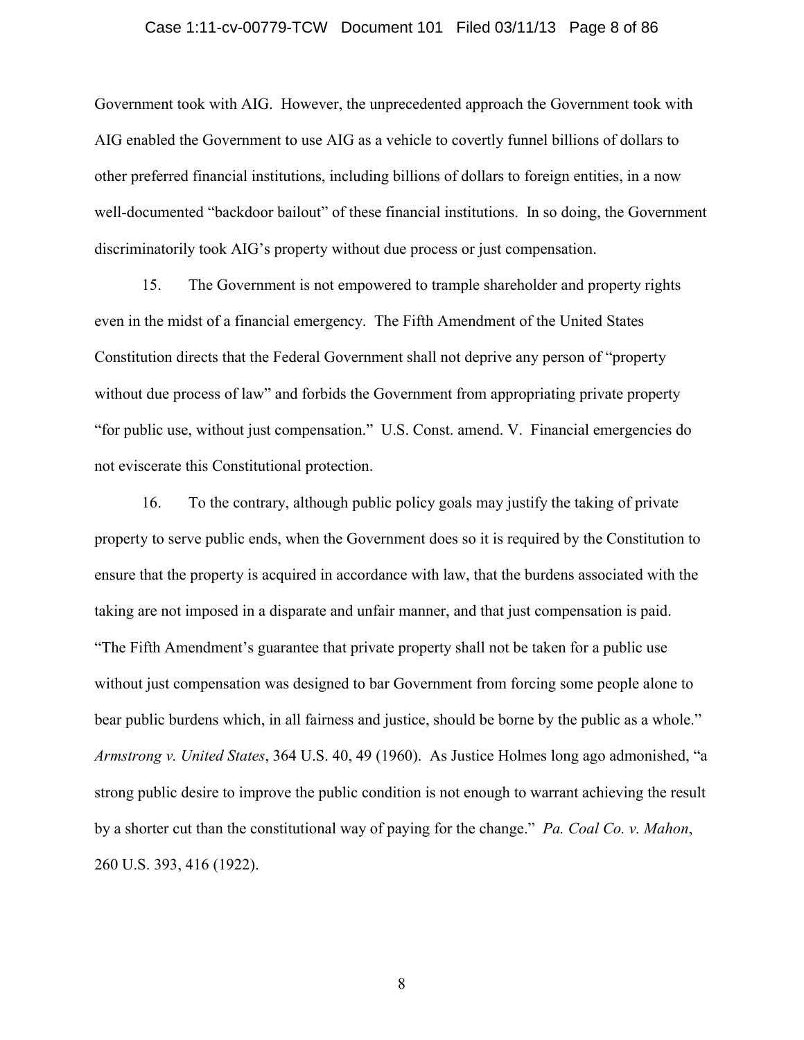Government took with AIG. However, the unprecedented approach the Government took with AIG enabled the Government to use AIG as a vehicle to covertly funnel billions of dollars to other preferred financial institutions, including billions of dollars to foreign entities, in a now well-documented "backdoor bailout" of these financial institutions. In so doing, the Government discriminatorily took AIG's property without due process or just compensation.

15. The Government is not empowered to trample shareholder and property rights even in the midst of a financial emergency. The Fifth Amendment of the United States Constitution directs that the Federal Government shall not deprive any person of "property without due process of law" and forbids the Government from appropriating private property "for public use, without just compensation." U.S. Const. amend. V. Financial emergencies do not eviscerate this Constitutional protection.

16. To the contrary, although public policy goals may justify the taking of private property to serve public ends, when the Government does so it is required by the Constitution to ensure that the property is acquired in accordance with law, that the burdens associated with the taking are not imposed in a disparate and unfair manner, and that just compensation is paid. "The Fifth Amendment's guarantee that private property shall not be taken for a public use without just compensation was designed to bar Government from forcing some people alone to bear public burdens which, in all fairness and justice, should be borne by the public as a whole." *Armstrong v. United States*, 364 U.S. 40, 49 (1960). As Justice Holmes long ago admonished, "a strong public desire to improve the public condition is not enough to warrant achieving the result by a shorter cut than the constitutional way of paying for the change." *Pa. Coal Co. v. Mahon*, 260 U.S. 393, 416 (1922).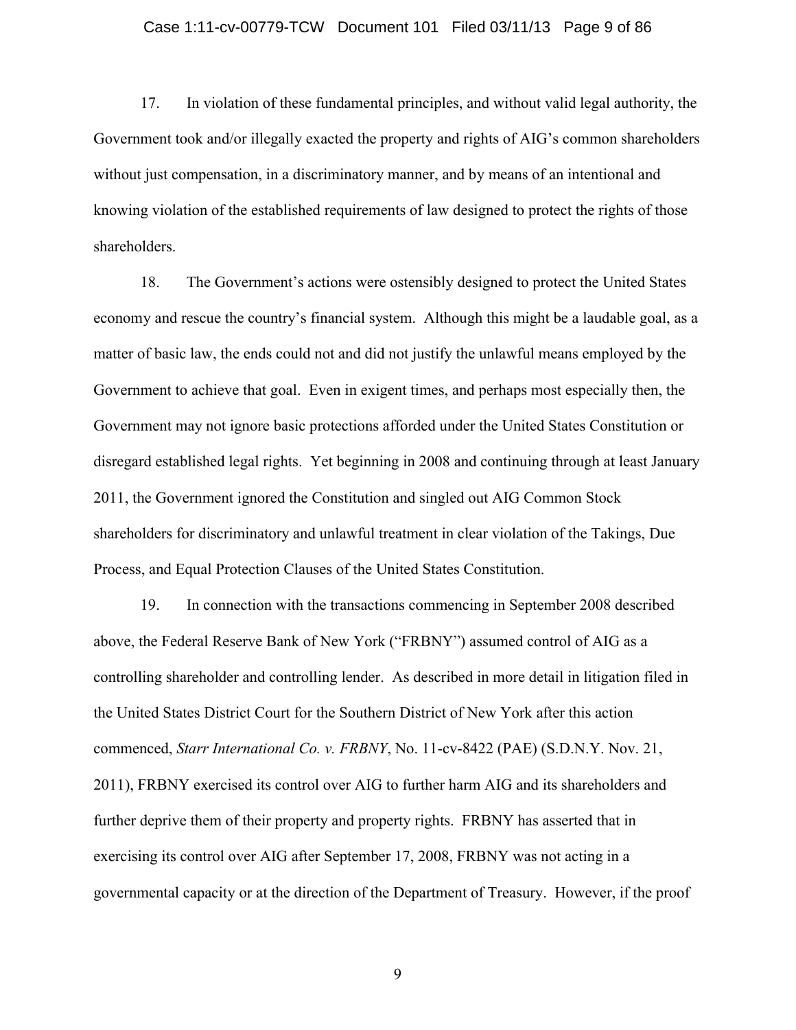17. In violation of these fundamental principles, and without valid legal authority, the Government took and/or illegally exacted the property and rights of AIG's common shareholders without just compensation, in a discriminatory manner, and by means of an intentional and knowing violation of the established requirements of law designed to protect the rights of those shareholders.

18. The Government's actions were ostensibly designed to protect the United States economy and rescue the country's financial system. Although this might be a laudable goal, as a matter of basic law, the ends could not and did not justify the unlawful means employed by the Government to achieve that goal. Even in exigent times, and perhaps most especially then, the Government may not ignore basic protections afforded under the United States Constitution or disregard established legal rights. Yet beginning in 2008 and continuing through at least January 2011, the Government ignored the Constitution and singled out AIG Common Stock shareholders for discriminatory and unlawful treatment in clear violation of the Takings, Due Process, and Equal Protection Clauses of the United States Constitution.

19. In connection with the transactions commencing in September 2008 described above, the Federal Reserve Bank of New York ("FRBNY") assumed control of AIG as a controlling shareholder and controlling lender. As described in more detail in litigation filed in the United States District Court for the Southern District of New York after this action commenced, *Starr International Co. v. FRBNY*, No. 11-cv-8422 (PAE) (S.D.N.Y. Nov. 21, 2011), FRBNY exercised its control over AIG to further harm AIG and its shareholders and further deprive them of their property and property rights. FRBNY has asserted that in exercising its control over AIG after September 17, 2008, FRBNY was not acting in a governmental capacity or at the direction of the Department of Treasury. However, if the proof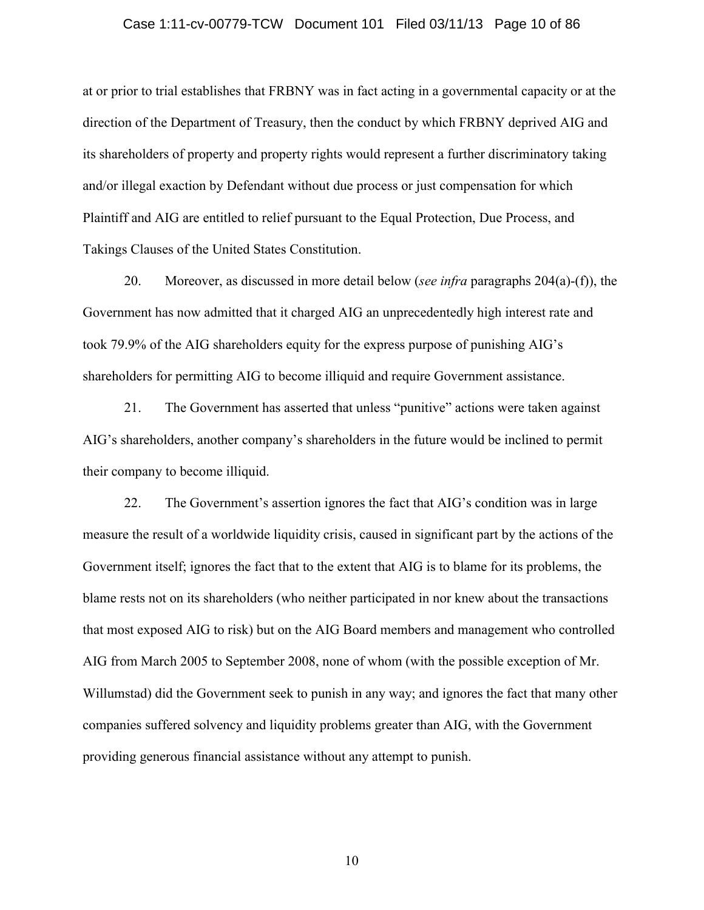at or prior to trial establishes that FRBNY was in fact acting in a governmental capacity or at the direction of the Department of Treasury, then the conduct by which FRBNY deprived AIG and its shareholders of property and property rights would represent a further discriminatory taking and/or illegal exaction by Defendant without due process or just compensation for which Plaintiff and AIG are entitled to relief pursuant to the Equal Protection, Due Process, and Takings Clauses of the United States Constitution.

20. Moreover, as discussed in more detail below (*see infra* paragraphs 204(a)-(f)), the Government has now admitted that it charged AIG an unprecedentedly high interest rate and took 79.9% of the AIG shareholders equity for the express purpose of punishing AIG's shareholders for permitting AIG to become illiquid and require Government assistance.

21. The Government has asserted that unless "punitive" actions were taken against AIG's shareholders, another company's shareholders in the future would be inclined to permit their company to become illiquid.

22. The Government's assertion ignores the fact that AIG's condition was in large measure the result of a worldwide liquidity crisis, caused in significant part by the actions of the Government itself; ignores the fact that to the extent that AIG is to blame for its problems, the blame rests not on its shareholders (who neither participated in nor knew about the transactions that most exposed AIG to risk) but on the AIG Board members and management who controlled AIG from March 2005 to September 2008, none of whom (with the possible exception of Mr. Willumstad) did the Government seek to punish in any way; and ignores the fact that many other companies suffered solvency and liquidity problems greater than AIG, with the Government providing generous financial assistance without any attempt to punish.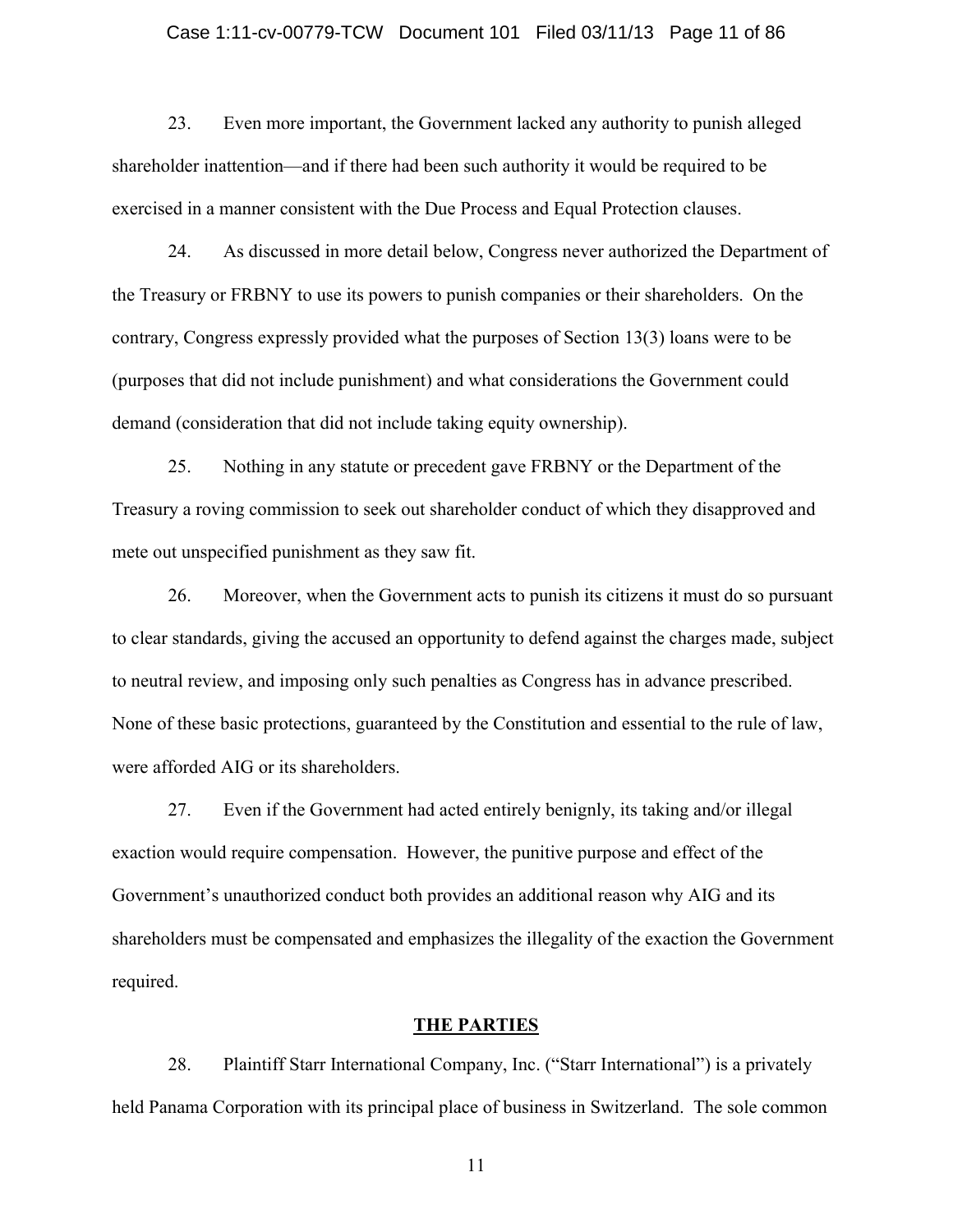23. Even more important, the Government lacked any authority to punish alleged shareholder inattention—and if there had been such authority it would be required to be exercised in a manner consistent with the Due Process and Equal Protection clauses.

24. As discussed in more detail below, Congress never authorized the Department of the Treasury or FRBNY to use its powers to punish companies or their shareholders. On the contrary, Congress expressly provided what the purposes of Section 13(3) loans were to be (purposes that did not include punishment) and what considerations the Government could demand (consideration that did not include taking equity ownership).

25. Nothing in any statute or precedent gave FRBNY or the Department of the Treasury a roving commission to seek out shareholder conduct of which they disapproved and mete out unspecified punishment as they saw fit.

26. Moreover, when the Government acts to punish its citizens it must do so pursuant to clear standards, giving the accused an opportunity to defend against the charges made, subject to neutral review, and imposing only such penalties as Congress has in advance prescribed. None of these basic protections, guaranteed by the Constitution and essential to the rule of law, were afforded AIG or its shareholders.

27. Even if the Government had acted entirely benignly, its taking and/or illegal exaction would require compensation. However, the punitive purpose and effect of the Government's unauthorized conduct both provides an additional reason why AIG and its shareholders must be compensated and emphasizes the illegality of the exaction the Government required.

## THE PARTIES

28. Plaintiff Starr International Company, Inc. ("Starr International") is a privately held Panama Corporation with its principal place of business in Switzerland. The sole common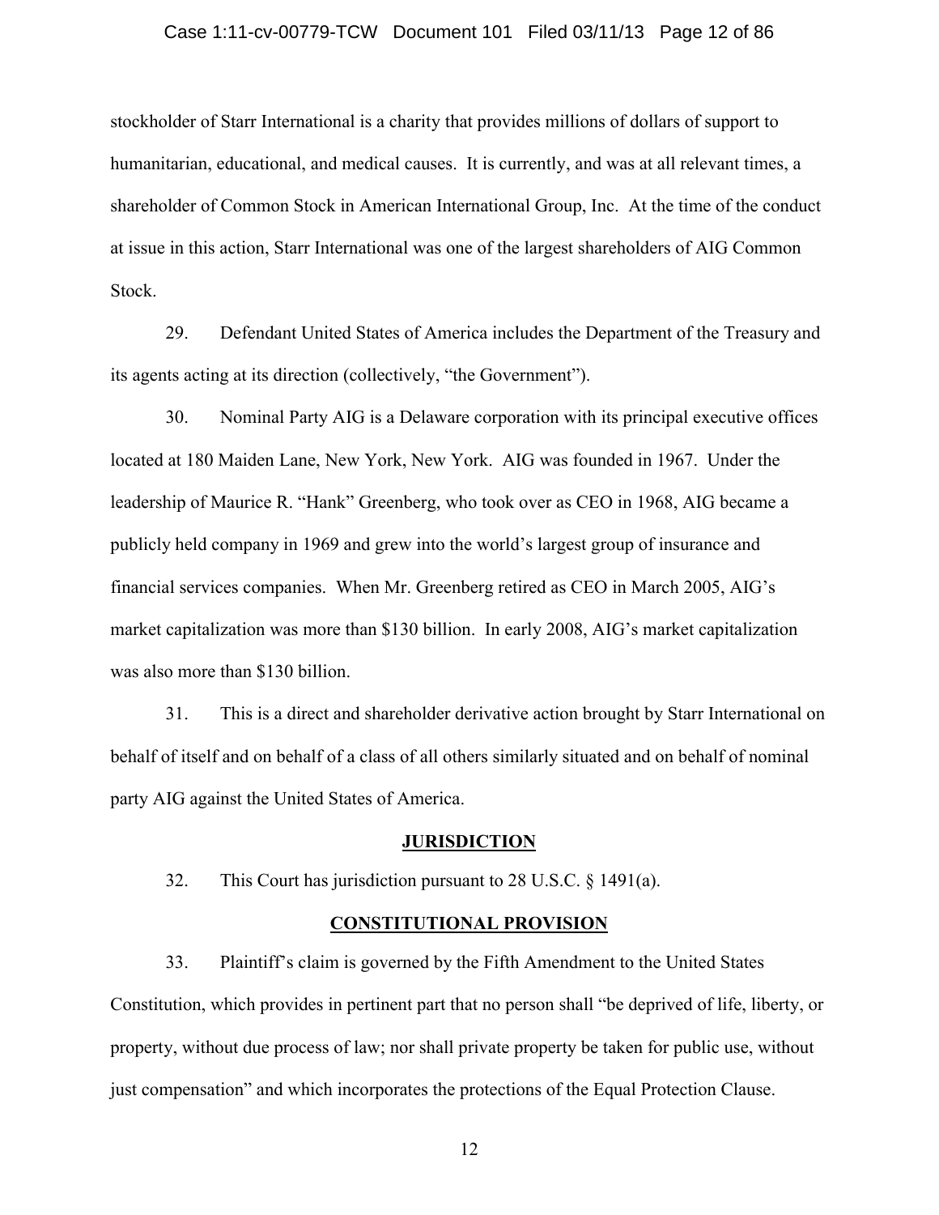stockholder of Starr International is a charity that provides millions of dollars of support to humanitarian, educational, and medical causes. It is currently, and was at all relevant times, a shareholder of Common Stock in American International Group, Inc. At the time of the conduct at issue in this action, Starr International was one of the largest shareholders of AIG Common Stock.

29. Defendant United States of America includes the Department of the Treasury and its agents acting at its direction (collectively, "the Government").

30. Nominal Party AIG is a Delaware corporation with its principal executive offices located at 180 Maiden Lane, New York, New York. AIG was founded in 1967. Under the leadership of Maurice R. "Hank" Greenberg, who took over as CEO in 1968, AIG became a publicly held company in 1969 and grew into the world's largest group of insurance and financial services companies. When Mr. Greenberg retired as CEO in March 2005, AIG's market capitalization was more than $130 billion. In early 2008, AIG's market capitalization was also more than $130 billion.

31. This is a direct and shareholder derivative action brought by Starr International on behalf of itself and on behalf of a class of all others similarly situated and on behalf of nominal party AIG against the United States of America.

## JURISDICTION

32. This Court has jurisdiction pursuant to 28 U.S.C. § 1491(a).

## CONSTITUTIONAL PROVISION

33. Plaintiff's claim is governed by the Fifth Amendment to the United States Constitution, which provides in pertinent part that no person shall "be deprived of life, liberty, or property, without due process of law; nor shall private property be taken for public use, without just compensation" and which incorporates the protections of the Equal Protection Clause.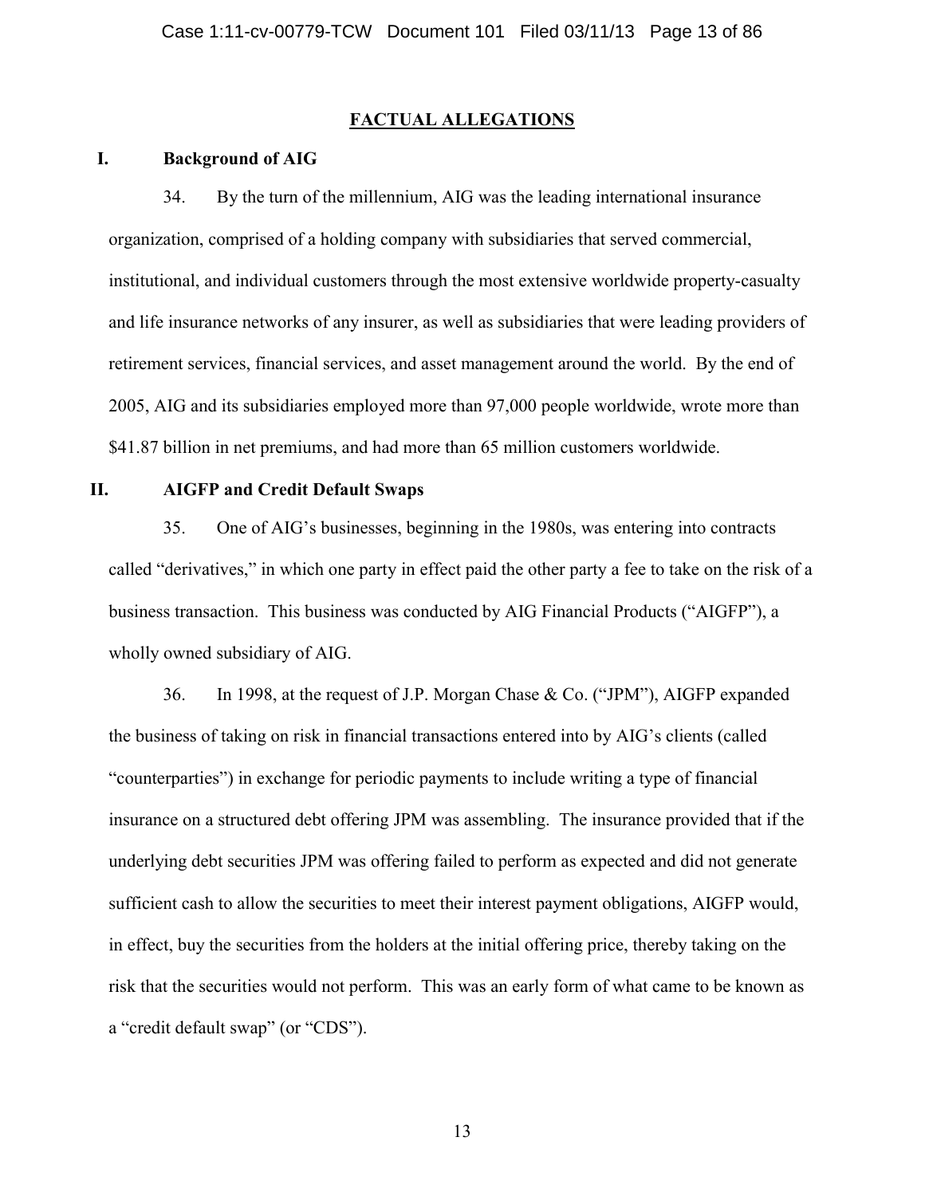## FACTUAL ALLEGATIONS

### I. Background of AIG

34. By the turn of the millennium, AIG was the leading international insurance organization, comprised of a holding company with subsidiaries that served commercial, institutional, and individual customers through the most extensive worldwide property-casualty and life insurance networks of any insurer, as well as subsidiaries that were leading providers of retirement services, financial services, and asset management around the world. By the end of 2005, AIG and its subsidiaries employed more than 97,000 people worldwide, wrote more than $41.87 billion in net premiums, and had more than 65 million customers worldwide.

### II. AIGFP and Credit Default Swaps

35. One of AIG's businesses, beginning in the 1980s, was entering into contracts called "derivatives," in which one party in effect paid the other party a fee to take on the risk of a business transaction. This business was conducted by AIG Financial Products ("AIGFP"), a wholly owned subsidiary of AIG.

36. In 1998, at the request of J.P. Morgan Chase & Co. ("JPM"), AIGFP expanded the business of taking on risk in financial transactions entered into by AIG's clients (called "counterparties") in exchange for periodic payments to include writing a type of financial insurance on a structured debt offering JPM was assembling. The insurance provided that if the underlying debt securities JPM was offering failed to perform as expected and did not generate sufficient cash to allow the securities to meet their interest payment obligations, AIGFP would, in effect, buy the securities from the holders at the initial offering price, thereby taking on the risk that the securities would not perform. This was an early form of what came to be known as a "credit default swap" (or "CDS").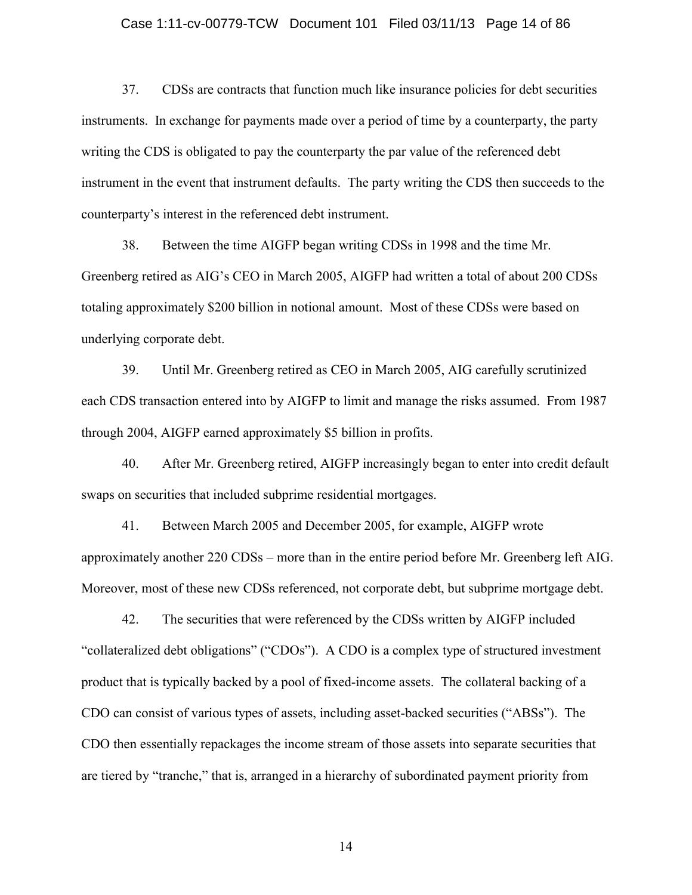37. CDSs are contracts that function much like insurance policies for debt securities instruments. In exchange for payments made over a period of time by a counterparty, the party writing the CDS is obligated to pay the counterparty the par value of the referenced debt instrument in the event that instrument defaults. The party writing the CDS then succeeds to the counterparty's interest in the referenced debt instrument.

38. Between the time AIGFP began writing CDSs in 1998 and the time Mr. Greenberg retired as AIG's CEO in March 2005, AIGFP had written a total of about 200 CDSs totaling approximately $200 billion in notional amount. Most of these CDSs were based on underlying corporate debt.

39. Until Mr. Greenberg retired as CEO in March 2005, AIG carefully scrutinized each CDS transaction entered into by AIGFP to limit and manage the risks assumed. From 1987 through 2004, AIGFP earned approximately $5 billion in profits.

40. After Mr. Greenberg retired, AIGFP increasingly began to enter into credit default swaps on securities that included subprime residential mortgages.

41. Between March 2005 and December 2005, for example, AIGFP wrote approximately another 220 CDSs – more than in the entire period before Mr. Greenberg left AIG. Moreover, most of these new CDSs referenced, not corporate debt, but subprime mortgage debt.

42. The securities that were referenced by the CDSs written by AIGFP included "collateralized debt obligations" ("CDOs"). A CDO is a complex type of structured investment product that is typically backed by a pool of fixed-income assets. The collateral backing of a CDO can consist of various types of assets, including asset-backed securities ("ABSs"). The CDO then essentially repackages the income stream of those assets into separate securities that are tiered by "tranche," that is, arranged in a hierarchy of subordinated payment priority from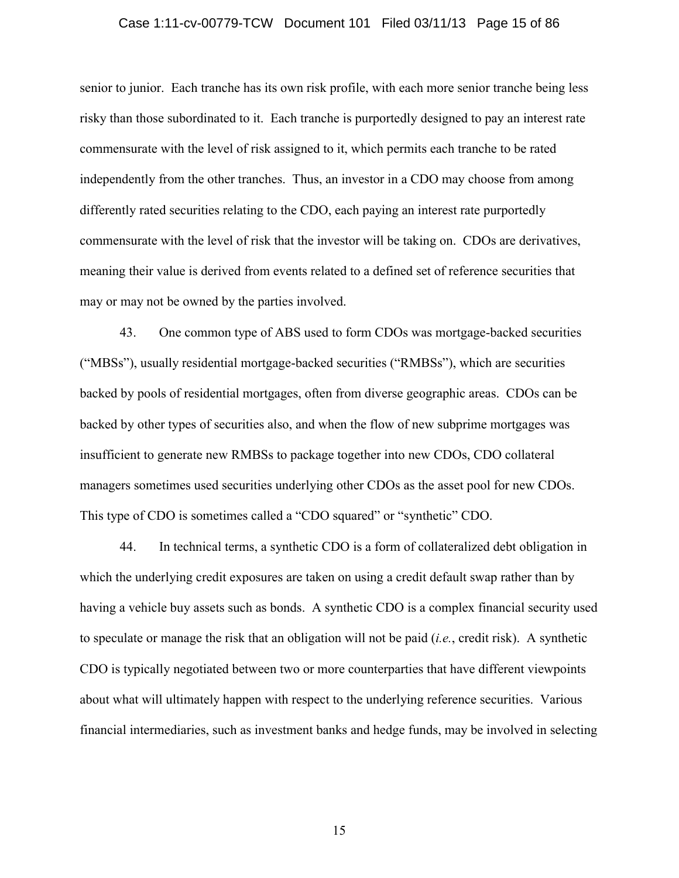senior to junior. Each tranche has its own risk profile, with each more senior tranche being less risky than those subordinated to it. Each tranche is purportedly designed to pay an interest rate commensurate with the level of risk assigned to it, which permits each tranche to be rated independently from the other tranches. Thus, an investor in a CDO may choose from among differently rated securities relating to the CDO, each paying an interest rate purportedly commensurate with the level of risk that the investor will be taking on. CDOs are derivatives, meaning their value is derived from events related to a defined set of reference securities that may or may not be owned by the parties involved.

43. One common type of ABS used to form CDOs was mortgage-backed securities ("MBSs"), usually residential mortgage-backed securities ("RMBSs"), which are securities backed by pools of residential mortgages, often from diverse geographic areas. CDOs can be backed by other types of securities also, and when the flow of new subprime mortgages was insufficient to generate new RMBSs to package together into new CDOs, CDO collateral managers sometimes used securities underlying other CDOs as the asset pool for new CDOs. This type of CDO is sometimes called a "CDO squared" or "synthetic" CDO.

44. In technical terms, a synthetic CDO is a form of collateralized debt obligation in which the underlying credit exposures are taken on using a credit default swap rather than by having a vehicle buy assets such as bonds. A synthetic CDO is a complex financial security used to speculate or manage the risk that an obligation will not be paid (*i.e.*, credit risk). A synthetic CDO is typically negotiated between two or more counterparties that have different viewpoints about what will ultimately happen with respect to the underlying reference securities. Various financial intermediaries, such as investment banks and hedge funds, may be involved in selecting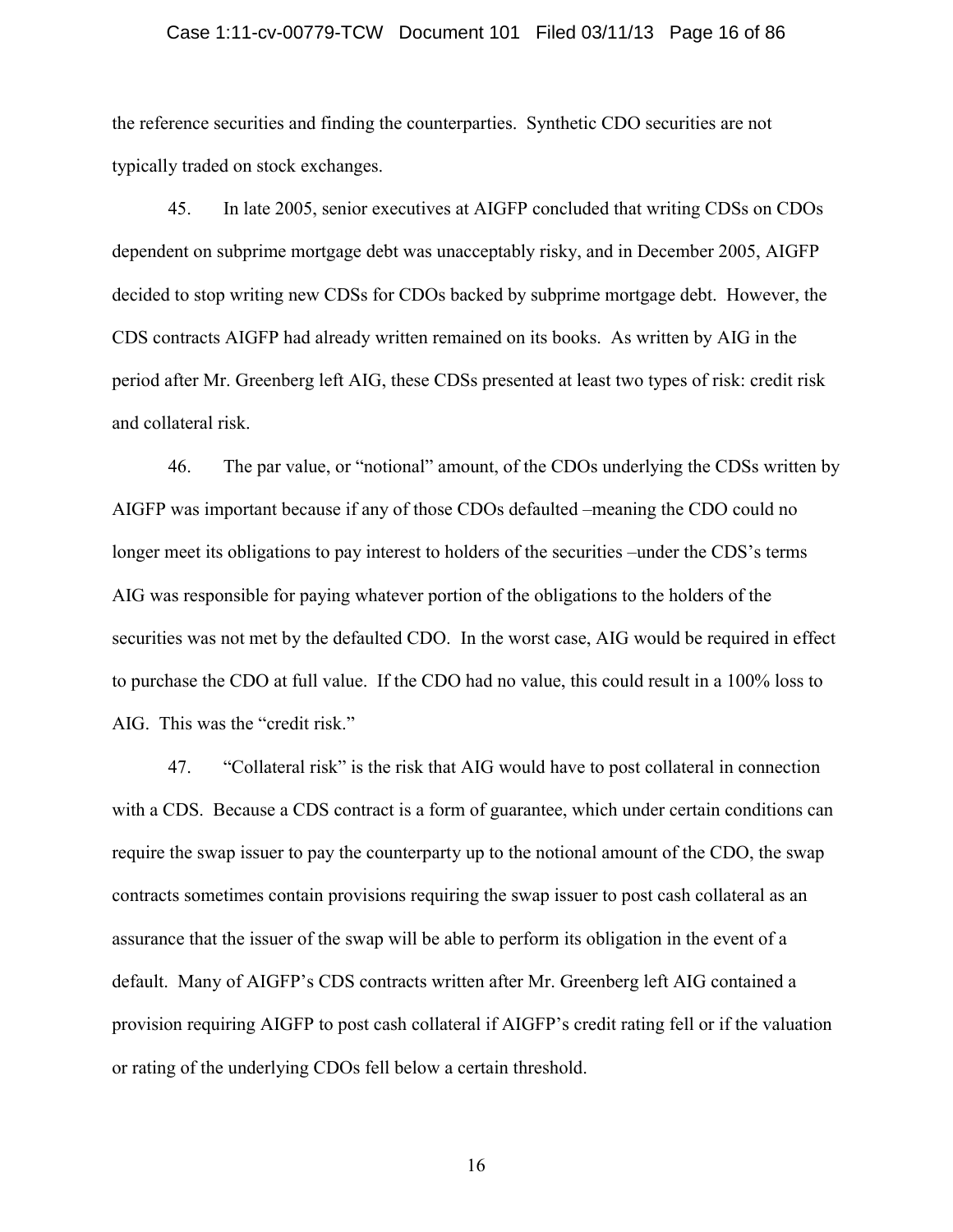the reference securities and finding the counterparties. Synthetic CDO securities are not typically traded on stock exchanges.

45. In late 2005, senior executives at AIGFP concluded that writing CDSs on CDOs dependent on subprime mortgage debt was unacceptably risky, and in December 2005, AIGFP decided to stop writing new CDSs for CDOs backed by subprime mortgage debt. However, the CDS contracts AIGFP had already written remained on its books. As written by AIG in the period after Mr. Greenberg left AIG, these CDSs presented at least two types of risk: credit risk and collateral risk.

46. The par value, or "notional" amount, of the CDOs underlying the CDSs written by AIGFP was important because if any of those CDOs defaulted –meaning the CDO could no longer meet its obligations to pay interest to holders of the securities –under the CDS's terms AIG was responsible for paying whatever portion of the obligations to the holders of the securities was not met by the defaulted CDO. In the worst case, AIG would be required in effect to purchase the CDO at full value. If the CDO had no value, this could result in a 100% loss to AIG. This was the "credit risk."

47. "Collateral risk" is the risk that AIG would have to post collateral in connection with a CDS. Because a CDS contract is a form of guarantee, which under certain conditions can require the swap issuer to pay the counterparty up to the notional amount of the CDO, the swap contracts sometimes contain provisions requiring the swap issuer to post cash collateral as an assurance that the issuer of the swap will be able to perform its obligation in the event of a default. Many of AIGFP's CDS contracts written after Mr. Greenberg left AIG contained a provision requiring AIGFP to post cash collateral if AIGFP's credit rating fell or if the valuation or rating of the underlying CDOs fell below a certain threshold.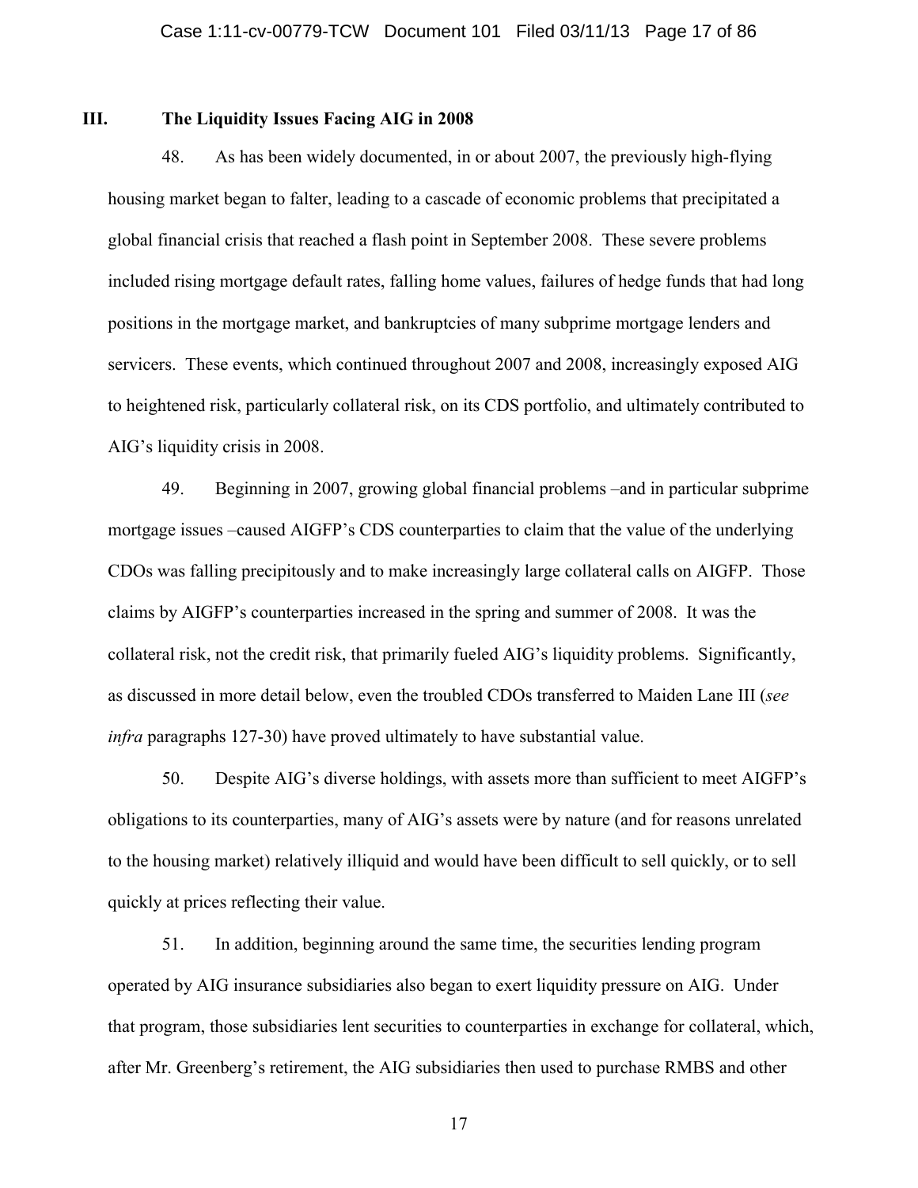## III. The Liquidity Issues Facing AIG in 2008

48. As has been widely documented, in or about 2007, the previously high-flying housing market began to falter, leading to a cascade of economic problems that precipitated a global financial crisis that reached a flash point in September 2008. These severe problems included rising mortgage default rates, falling home values, failures of hedge funds that had long positions in the mortgage market, and bankruptcies of many subprime mortgage lenders and servicers. These events, which continued throughout 2007 and 2008, increasingly exposed AIG to heightened risk, particularly collateral risk, on its CDS portfolio, and ultimately contributed to AIG's liquidity crisis in 2008.

49. Beginning in 2007, growing global financial problems –and in particular subprime mortgage issues –caused AIGFP's CDS counterparties to claim that the value of the underlying CDOs was falling precipitously and to make increasingly large collateral calls on AIGFP. Those claims by AIGFP's counterparties increased in the spring and summer of 2008. It was the collateral risk, not the credit risk, that primarily fueled AIG's liquidity problems. Significantly, as discussed in more detail below, even the troubled CDOs transferred to Maiden Lane III (*see infra* paragraphs 127-30) have proved ultimately to have substantial value.

50. Despite AIG's diverse holdings, with assets more than sufficient to meet AIGFP's obligations to its counterparties, many of AIG's assets were by nature (and for reasons unrelated to the housing market) relatively illiquid and would have been difficult to sell quickly, or to sell quickly at prices reflecting their value.

51. In addition, beginning around the same time, the securities lending program operated by AIG insurance subsidiaries also began to exert liquidity pressure on AIG. Under that program, those subsidiaries lent securities to counterparties in exchange for collateral, which, after Mr. Greenberg's retirement, the AIG subsidiaries then used to purchase RMBS and other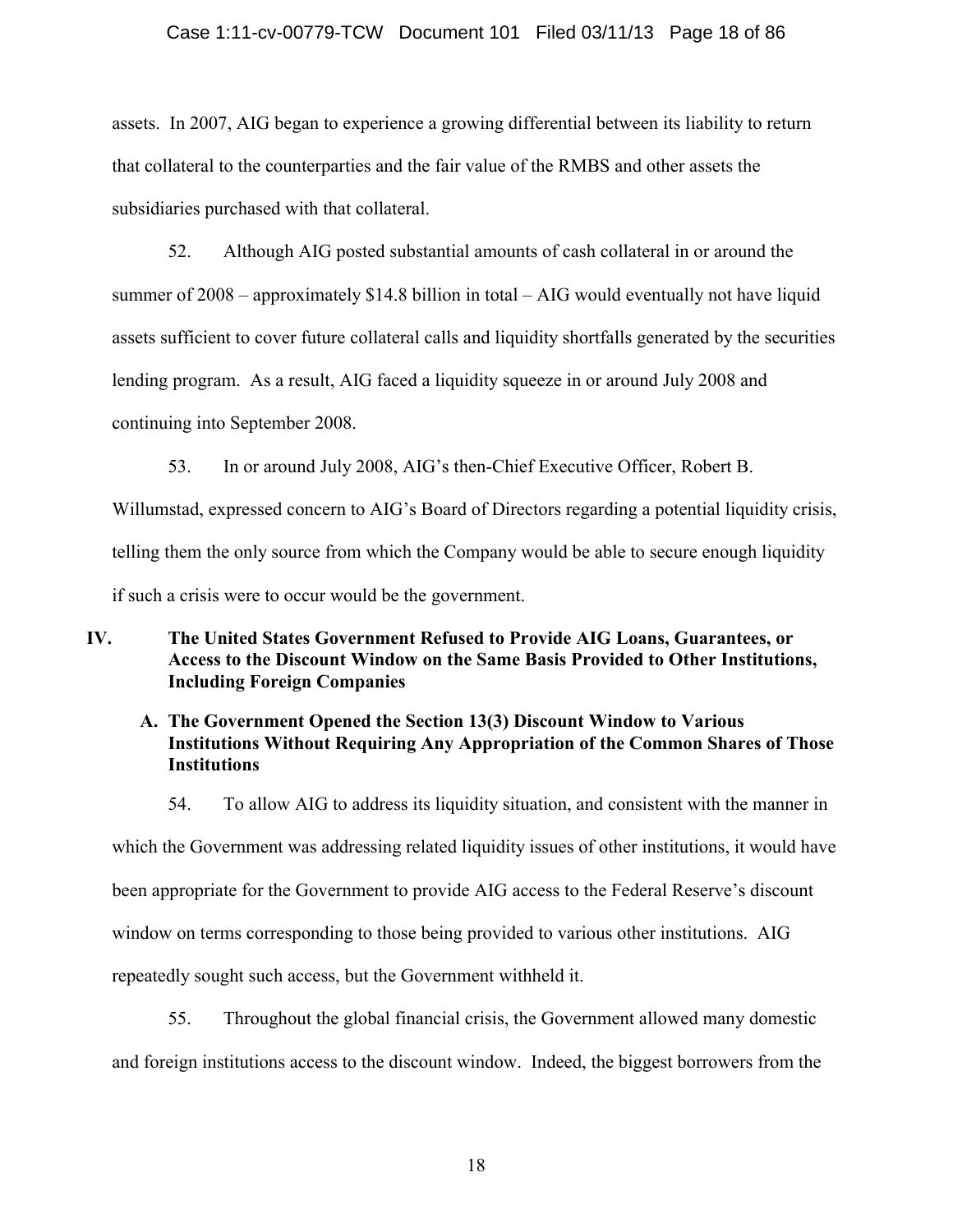assets. In 2007, AIG began to experience a growing differential between its liability to return that collateral to the counterparties and the fair value of the RMBS and other assets the subsidiaries purchased with that collateral.

52. Although AIG posted substantial amounts of cash collateral in or around the summer of 2008 – approximately $14.8 billion in total – AIG would eventually not have liquid assets sufficient to cover future collateral calls and liquidity shortfalls generated by the securities lending program. As a result, AIG faced a liquidity squeeze in or around July 2008 and continuing into September 2008.

53. In or around July 2008, AIG's then-Chief Executive Officer, Robert B. Willumstad, expressed concern to AIG's Board of Directors regarding a potential liquidity crisis, telling them the only source from which the Company would be able to secure enough liquidity if such a crisis were to occur would be the government.

## IV. The United States Government Refused to Provide AIG Loans, Guarantees, or Access to the Discount Window on the Same Basis Provided to Other Institutions, Including Foreign Companies

### A. The Government Opened the Section 13(3) Discount Window to Various Institutions Without Requiring Any Appropriation of the Common Shares of Those Institutions

54. To allow AIG to address its liquidity situation, and consistent with the manner in which the Government was addressing related liquidity issues of other institutions, it would have been appropriate for the Government to provide AIG access to the Federal Reserve's discount window on terms corresponding to those being provided to various other institutions. AIG repeatedly sought such access, but the Government withheld it.

55. Throughout the global financial crisis, the Government allowed many domestic and foreign institutions access to the discount window. Indeed, the biggest borrowers from the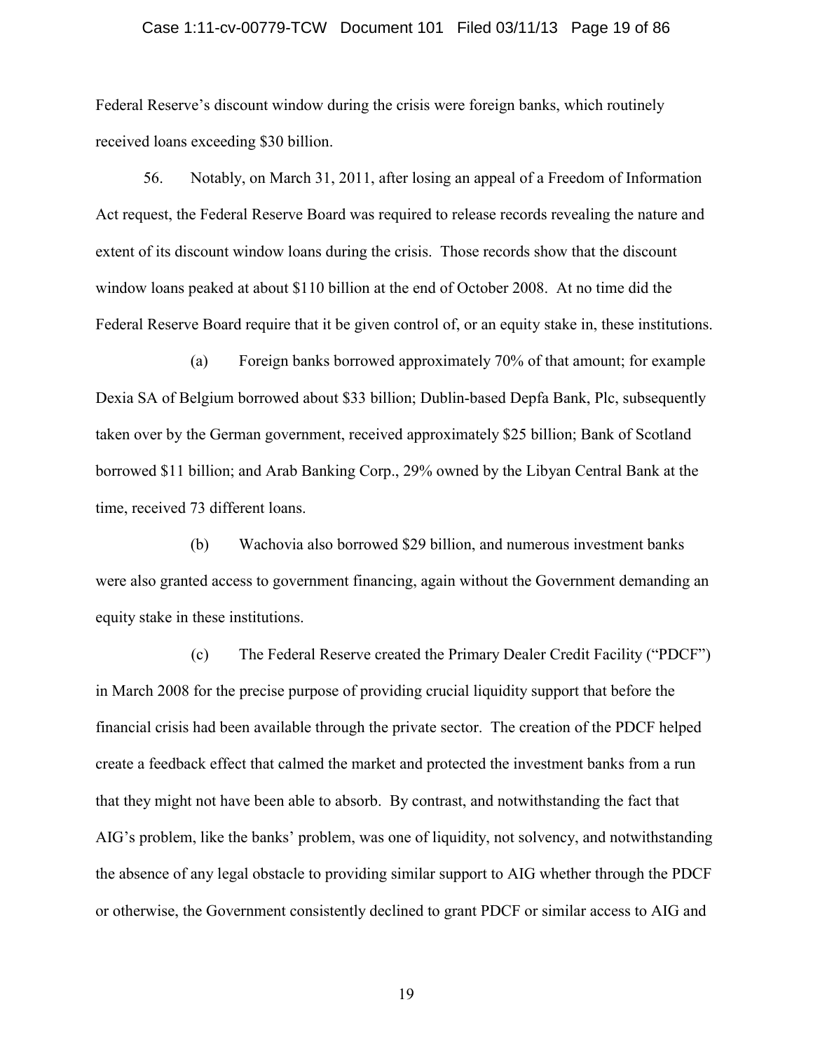Federal Reserve's discount window during the crisis were foreign banks, which routinely received loans exceeding $30 billion.

56. Notably, on March 31, 2011, after losing an appeal of a Freedom of Information Act request, the Federal Reserve Board was required to release records revealing the nature and extent of its discount window loans during the crisis. Those records show that the discount window loans peaked at about $110 billion at the end of October 2008. At no time did the Federal Reserve Board require that it be given control of, or an equity stake in, these institutions.

(a) Foreign banks borrowed approximately 70% of that amount; for example Dexia SA of Belgium borrowed about $33 billion; Dublin-based Depfa Bank, Plc, subsequently taken over by the German government, received approximately $25 billion; Bank of Scotland borrowed $11 billion; and Arab Banking Corp., 29% owned by the Libyan Central Bank at the time, received 73 different loans.

(b) Wachovia also borrowed $29 billion, and numerous investment banks were also granted access to government financing, again without the Government demanding an equity stake in these institutions.

(c) The Federal Reserve created the Primary Dealer Credit Facility ("PDCF") in March 2008 for the precise purpose of providing crucial liquidity support that before the financial crisis had been available through the private sector. The creation of the PDCF helped create a feedback effect that calmed the market and protected the investment banks from a run that they might not have been able to absorb. By contrast, and notwithstanding the fact that AIG's problem, like the banks' problem, was one of liquidity, not solvency, and notwithstanding the absence of any legal obstacle to providing similar support to AIG whether through the PDCF or otherwise, the Government consistently declined to grant PDCF or similar access to AIG and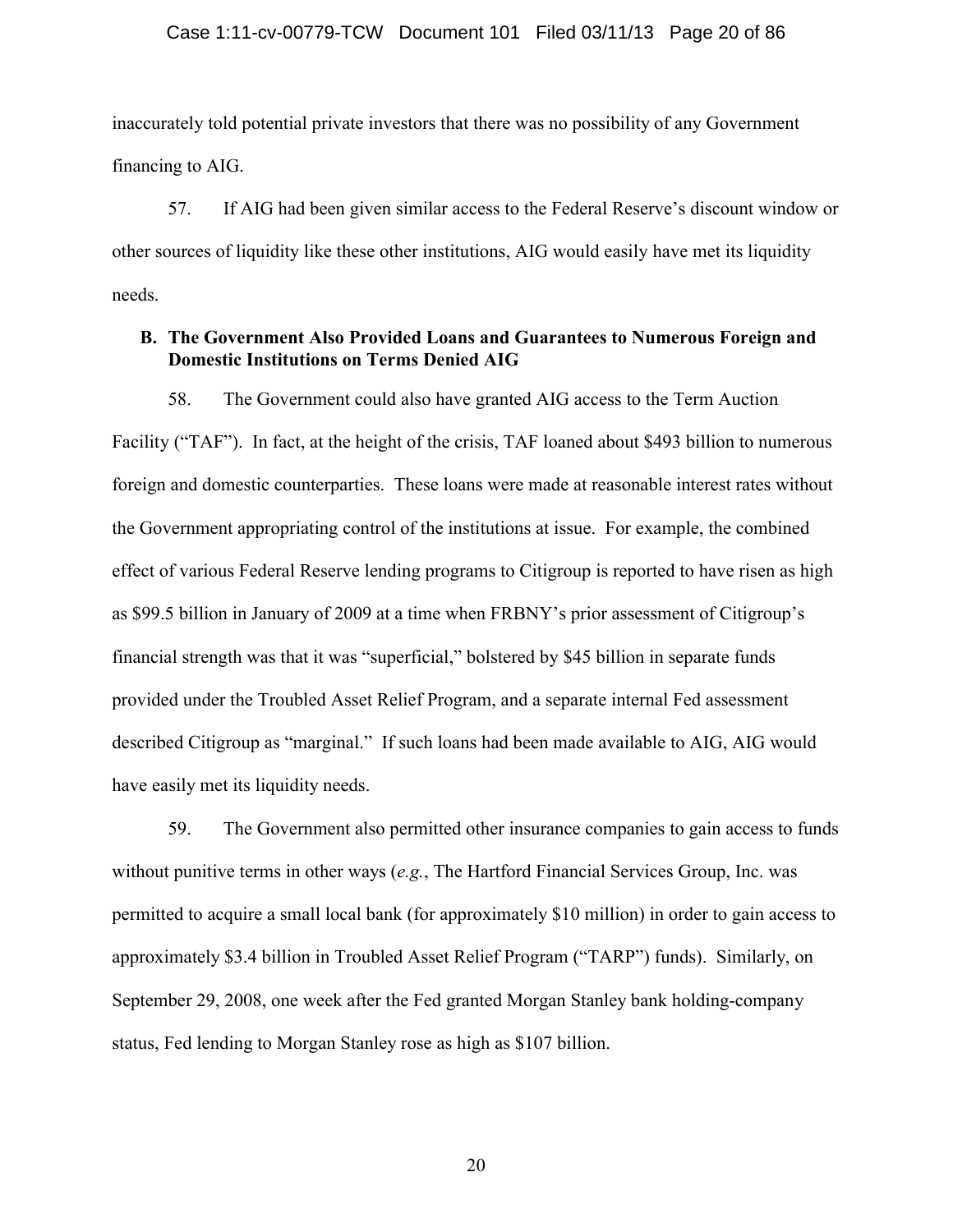inaccurately told potential private investors that there was no possibility of any Government financing to AIG.

57. If AIG had been given similar access to the Federal Reserve's discount window or other sources of liquidity like these other institutions, AIG would easily have met its liquidity needs.

**B. The Government Also Provided Loans and Guarantees to Numerous Foreign and Domestic Institutions on Terms Denied AIG**

58. The Government could also have granted AIG access to the Term Auction Facility ("TAF"). In fact, at the height of the crisis, TAF loaned about $493 billion to numerous foreign and domestic counterparties. These loans were made at reasonable interest rates without the Government appropriating control of the institutions at issue. For example, the combined effect of various Federal Reserve lending programs to Citigroup is reported to have risen as high as $99.5 billion in January of 2009 at a time when FRBNY's prior assessment of Citigroup's financial strength was that it was "superficial," bolstered by $45 billion in separate funds provided under the Troubled Asset Relief Program, and a separate internal Fed assessment described Citigroup as "marginal." If such loans had been made available to AIG, AIG would have easily met its liquidity needs.

59. The Government also permitted other insurance companies to gain access to funds without punitive terms in other ways (*e.g.*, The Hartford Financial Services Group, Inc. was permitted to acquire a small local bank (for approximately $10 million) in order to gain access to approximately $3.4 billion in Troubled Asset Relief Program ("TARP") funds). Similarly, on September 29, 2008, one week after the Fed granted Morgan Stanley bank holding-company status, Fed lending to Morgan Stanley rose as high as $107 billion.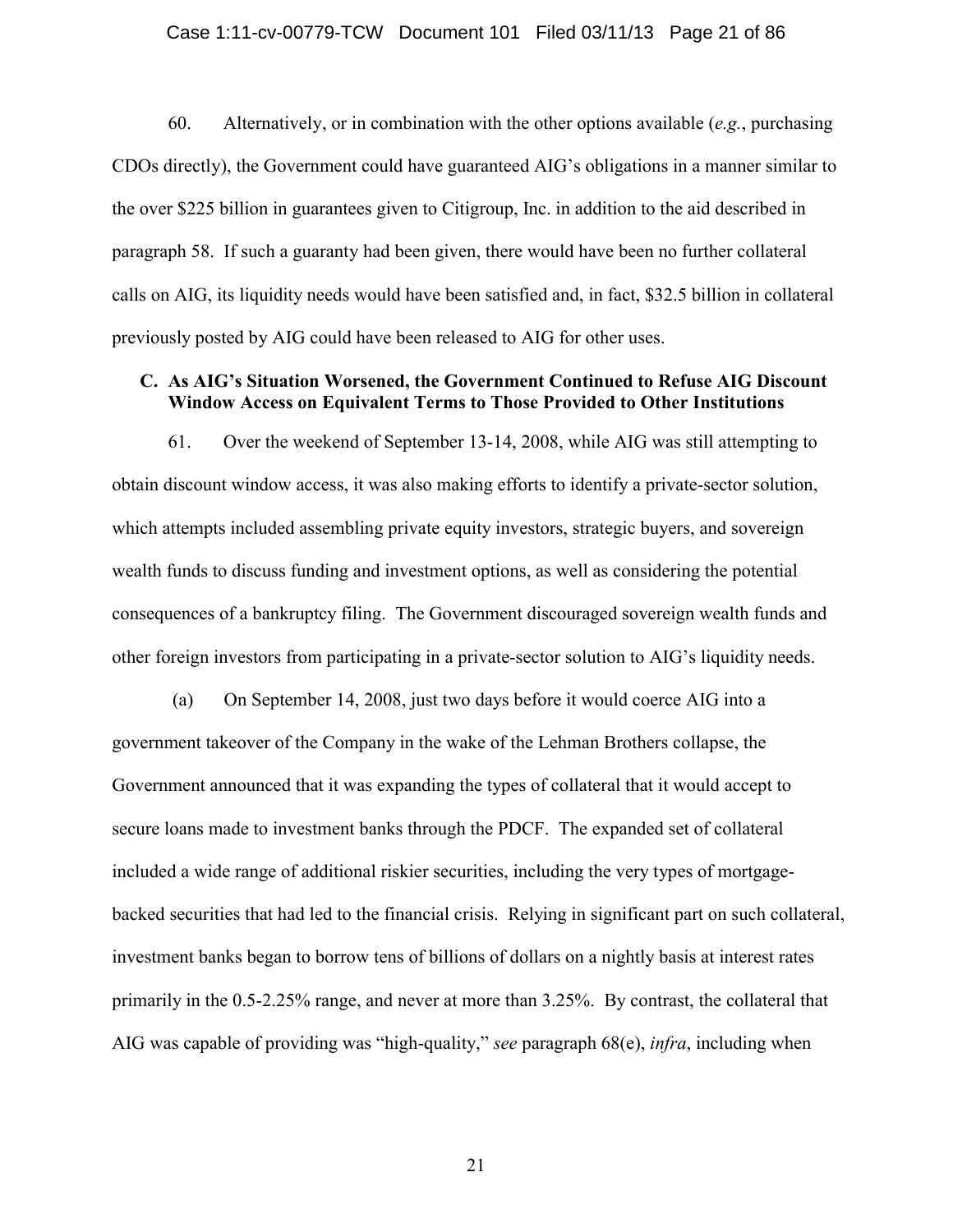60. Alternatively, or in combination with the other options available (*e.g.*, purchasing CDOs directly), the Government could have guaranteed AIG's obligations in a manner similar to the over $225 billion in guarantees given to Citigroup, Inc. in addition to the aid described in paragraph 58. If such a guaranty had been given, there would have been no further collateral calls on AIG, its liquidity needs would have been satisfied and, in fact, $32.5 billion in collateral previously posted by AIG could have been released to AIG for other uses.

### C. As AIG's Situation Worsened, the Government Continued to Refuse AIG Discount Window Access on Equivalent Terms to Those Provided to Other Institutions

61. Over the weekend of September 13-14, 2008, while AIG was still attempting to obtain discount window access, it was also making efforts to identify a private-sector solution, which attempts included assembling private equity investors, strategic buyers, and sovereign wealth funds to discuss funding and investment options, as well as considering the potential consequences of a bankruptcy filing. The Government discouraged sovereign wealth funds and other foreign investors from participating in a private-sector solution to AIG's liquidity needs.

(a) On September 14, 2008, just two days before it would coerce AIG into a government takeover of the Company in the wake of the Lehman Brothers collapse, the Government announced that it was expanding the types of collateral that it would accept to secure loans made to investment banks through the PDCF. The expanded set of collateral included a wide range of additional riskier securities, including the very types of mortgage-backed securities that had led to the financial crisis. Relying in significant part on such collateral, investment banks began to borrow tens of billions of dollars on a nightly basis at interest rates primarily in the 0.5-2.25% range, and never at more than 3.25%. By contrast, the collateral that AIG was capable of providing was "high-quality," *see* paragraph 68(e), *infra*, including when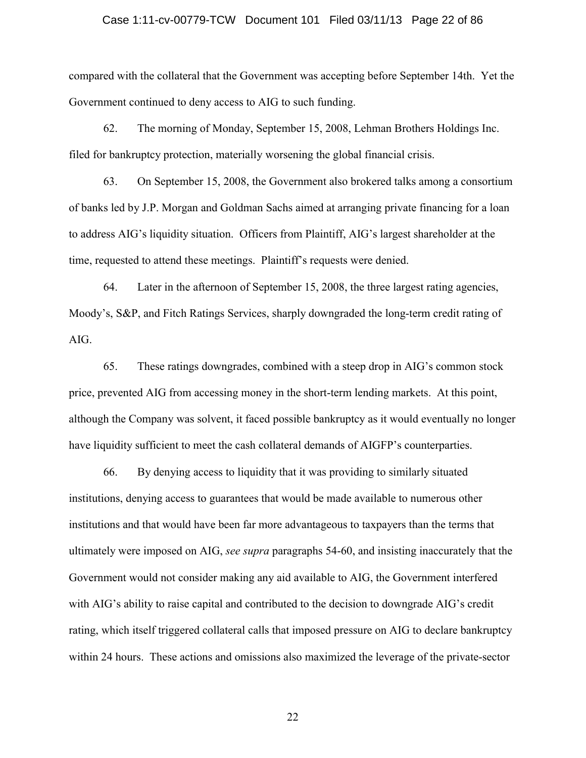compared with the collateral that the Government was accepting before September 14th. Yet the Government continued to deny access to AIG to such funding.

62. The morning of Monday, September 15, 2008, Lehman Brothers Holdings Inc. filed for bankruptcy protection, materially worsening the global financial crisis.

63. On September 15, 2008, the Government also brokered talks among a consortium of banks led by J.P. Morgan and Goldman Sachs aimed at arranging private financing for a loan to address AIG's liquidity situation. Officers from Plaintiff, AIG's largest shareholder at the time, requested to attend these meetings. Plaintiff's requests were denied.

64. Later in the afternoon of September 15, 2008, the three largest rating agencies, Moody's, S&P, and Fitch Ratings Services, sharply downgraded the long-term credit rating of AIG.

65. These ratings downgrades, combined with a steep drop in AIG's common stock price, prevented AIG from accessing money in the short-term lending markets. At this point, although the Company was solvent, it faced possible bankruptcy as it would eventually no longer have liquidity sufficient to meet the cash collateral demands of AIGFP's counterparties.

66. By denying access to liquidity that it was providing to similarly situated institutions, denying access to guarantees that would be made available to numerous other institutions and that would have been far more advantageous to taxpayers than the terms that ultimately were imposed on AIG, *see supra* paragraphs 54-60, and insisting inaccurately that the Government would not consider making any aid available to AIG, the Government interfered with AIG's ability to raise capital and contributed to the decision to downgrade AIG's credit rating, which itself triggered collateral calls that imposed pressure on AIG to declare bankruptcy within 24 hours. These actions and omissions also maximized the leverage of the private-sector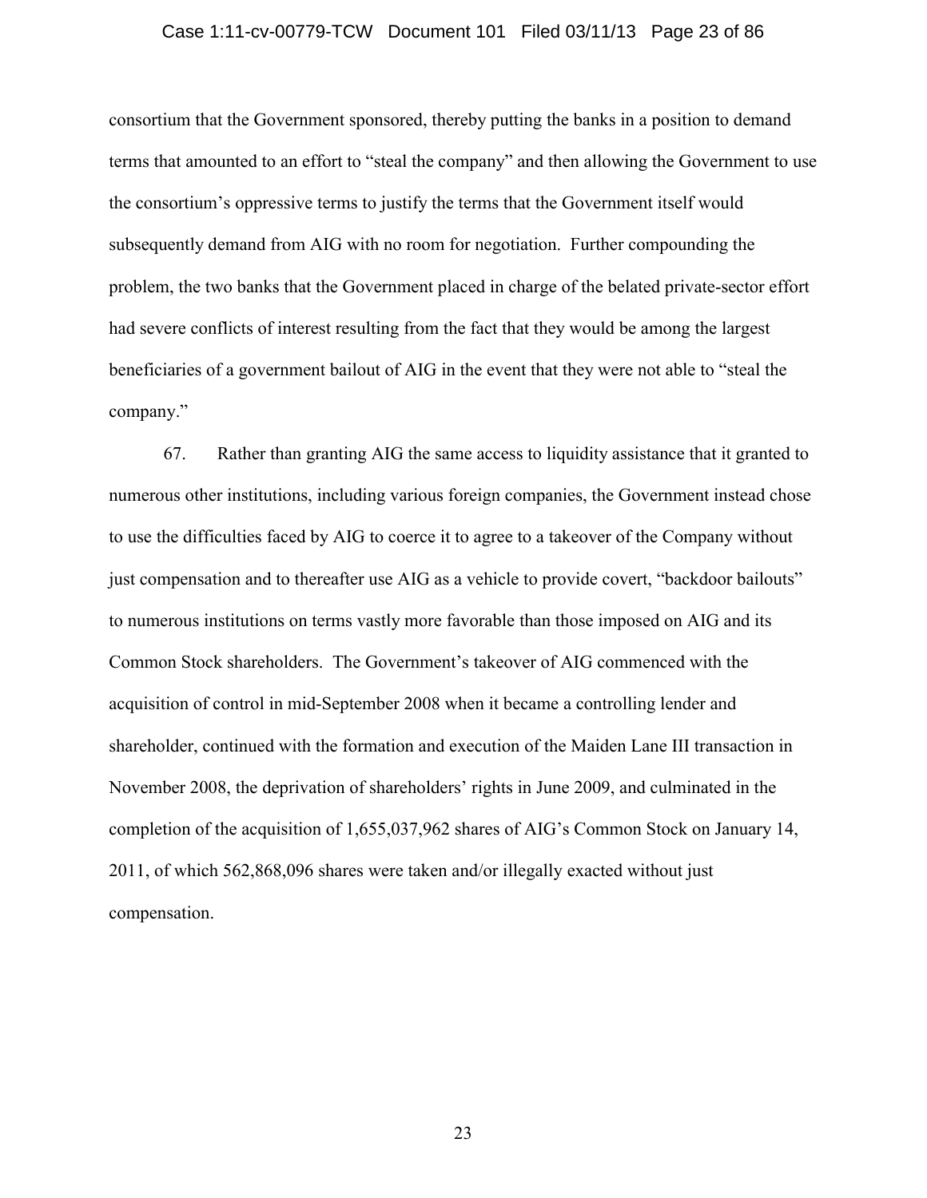consortium that the Government sponsored, thereby putting the banks in a position to demand terms that amounted to an effort to "steal the company" and then allowing the Government to use the consortium's oppressive terms to justify the terms that the Government itself would subsequently demand from AIG with no room for negotiation. Further compounding the problem, the two banks that the Government placed in charge of the belated private-sector effort had severe conflicts of interest resulting from the fact that they would be among the largest beneficiaries of a government bailout of AIG in the event that they were not able to "steal the company."

67. Rather than granting AIG the same access to liquidity assistance that it granted to numerous other institutions, including various foreign companies, the Government instead chose to use the difficulties faced by AIG to coerce it to agree to a takeover of the Company without just compensation and to thereafter use AIG as a vehicle to provide covert, "backdoor bailouts" to numerous institutions on terms vastly more favorable than those imposed on AIG and its Common Stock shareholders. The Government's takeover of AIG commenced with the acquisition of control in mid-September 2008 when it became a controlling lender and shareholder, continued with the formation and execution of the Maiden Lane III transaction in November 2008, the deprivation of shareholders' rights in June 2009, and culminated in the completion of the acquisition of 1,655,037,962 shares of AIG's Common Stock on January 14, 2011, of which 562,868,096 shares were taken and/or illegally exacted without just compensation.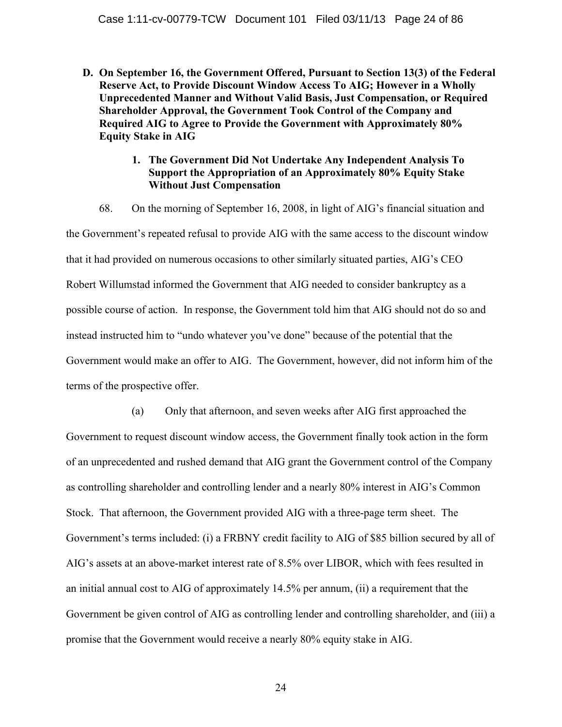**D. On September 16, the Government Offered, Pursuant to Section 13(3) of the Federal Reserve Act, to Provide Discount Window Access To AIG; However in a Wholly Unprecedented Manner and Without Valid Basis, Just Compensation, or Required Shareholder Approval, the Government Took Control of the Company and Required AIG to Agree to Provide the Government with Approximately 80% Equity Stake in AIG**

**1. The Government Did Not Undertake Any Independent Analysis To Support the Appropriation of an Approximately 80% Equity Stake Without Just Compensation**

68. On the morning of September 16, 2008, in light of AIG's financial situation and the Government's repeated refusal to provide AIG with the same access to the discount window that it had provided on numerous occasions to other similarly situated parties, AIG's CEO Robert Willumstad informed the Government that AIG needed to consider bankruptcy as a possible course of action. In response, the Government told him that AIG should not do so and instead instructed him to "undo whatever you've done" because of the potential that the Government would make an offer to AIG. The Government, however, did not inform him of the terms of the prospective offer.

(a) Only that afternoon, and seven weeks after AIG first approached the Government to request discount window access, the Government finally took action in the form of an unprecedented and rushed demand that AIG grant the Government control of the Company as controlling shareholder and controlling lender and a nearly 80% interest in AIG's Common Stock. That afternoon, the Government provided AIG with a three-page term sheet. The Government's terms included: (i) a FRBNY credit facility to AIG of $85 billion secured by all of AIG's assets at an above-market interest rate of 8.5% over LIBOR, which with fees resulted in an initial annual cost to AIG of approximately 14.5% per annum, (ii) a requirement that the Government be given control of AIG as controlling lender and controlling shareholder, and (iii) a promise that the Government would receive a nearly 80% equity stake in AIG.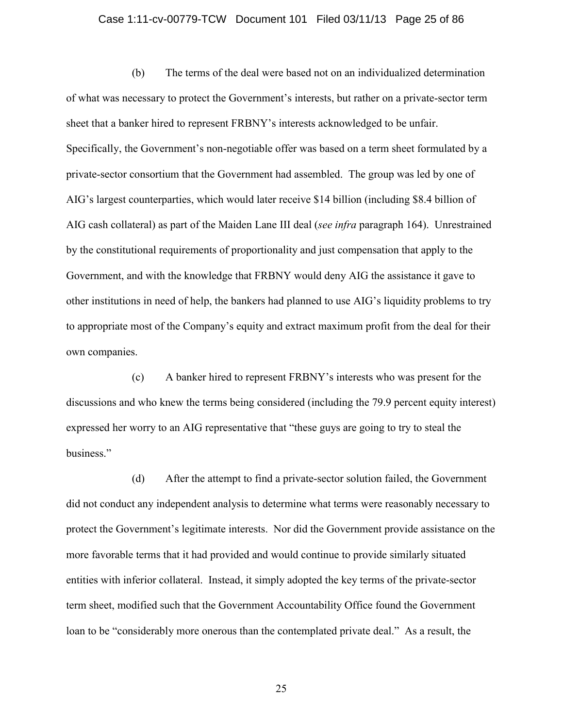(b) The terms of the deal were based not on an individualized determination of what was necessary to protect the Government's interests, but rather on a private-sector term sheet that a banker hired to represent FRBNY's interests acknowledged to be unfair. Specifically, the Government's non-negotiable offer was based on a term sheet formulated by a private-sector consortium that the Government had assembled. The group was led by one of AIG's largest counterparties, which would later receive $14 billion (including $8.4 billion of AIG cash collateral) as part of the Maiden Lane III deal (*see infra* paragraph 164). Unrestrained by the constitutional requirements of proportionality and just compensation that apply to the Government, and with the knowledge that FRBNY would deny AIG the assistance it gave to other institutions in need of help, the bankers had planned to use AIG's liquidity problems to try to appropriate most of the Company's equity and extract maximum profit from the deal for their own companies.

(c) A banker hired to represent FRBNY's interests who was present for the discussions and who knew the terms being considered (including the 79.9 percent equity interest) expressed her worry to an AIG representative that "these guys are going to try to steal the business."

(d) After the attempt to find a private-sector solution failed, the Government did not conduct any independent analysis to determine what terms were reasonably necessary to protect the Government's legitimate interests. Nor did the Government provide assistance on the more favorable terms that it had provided and would continue to provide similarly situated entities with inferior collateral. Instead, it simply adopted the key terms of the private-sector term sheet, modified such that the Government Accountability Office found the Government loan to be "considerably more onerous than the contemplated private deal." As a result, the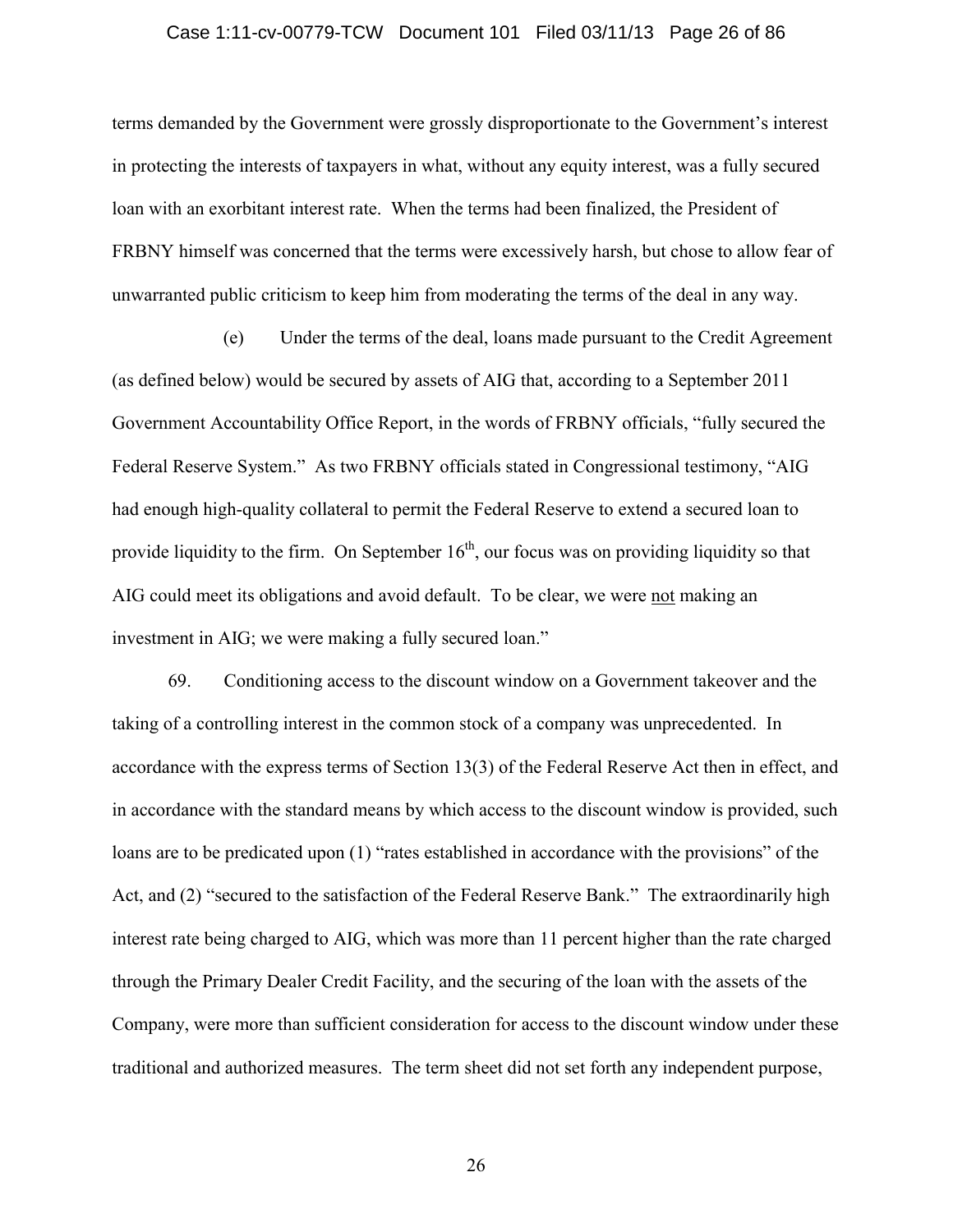terms demanded by the Government were grossly disproportionate to the Government's interest in protecting the interests of taxpayers in what, without any equity interest, was a fully secured loan with an exorbitant interest rate. When the terms had been finalized, the President of FRBNY himself was concerned that the terms were excessively harsh, but chose to allow fear of unwarranted public criticism to keep him from moderating the terms of the deal in any way.

(e) Under the terms of the deal, loans made pursuant to the Credit Agreement (as defined below) would be secured by assets of AIG that, according to a September 2011 Government Accountability Office Report, in the words of FRBNY officials, "fully secured the Federal Reserve System." As two FRBNY officials stated in Congressional testimony, "AIG had enough high-quality collateral to permit the Federal Reserve to extend a secured loan to provide liquidity to the firm. On September 16th, our focus was on providing liquidity so that AIG could meet its obligations and avoid default. To be clear, we were not making an investment in AIG; we were making a fully secured loan."

69. Conditioning access to the discount window on a Government takeover and the taking of a controlling interest in the common stock of a company was unprecedented. In accordance with the express terms of Section 13(3) of the Federal Reserve Act then in effect, and in accordance with the standard means by which access to the discount window is provided, such loans are to be predicated upon (1) "rates established in accordance with the provisions" of the Act, and (2) "secured to the satisfaction of the Federal Reserve Bank." The extraordinarily high interest rate being charged to AIG, which was more than 11 percent higher than the rate charged through the Primary Dealer Credit Facility, and the securing of the loan with the assets of the Company, were more than sufficient consideration for access to the discount window under these traditional and authorized measures. The term sheet did not set forth any independent purpose,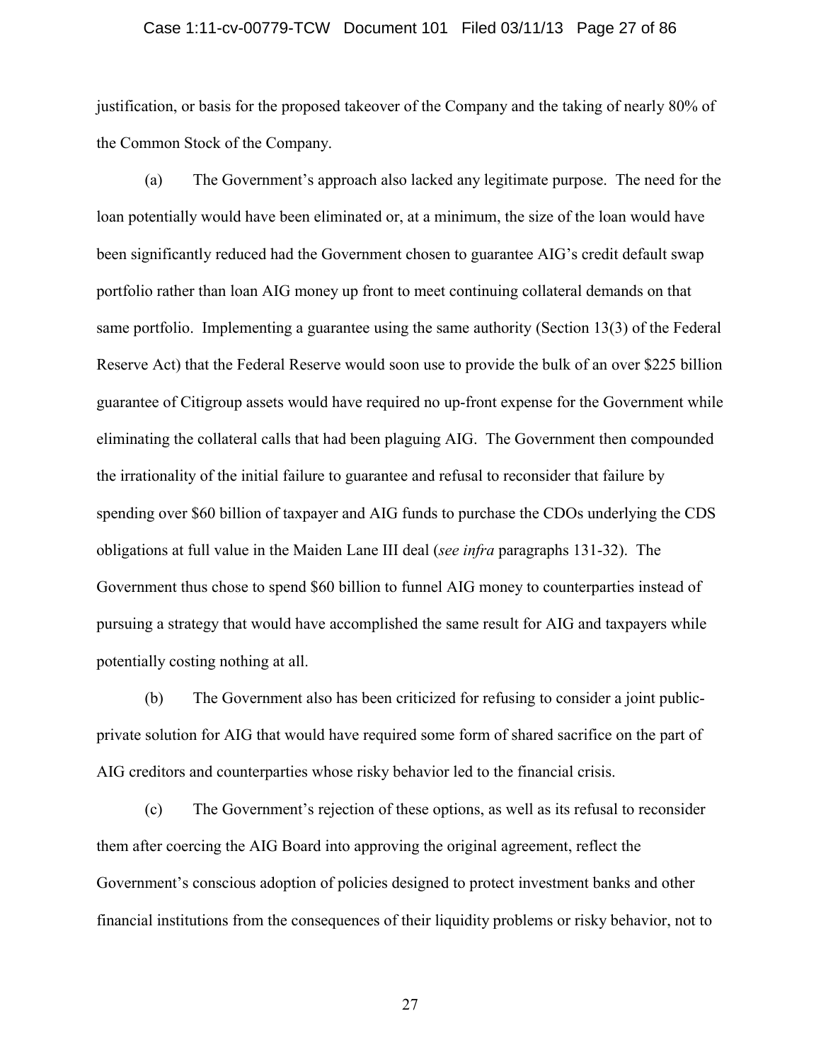justification, or basis for the proposed takeover of the Company and the taking of nearly 80% of the Common Stock of the Company.

(a) The Government's approach also lacked any legitimate purpose. The need for the loan potentially would have been eliminated or, at a minimum, the size of the loan would have been significantly reduced had the Government chosen to guarantee AIG's credit default swap portfolio rather than loan AIG money up front to meet continuing collateral demands on that same portfolio. Implementing a guarantee using the same authority (Section 13(3) of the Federal Reserve Act) that the Federal Reserve would soon use to provide the bulk of an over $225 billion guarantee of Citigroup assets would have required no up-front expense for the Government while eliminating the collateral calls that had been plaguing AIG. The Government then compounded the irrationality of the initial failure to guarantee and refusal to reconsider that failure by spending over $60 billion of taxpayer and AIG funds to purchase the CDOs underlying the CDS obligations at full value in the Maiden Lane III deal (*see infra* paragraphs 131-32). The Government thus chose to spend $60 billion to funnel AIG money to counterparties instead of pursuing a strategy that would have accomplished the same result for AIG and taxpayers while potentially costing nothing at all.

(b) The Government also has been criticized for refusing to consider a joint public-private solution for AIG that would have required some form of shared sacrifice on the part of AIG creditors and counterparties whose risky behavior led to the financial crisis.

(c) The Government's rejection of these options, as well as its refusal to reconsider them after coercing the AIG Board into approving the original agreement, reflect the Government's conscious adoption of policies designed to protect investment banks and other financial institutions from the consequences of their liquidity problems or risky behavior, not to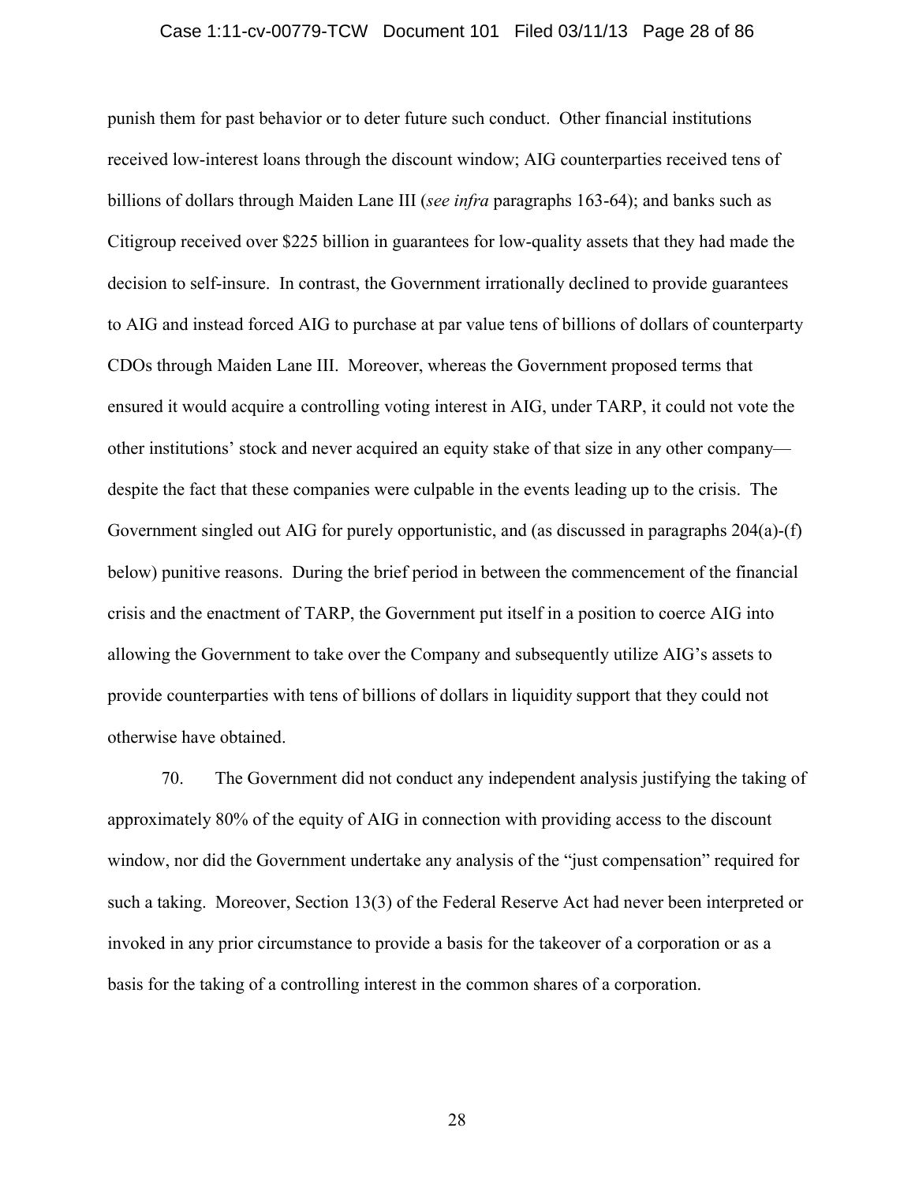punish them for past behavior or to deter future such conduct. Other financial institutions received low-interest loans through the discount window; AIG counterparties received tens of billions of dollars through Maiden Lane III (*see infra* paragraphs 163-64); and banks such as Citigroup received over $225 billion in guarantees for low-quality assets that they had made the decision to self-insure. In contrast, the Government irrationally declined to provide guarantees to AIG and instead forced AIG to purchase at par value tens of billions of dollars of counterparty CDOs through Maiden Lane III. Moreover, whereas the Government proposed terms that ensured it would acquire a controlling voting interest in AIG, under TARP, it could not vote the other institutions' stock and never acquired an equity stake of that size in any other company—despite the fact that these companies were culpable in the events leading up to the crisis. The Government singled out AIG for purely opportunistic, and (as discussed in paragraphs 204(a)-(f) below) punitive reasons. During the brief period in between the commencement of the financial crisis and the enactment of TARP, the Government put itself in a position to coerce AIG into allowing the Government to take over the Company and subsequently utilize AIG's assets to provide counterparties with tens of billions of dollars in liquidity support that they could not otherwise have obtained.

70. The Government did not conduct any independent analysis justifying the taking of approximately 80% of the equity of AIG in connection with providing access to the discount window, nor did the Government undertake any analysis of the "just compensation" required for such a taking. Moreover, Section 13(3) of the Federal Reserve Act had never been interpreted or invoked in any prior circumstance to provide a basis for the takeover of a corporation or as a basis for the taking of a controlling interest in the common shares of a corporation.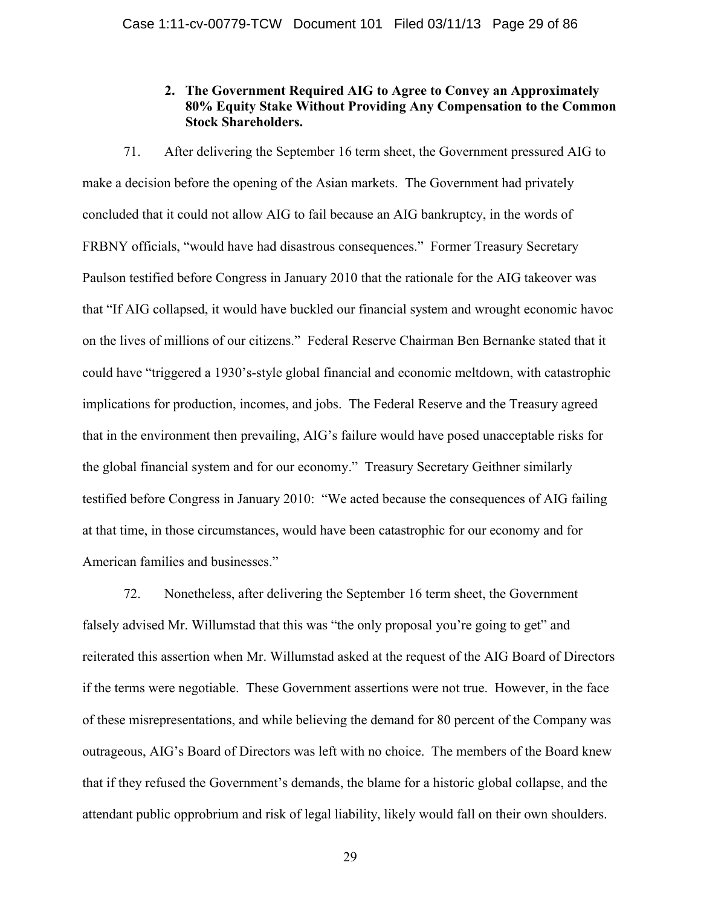### 2. The Government Required AIG to Agree to Convey an Approximately 80% Equity Stake Without Providing Any Compensation to the Common Stock Shareholders.

71. After delivering the September 16 term sheet, the Government pressured AIG to make a decision before the opening of the Asian markets. The Government had privately concluded that it could not allow AIG to fail because an AIG bankruptcy, in the words of FRBNY officials, "would have had disastrous consequences." Former Treasury Secretary Paulson testified before Congress in January 2010 that the rationale for the AIG takeover was that "If AIG collapsed, it would have buckled our financial system and wrought economic havoc on the lives of millions of our citizens." Federal Reserve Chairman Ben Bernanke stated that it could have "triggered a 1930's-style global financial and economic meltdown, with catastrophic implications for production, incomes, and jobs. The Federal Reserve and the Treasury agreed that in the environment then prevailing, AIG's failure would have posed unacceptable risks for the global financial system and for our economy." Treasury Secretary Geithner similarly testified before Congress in January 2010: "We acted because the consequences of AIG failing at that time, in those circumstances, would have been catastrophic for our economy and for American families and businesses."

72. Nonetheless, after delivering the September 16 term sheet, the Government falsely advised Mr. Willumstad that this was "the only proposal you're going to get" and reiterated this assertion when Mr. Willumstad asked at the request of the AIG Board of Directors if the terms were negotiable. These Government assertions were not true. However, in the face of these misrepresentations, and while believing the demand for 80 percent of the Company was outrageous, AIG's Board of Directors was left with no choice. The members of the Board knew that if they refused the Government's demands, the blame for a historic global collapse, and the attendant public opprobrium and risk of legal liability, likely would fall on their own shoulders.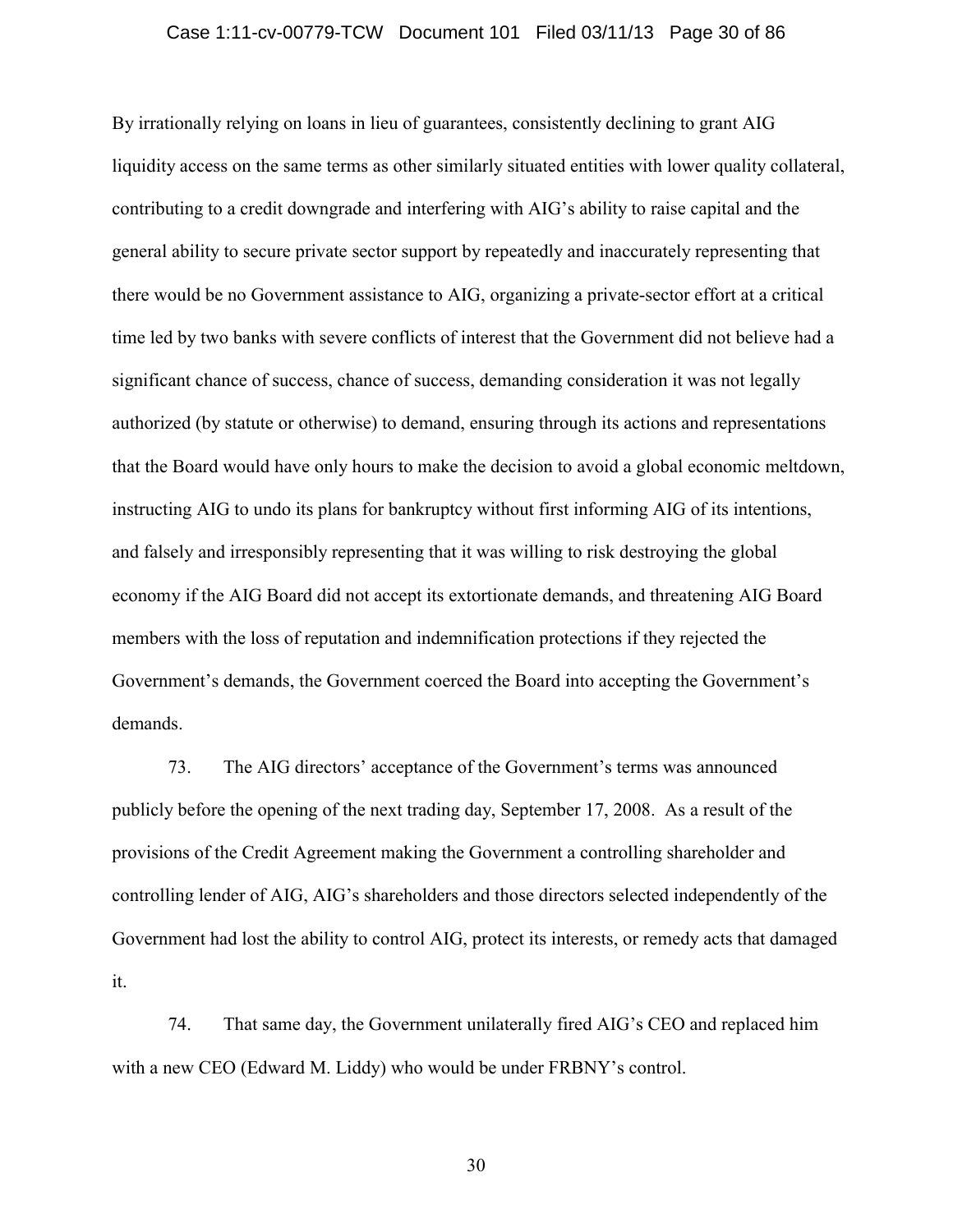By irrationally relying on loans in lieu of guarantees, consistently declining to grant AIG liquidity access on the same terms as other similarly situated entities with lower quality collateral, contributing to a credit downgrade and interfering with AIG's ability to raise capital and the general ability to secure private sector support by repeatedly and inaccurately representing that there would be no Government assistance to AIG, organizing a private-sector effort at a critical time led by two banks with severe conflicts of interest that the Government did not believe had a significant chance of success, chance of success, demanding consideration it was not legally authorized (by statute or otherwise) to demand, ensuring through its actions and representations that the Board would have only hours to make the decision to avoid a global economic meltdown, instructing AIG to undo its plans for bankruptcy without first informing AIG of its intentions, and falsely and irresponsibly representing that it was willing to risk destroying the global economy if the AIG Board did not accept its extortionate demands, and threatening AIG Board members with the loss of reputation and indemnification protections if they rejected the Government's demands, the Government coerced the Board into accepting the Government's demands.

73. The AIG directors' acceptance of the Government's terms was announced publicly before the opening of the next trading day, September 17, 2008. As a result of the provisions of the Credit Agreement making the Government a controlling shareholder and controlling lender of AIG, AIG's shareholders and those directors selected independently of the Government had lost the ability to control AIG, protect its interests, or remedy acts that damaged it.

74. That same day, the Government unilaterally fired AIG's CEO and replaced him with a new CEO (Edward M. Liddy) who would be under FRBNY's control.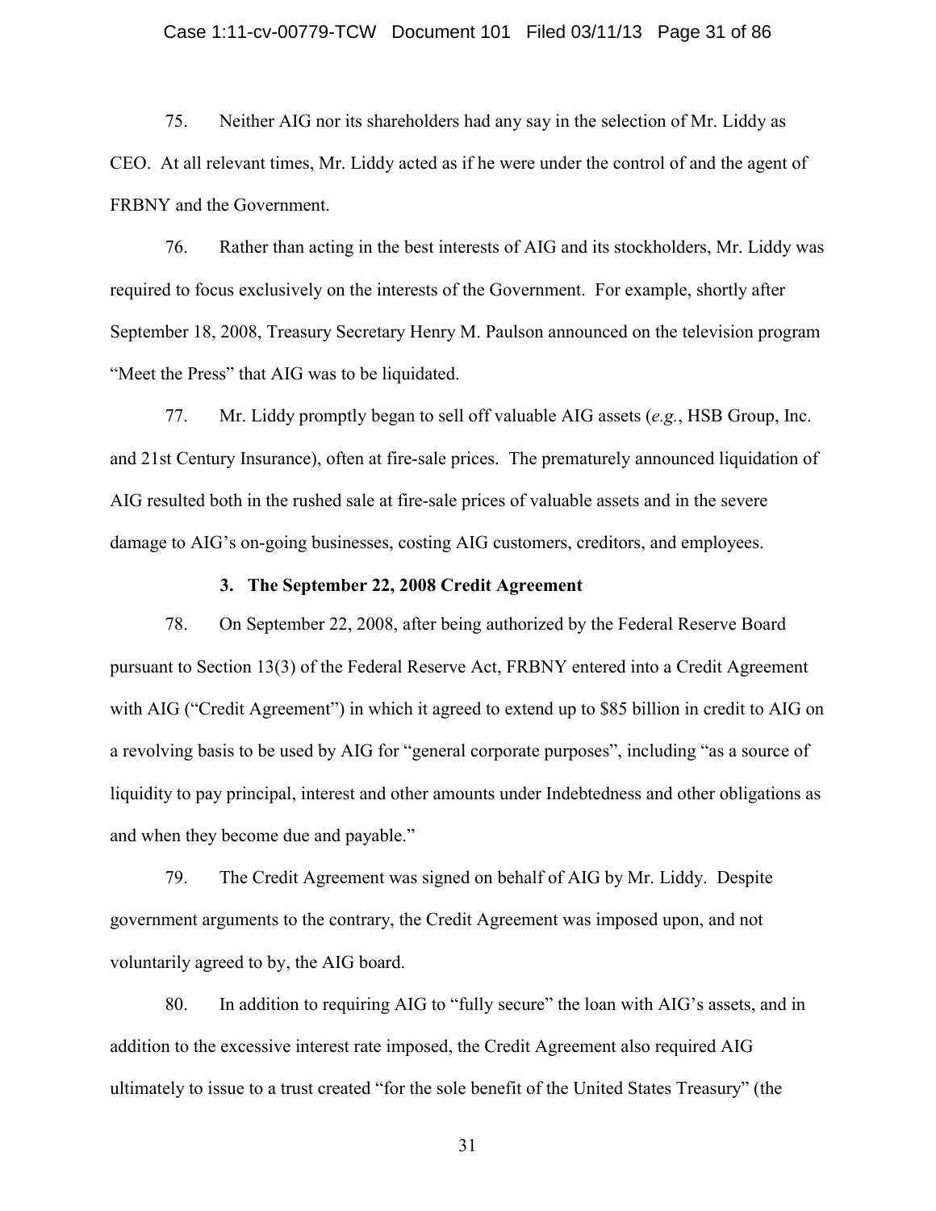75. Neither AIG nor its shareholders had any say in the selection of Mr. Liddy as CEO. At all relevant times, Mr. Liddy acted as if he were under the control of and the agent of FRBNY and the Government.

76. Rather than acting in the best interests of AIG and its stockholders, Mr. Liddy was required to focus exclusively on the interests of the Government. For example, shortly after September 18, 2008, Treasury Secretary Henry M. Paulson announced on the television program "Meet the Press" that AIG was to be liquidated.

77. Mr. Liddy promptly began to sell off valuable AIG assets (*e.g.*, HSB Group, Inc. and 21st Century Insurance), often at fire-sale prices. The prematurely announced liquidation of AIG resulted both in the rushed sale at fire-sale prices of valuable assets and in the severe damage to AIG's on-going businesses, costing AIG customers, creditors, and employees.

### 3. The September 22, 2008 Credit Agreement

78. On September 22, 2008, after being authorized by the Federal Reserve Board pursuant to Section 13(3) of the Federal Reserve Act, FRBNY entered into a Credit Agreement with AIG ("Credit Agreement") in which it agreed to extend up to $85 billion in credit to AIG on a revolving basis to be used by AIG for "general corporate purposes", including "as a source of liquidity to pay principal, interest and other amounts under Indebtedness and other obligations as and when they become due and payable."

79. The Credit Agreement was signed on behalf of AIG by Mr. Liddy. Despite government arguments to the contrary, the Credit Agreement was imposed upon, and not voluntarily agreed to by, the AIG board.

80. In addition to requiring AIG to "fully secure" the loan with AIG's assets, and in addition to the excessive interest rate imposed, the Credit Agreement also required AIG ultimately to issue to a trust created "for the sole benefit of the United States Treasury" (the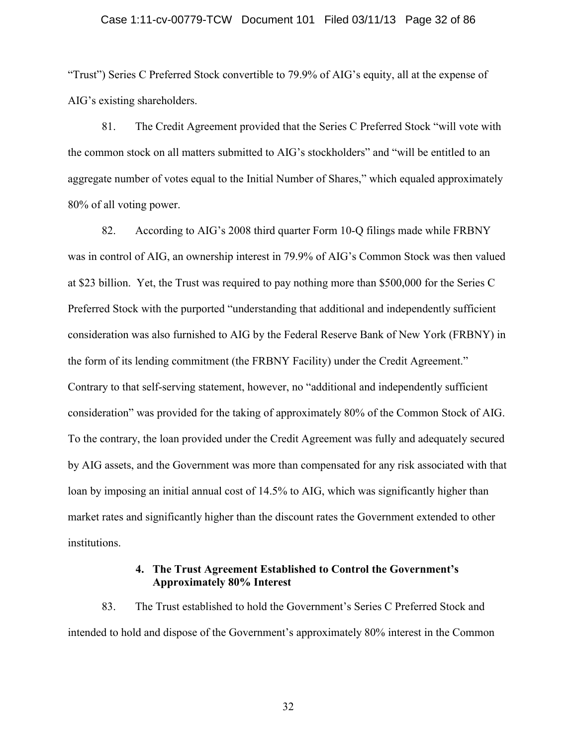"Trust") Series C Preferred Stock convertible to 79.9% of AIG's equity, all at the expense of AIG's existing shareholders.

81. The Credit Agreement provided that the Series C Preferred Stock "will vote with the common stock on all matters submitted to AIG's stockholders" and "will be entitled to an aggregate number of votes equal to the Initial Number of Shares," which equaled approximately 80% of all voting power.

82. According to AIG's 2008 third quarter Form 10-Q filings made while FRBNY was in control of AIG, an ownership interest in 79.9% of AIG's Common Stock was then valued at $23 billion. Yet, the Trust was required to pay nothing more than $500,000 for the Series C Preferred Stock with the purported "understanding that additional and independently sufficient consideration was also furnished to AIG by the Federal Reserve Bank of New York (FRBNY) in the form of its lending commitment (the FRBNY Facility) under the Credit Agreement." Contrary to that self-serving statement, however, no "additional and independently sufficient consideration" was provided for the taking of approximately 80% of the Common Stock of AIG. To the contrary, the loan provided under the Credit Agreement was fully and adequately secured by AIG assets, and the Government was more than compensated for any risk associated with that loan by imposing an initial annual cost of 14.5% to AIG, which was significantly higher than market rates and significantly higher than the discount rates the Government extended to other institutions.

#### 4. The Trust Agreement Established to Control the Government's Approximately 80% Interest

83. The Trust established to hold the Government's Series C Preferred Stock and intended to hold and dispose of the Government's approximately 80% interest in the Common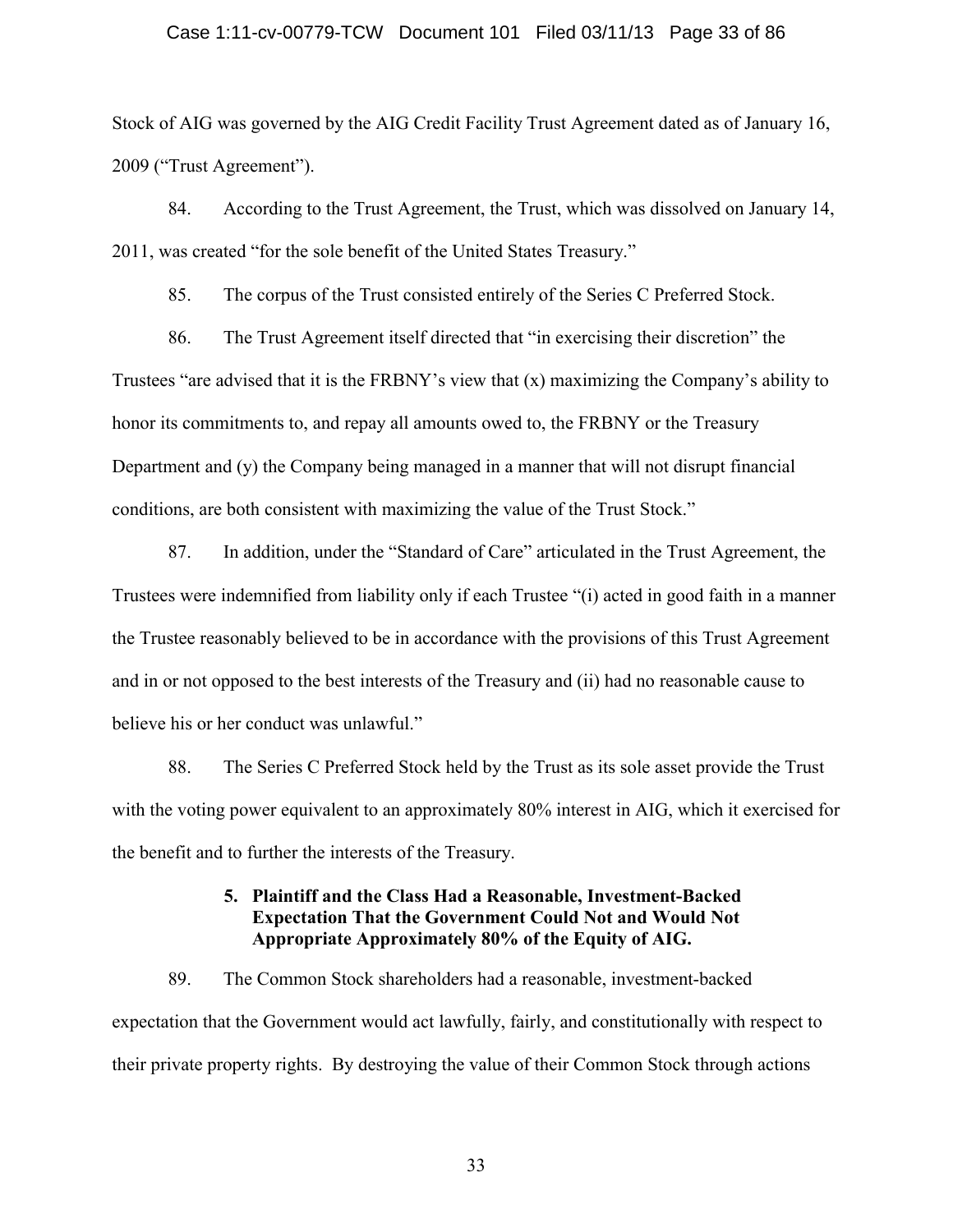Stock of AIG was governed by the AIG Credit Facility Trust Agreement dated as of January 16, 2009 ("Trust Agreement").

84. According to the Trust Agreement, the Trust, which was dissolved on January 14, 2011, was created "for the sole benefit of the United States Treasury."

85. The corpus of the Trust consisted entirely of the Series C Preferred Stock.

86. The Trust Agreement itself directed that "in exercising their discretion" the Trustees "are advised that it is the FRBNY's view that (x) maximizing the Company's ability to honor its commitments to, and repay all amounts owed to, the FRBNY or the Treasury Department and (y) the Company being managed in a manner that will not disrupt financial conditions, are both consistent with maximizing the value of the Trust Stock."

87. In addition, under the "Standard of Care" articulated in the Trust Agreement, the Trustees were indemnified from liability only if each Trustee "(i) acted in good faith in a manner the Trustee reasonably believed to be in accordance with the provisions of this Trust Agreement and in or not opposed to the best interests of the Treasury and (ii) had no reasonable cause to believe his or her conduct was unlawful."

88. The Series C Preferred Stock held by the Trust as its sole asset provide the Trust with the voting power equivalent to an approximately 80% interest in AIG, which it exercised for the benefit and to further the interests of the Treasury.

### 5. Plaintiff and the Class Had a Reasonable, Investment-Backed Expectation That the Government Could Not and Would Not Appropriate Approximately 80% of the Equity of AIG.

89. The Common Stock shareholders had a reasonable, investment-backed expectation that the Government would act lawfully, fairly, and constitutionally with respect to their private property rights. By destroying the value of their Common Stock through actions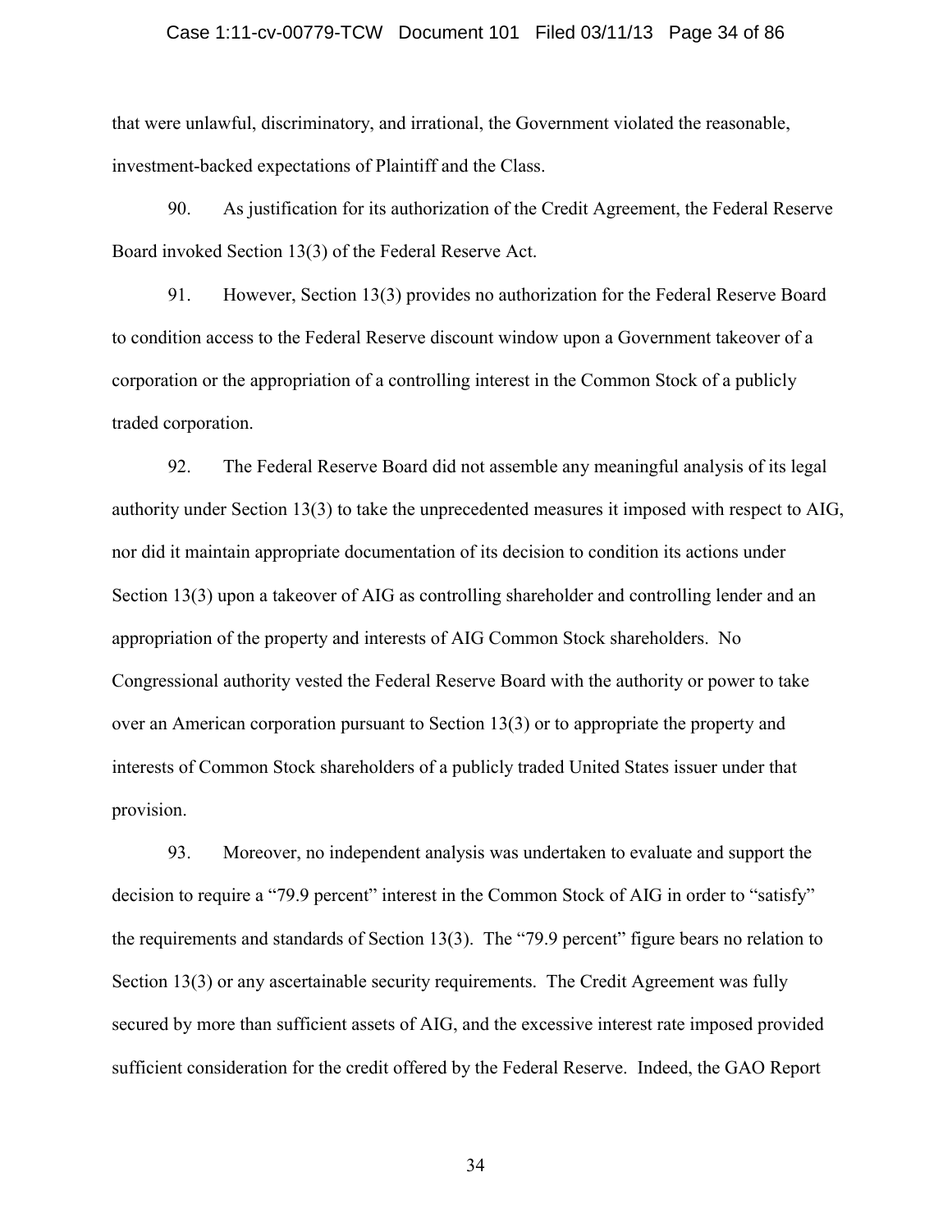that were unlawful, discriminatory, and irrational, the Government violated the reasonable, investment-backed expectations of Plaintiff and the Class.

90. As justification for its authorization of the Credit Agreement, the Federal Reserve Board invoked Section 13(3) of the Federal Reserve Act.

91. However, Section 13(3) provides no authorization for the Federal Reserve Board to condition access to the Federal Reserve discount window upon a Government takeover of a corporation or the appropriation of a controlling interest in the Common Stock of a publicly traded corporation.

92. The Federal Reserve Board did not assemble any meaningful analysis of its legal authority under Section 13(3) to take the unprecedented measures it imposed with respect to AIG, nor did it maintain appropriate documentation of its decision to condition its actions under Section 13(3) upon a takeover of AIG as controlling shareholder and controlling lender and an appropriation of the property and interests of AIG Common Stock shareholders. No Congressional authority vested the Federal Reserve Board with the authority or power to take over an American corporation pursuant to Section 13(3) or to appropriate the property and interests of Common Stock shareholders of a publicly traded United States issuer under that provision.

93. Moreover, no independent analysis was undertaken to evaluate and support the decision to require a "79.9 percent" interest in the Common Stock of AIG in order to "satisfy" the requirements and standards of Section 13(3). The "79.9 percent" figure bears no relation to Section 13(3) or any ascertainable security requirements. The Credit Agreement was fully secured by more than sufficient assets of AIG, and the excessive interest rate imposed provided sufficient consideration for the credit offered by the Federal Reserve. Indeed, the GAO Report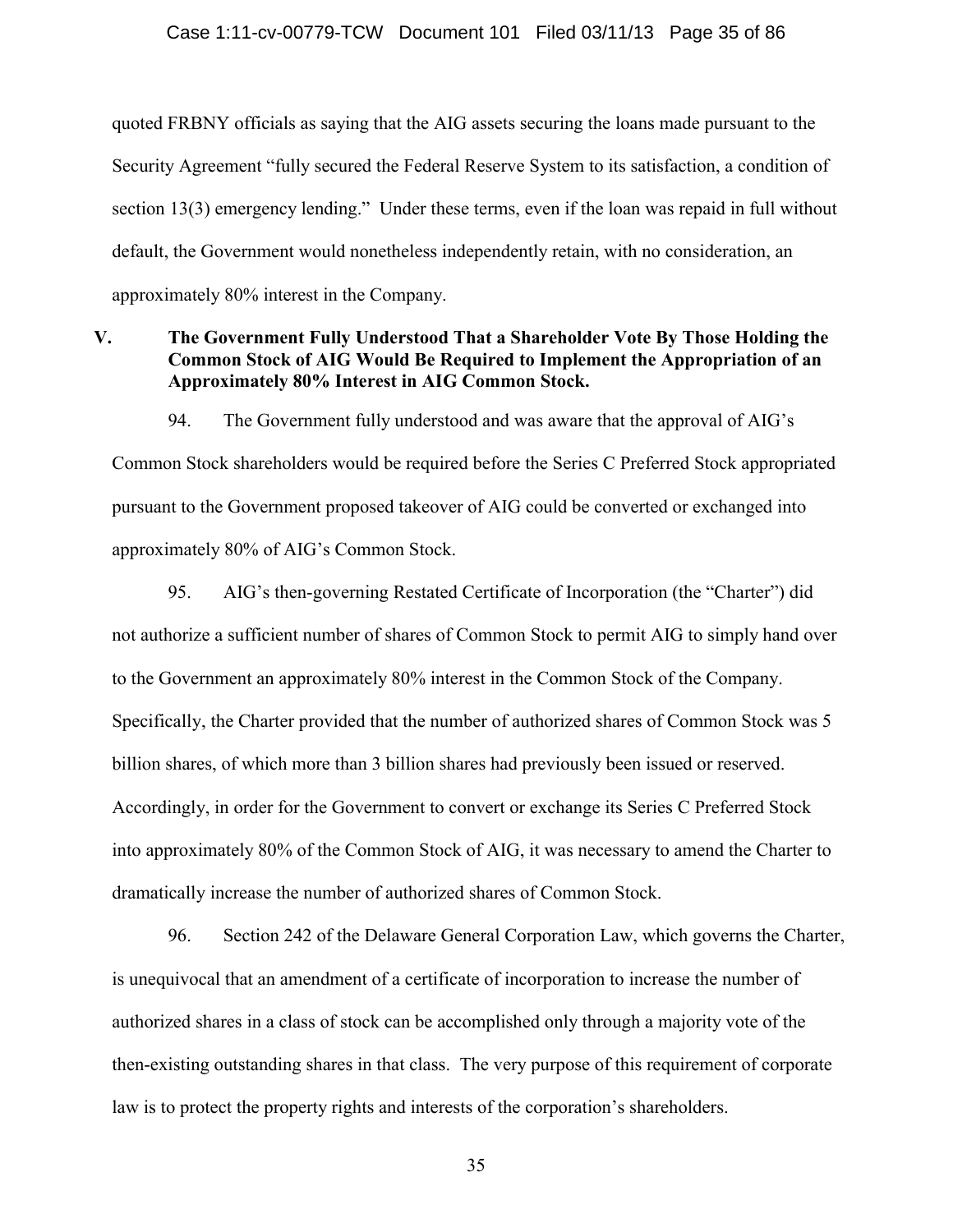quoted FRBNY officials as saying that the AIG assets securing the loans made pursuant to the Security Agreement "fully secured the Federal Reserve System to its satisfaction, a condition of section 13(3) emergency lending." Under these terms, even if the loan was repaid in full without default, the Government would nonetheless independently retain, with no consideration, an approximately 80% interest in the Company.

## V. The Government Fully Understood That a Shareholder Vote By Those Holding the Common Stock of AIG Would Be Required to Implement the Appropriation of an Approximately 80% Interest in AIG Common Stock.

94. The Government fully understood and was aware that the approval of AIG's Common Stock shareholders would be required before the Series C Preferred Stock appropriated pursuant to the Government proposed takeover of AIG could be converted or exchanged into approximately 80% of AIG's Common Stock.

95. AIG's then-governing Restated Certificate of Incorporation (the "Charter") did not authorize a sufficient number of shares of Common Stock to permit AIG to simply hand over to the Government an approximately 80% interest in the Common Stock of the Company. Specifically, the Charter provided that the number of authorized shares of Common Stock was 5 billion shares, of which more than 3 billion shares had previously been issued or reserved. Accordingly, in order for the Government to convert or exchange its Series C Preferred Stock into approximately 80% of the Common Stock of AIG, it was necessary to amend the Charter to dramatically increase the number of authorized shares of Common Stock.

96. Section 242 of the Delaware General Corporation Law, which governs the Charter, is unequivocal that an amendment of a certificate of incorporation to increase the number of authorized shares in a class of stock can be accomplished only through a majority vote of the then-existing outstanding shares in that class. The very purpose of this requirement of corporate law is to protect the property rights and interests of the corporation's shareholders.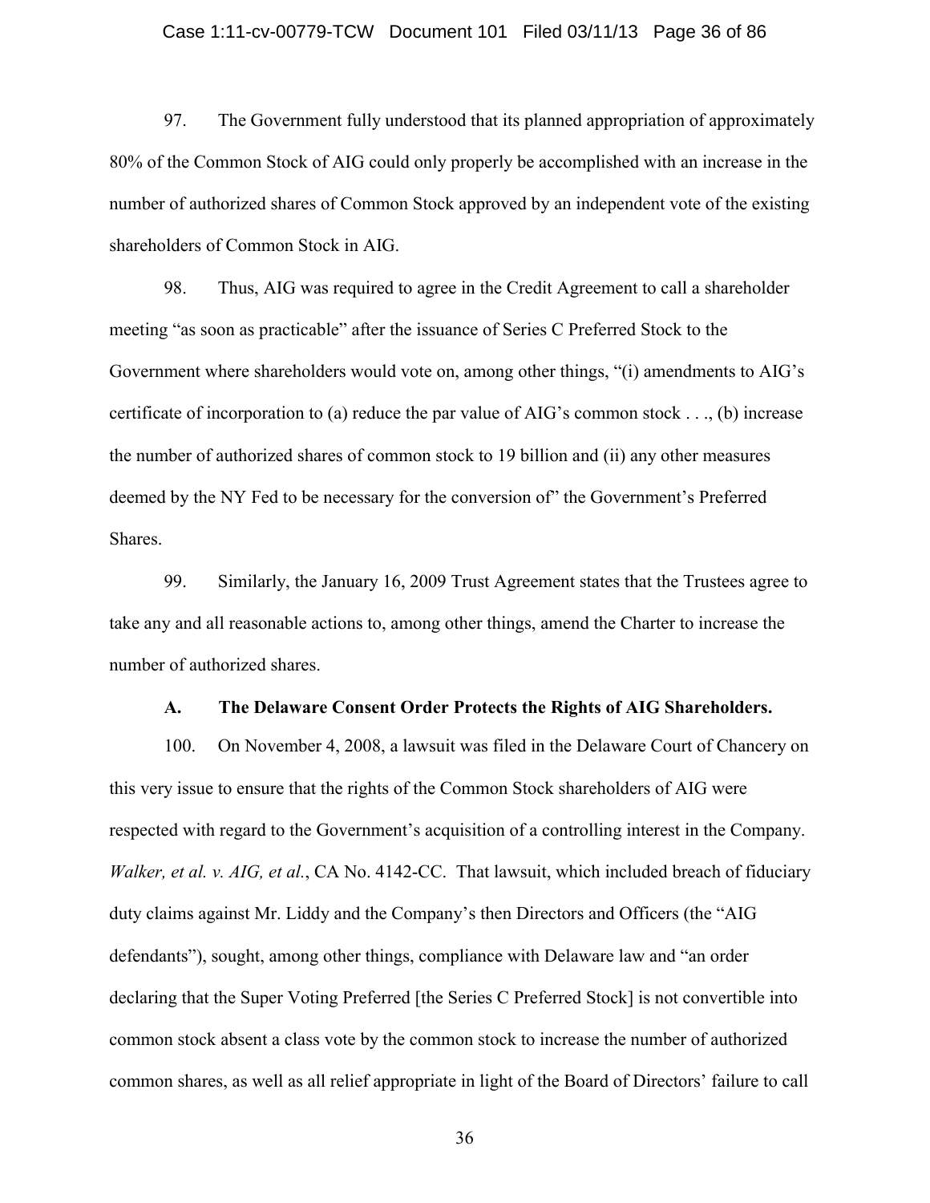97. The Government fully understood that its planned appropriation of approximately 80% of the Common Stock of AIG could only properly be accomplished with an increase in the number of authorized shares of Common Stock approved by an independent vote of the existing shareholders of Common Stock in AIG.

98. Thus, AIG was required to agree in the Credit Agreement to call a shareholder meeting "as soon as practicable" after the issuance of Series C Preferred Stock to the Government where shareholders would vote on, among other things, "(i) amendments to AIG's certificate of incorporation to (a) reduce the par value of AIG's common stock . . ., (b) increase the number of authorized shares of common stock to 19 billion and (ii) any other measures deemed by the NY Fed to be necessary for the conversion of" the Government's Preferred Shares.

99. Similarly, the January 16, 2009 Trust Agreement states that the Trustees agree to take any and all reasonable actions to, among other things, amend the Charter to increase the number of authorized shares.

### A. The Delaware Consent Order Protects the Rights of AIG Shareholders.

100. On November 4, 2008, a lawsuit was filed in the Delaware Court of Chancery on this very issue to ensure that the rights of the Common Stock shareholders of AIG were respected with regard to the Government's acquisition of a controlling interest in the Company. *Walker, et al. v. AIG, et al.*, CA No. 4142-CC. That lawsuit, which included breach of fiduciary duty claims against Mr. Liddy and the Company's then Directors and Officers (the "AIG defendants"), sought, among other things, compliance with Delaware law and "an order declaring that the Super Voting Preferred [the Series C Preferred Stock] is not convertible into common stock absent a class vote by the common stock to increase the number of authorized common shares, as well as all relief appropriate in light of the Board of Directors' failure to call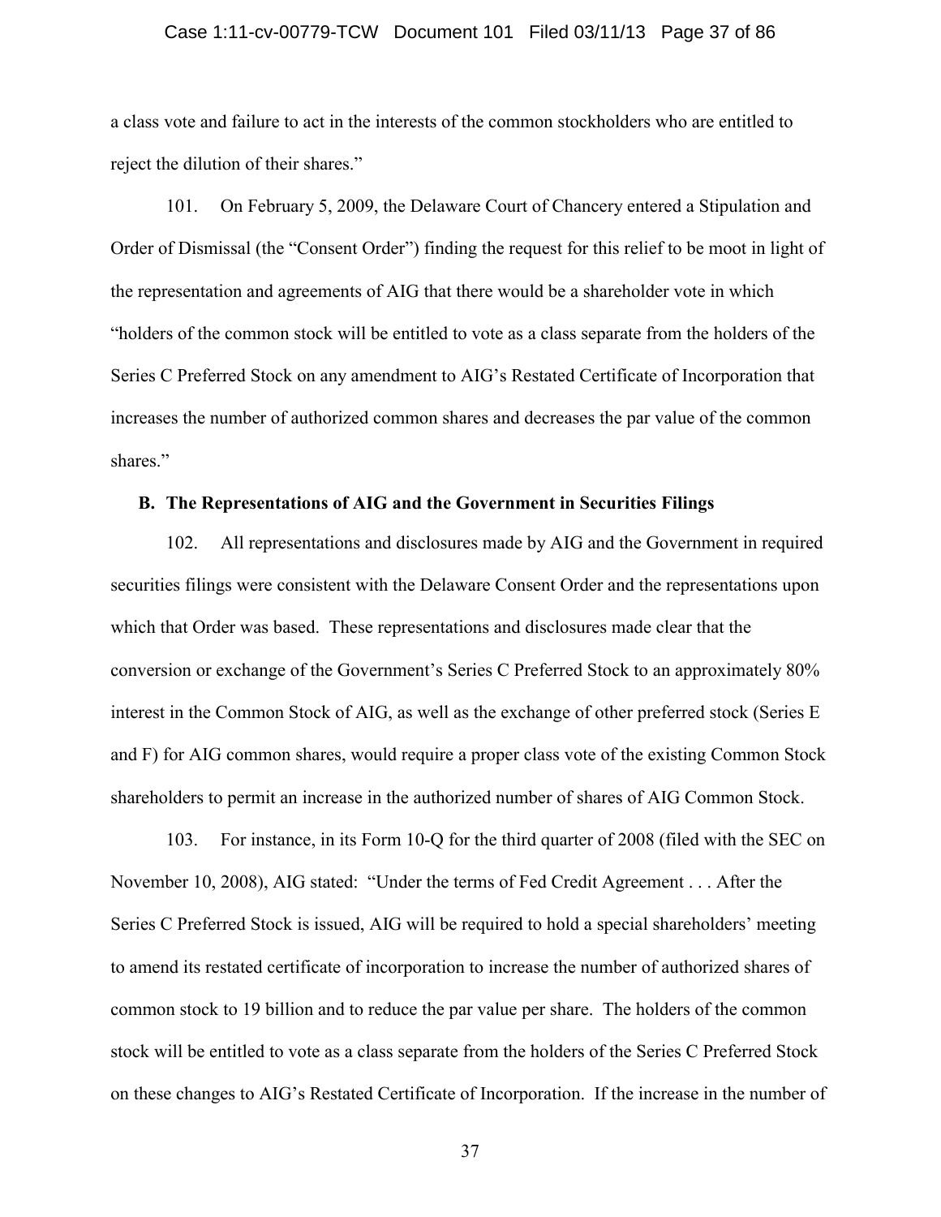a class vote and failure to act in the interests of the common stockholders who are entitled to reject the dilution of their shares."

101. On February 5, 2009, the Delaware Court of Chancery entered a Stipulation and Order of Dismissal (the "Consent Order") finding the request for this relief to be moot in light of the representation and agreements of AIG that there would be a shareholder vote in which "holders of the common stock will be entitled to vote as a class separate from the holders of the Series C Preferred Stock on any amendment to AIG's Restated Certificate of Incorporation that increases the number of authorized common shares and decreases the par value of the common shares."

**B. The Representations of AIG and the Government in Securities Filings**

102. All representations and disclosures made by AIG and the Government in required securities filings were consistent with the Delaware Consent Order and the representations upon which that Order was based. These representations and disclosures made clear that the conversion or exchange of the Government's Series C Preferred Stock to an approximately 80% interest in the Common Stock of AIG, as well as the exchange of other preferred stock (Series E and F) for AIG common shares, would require a proper class vote of the existing Common Stock shareholders to permit an increase in the authorized number of shares of AIG Common Stock.

103. For instance, in its Form 10-Q for the third quarter of 2008 (filed with the SEC on November 10, 2008), AIG stated: "Under the terms of Fed Credit Agreement . . . After the Series C Preferred Stock is issued, AIG will be required to hold a special shareholders' meeting to amend its restated certificate of incorporation to increase the number of authorized shares of common stock to 19 billion and to reduce the par value per share. The holders of the common stock will be entitled to vote as a class separate from the holders of the Series C Preferred Stock on these changes to AIG's Restated Certificate of Incorporation. If the increase in the number of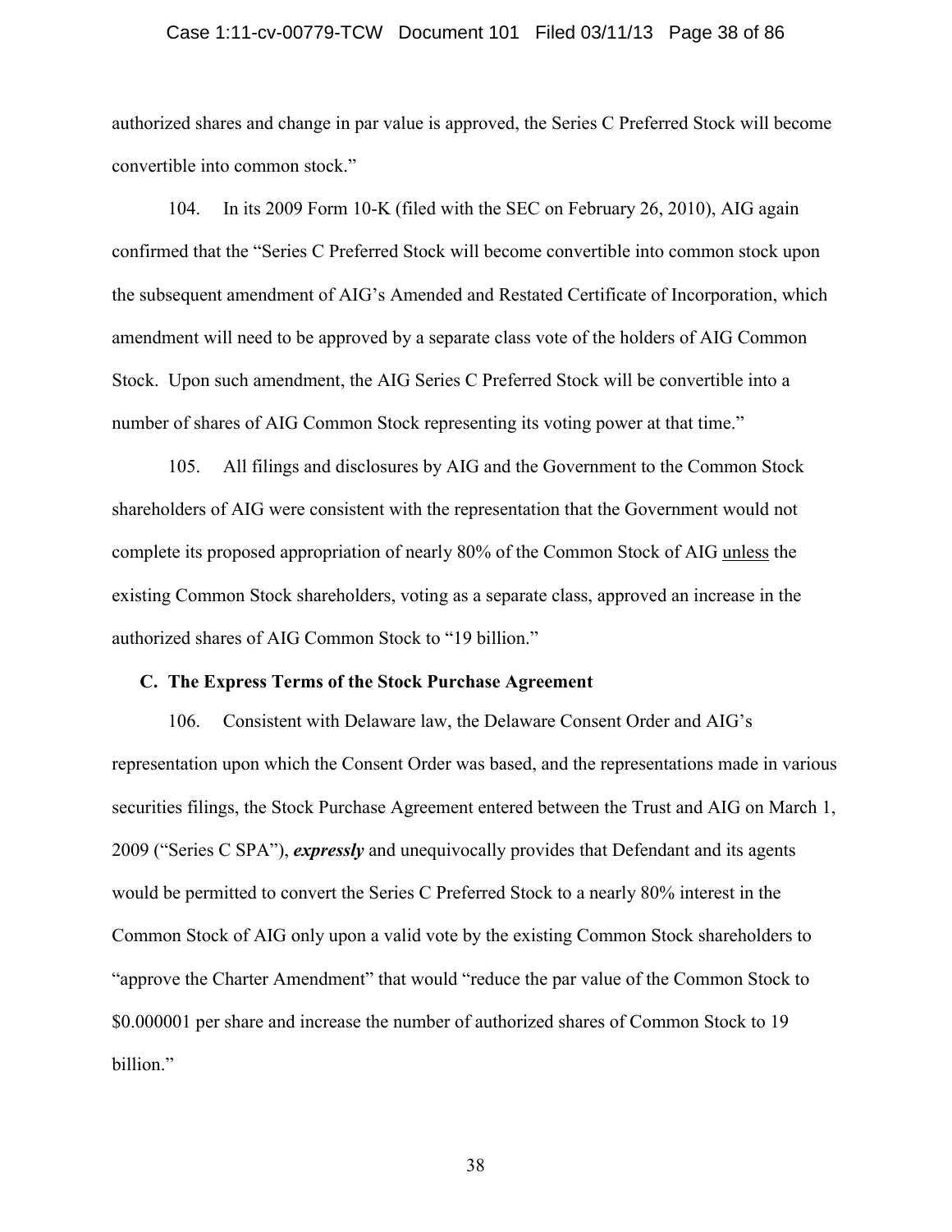authorized shares and change in par value is approved, the Series C Preferred Stock will become convertible into common stock."

104. In its 2009 Form 10-K (filed with the SEC on February 26, 2010), AIG again confirmed that the "Series C Preferred Stock will become convertible into common stock upon the subsequent amendment of AIG's Amended and Restated Certificate of Incorporation, which amendment will need to be approved by a separate class vote of the holders of AIG Common Stock. Upon such amendment, the AIG Series C Preferred Stock will be convertible into a number of shares of AIG Common Stock representing its voting power at that time."

105. All filings and disclosures by AIG and the Government to the Common Stock shareholders of AIG were consistent with the representation that the Government would not complete its proposed appropriation of nearly 80% of the Common Stock of AIG <u>unless</u> the existing Common Stock shareholders, voting as a separate class, approved an increase in the authorized shares of AIG Common Stock to "19 billion."

**C. The Express Terms of the Stock Purchase Agreement**

106. Consistent with Delaware law, the Delaware Consent Order and AIG's representation upon which the Consent Order was based, and the representations made in various securities filings, the Stock Purchase Agreement entered between the Trust and AIG on March 1, 2009 ("Series C SPA"), ***expressly*** and unequivocally provides that Defendant and its agents would be permitted to convert the Series C Preferred Stock to a nearly 80% interest in the Common Stock of AIG only upon a valid vote by the existing Common Stock shareholders to "approve the Charter Amendment" that would "reduce the par value of the Common Stock to $0.000001 per share and increase the number of authorized shares of Common Stock to 19 billion."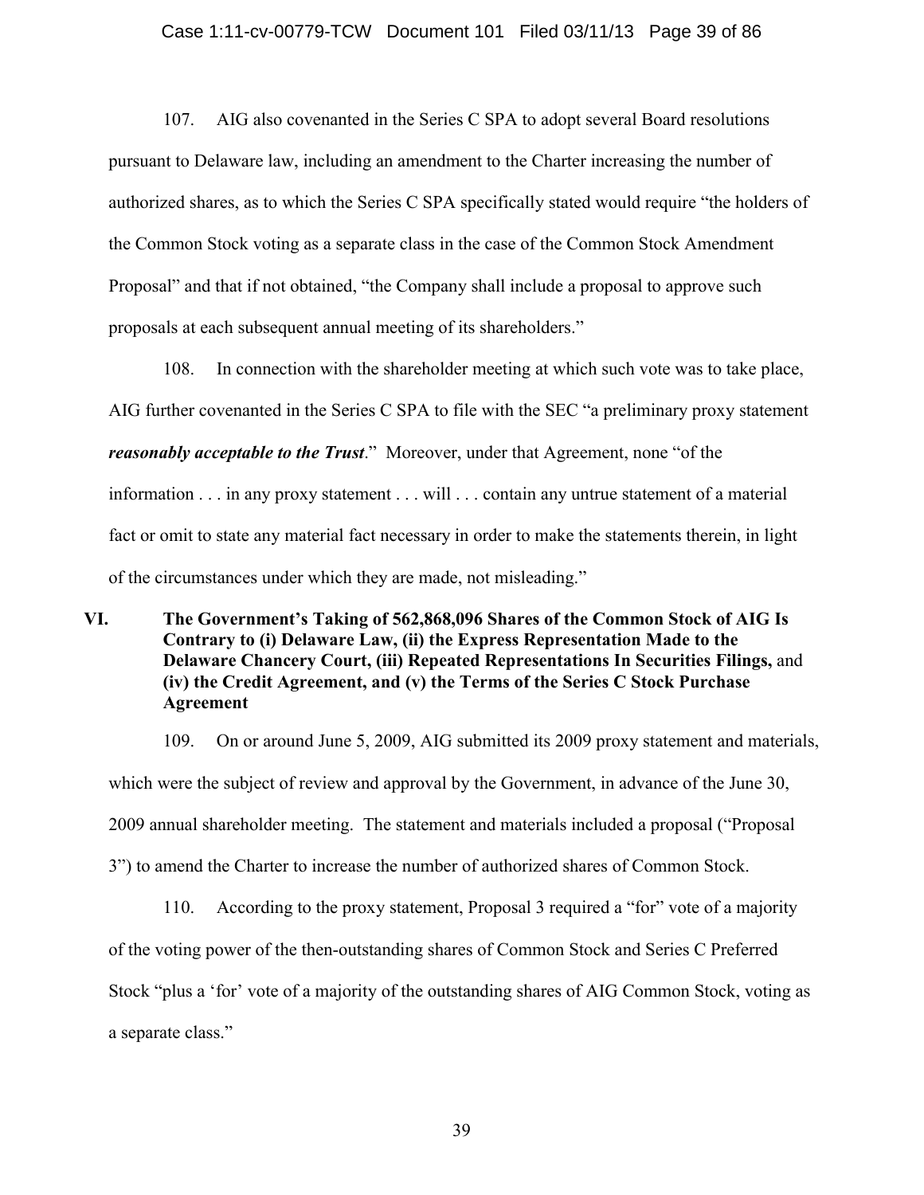107. AIG also covenanted in the Series C SPA to adopt several Board resolutions pursuant to Delaware law, including an amendment to the Charter increasing the number of authorized shares, as to which the Series C SPA specifically stated would require "the holders of the Common Stock voting as a separate class in the case of the Common Stock Amendment Proposal" and that if not obtained, "the Company shall include a proposal to approve such proposals at each subsequent annual meeting of its shareholders."

108. In connection with the shareholder meeting at which such vote was to take place, AIG further covenanted in the Series C SPA to file with the SEC "a preliminary proxy statement ***reasonably acceptable to the Trust***." Moreover, under that Agreement, none "of the information . . . in any proxy statement . . . will . . . contain any untrue statement of a material fact or omit to state any material fact necessary in order to make the statements therein, in light of the circumstances under which they are made, not misleading."

## VI. The Government's Taking of 562,868,096 Shares of the Common Stock of AIG Is Contrary to (i) Delaware Law, (ii) the Express Representation Made to the Delaware Chancery Court, (iii) Repeated Representations In Securities Filings, and (iv) the Credit Agreement, and (v) the Terms of the Series C Stock Purchase Agreement

109. On or around June 5, 2009, AIG submitted its 2009 proxy statement and materials, which were the subject of review and approval by the Government, in advance of the June 30, 2009 annual shareholder meeting. The statement and materials included a proposal ("Proposal 3") to amend the Charter to increase the number of authorized shares of Common Stock.

110. According to the proxy statement, Proposal 3 required a "for" vote of a majority of the voting power of the then-outstanding shares of Common Stock and Series C Preferred Stock "plus a 'for' vote of a majority of the outstanding shares of AIG Common Stock, voting as a separate class."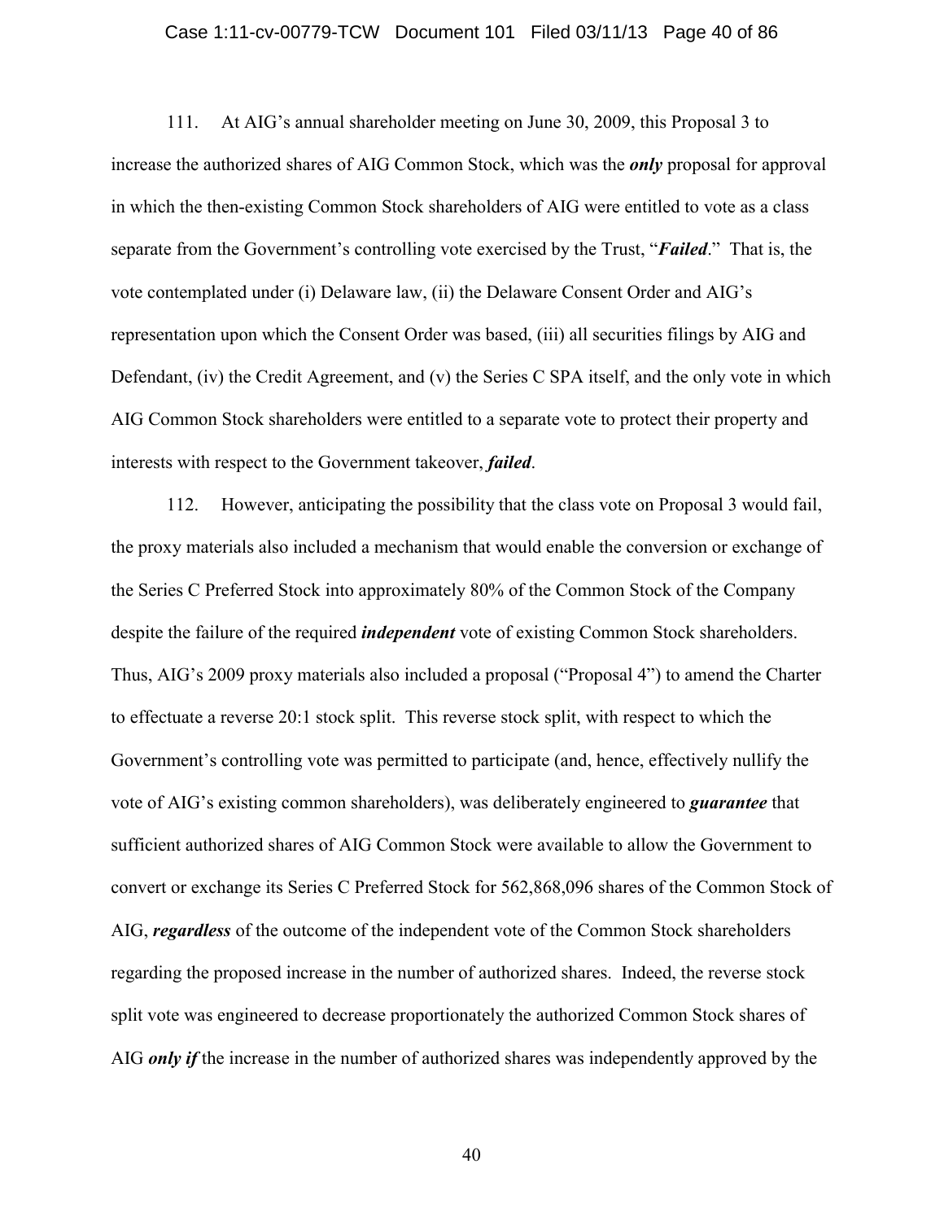111. At AIG's annual shareholder meeting on June 30, 2009, this Proposal 3 to increase the authorized shares of AIG Common Stock, which was the ***only*** proposal for approval in which the then-existing Common Stock shareholders of AIG were entitled to vote as a class separate from the Government's controlling vote exercised by the Trust, "***Failed***." That is, the vote contemplated under (i) Delaware law, (ii) the Delaware Consent Order and AIG's representation upon which the Consent Order was based, (iii) all securities filings by AIG and Defendant, (iv) the Credit Agreement, and (v) the Series C SPA itself, and the only vote in which AIG Common Stock shareholders were entitled to a separate vote to protect their property and interests with respect to the Government takeover, ***failed***.

112. However, anticipating the possibility that the class vote on Proposal 3 would fail, the proxy materials also included a mechanism that would enable the conversion or exchange of the Series C Preferred Stock into approximately 80% of the Common Stock of the Company despite the failure of the required ***independent*** vote of existing Common Stock shareholders. Thus, AIG's 2009 proxy materials also included a proposal ("Proposal 4") to amend the Charter to effectuate a reverse 20:1 stock split. This reverse stock split, with respect to which the Government's controlling vote was permitted to participate (and, hence, effectively nullify the vote of AIG's existing common shareholders), was deliberately engineered to ***guarantee*** that sufficient authorized shares of AIG Common Stock were available to allow the Government to convert or exchange its Series C Preferred Stock for 562,868,096 shares of the Common Stock of AIG, ***regardless*** of the outcome of the independent vote of the Common Stock shareholders regarding the proposed increase in the number of authorized shares. Indeed, the reverse stock split vote was engineered to decrease proportionately the authorized Common Stock shares of AIG ***only if*** the increase in the number of authorized shares was independently approved by the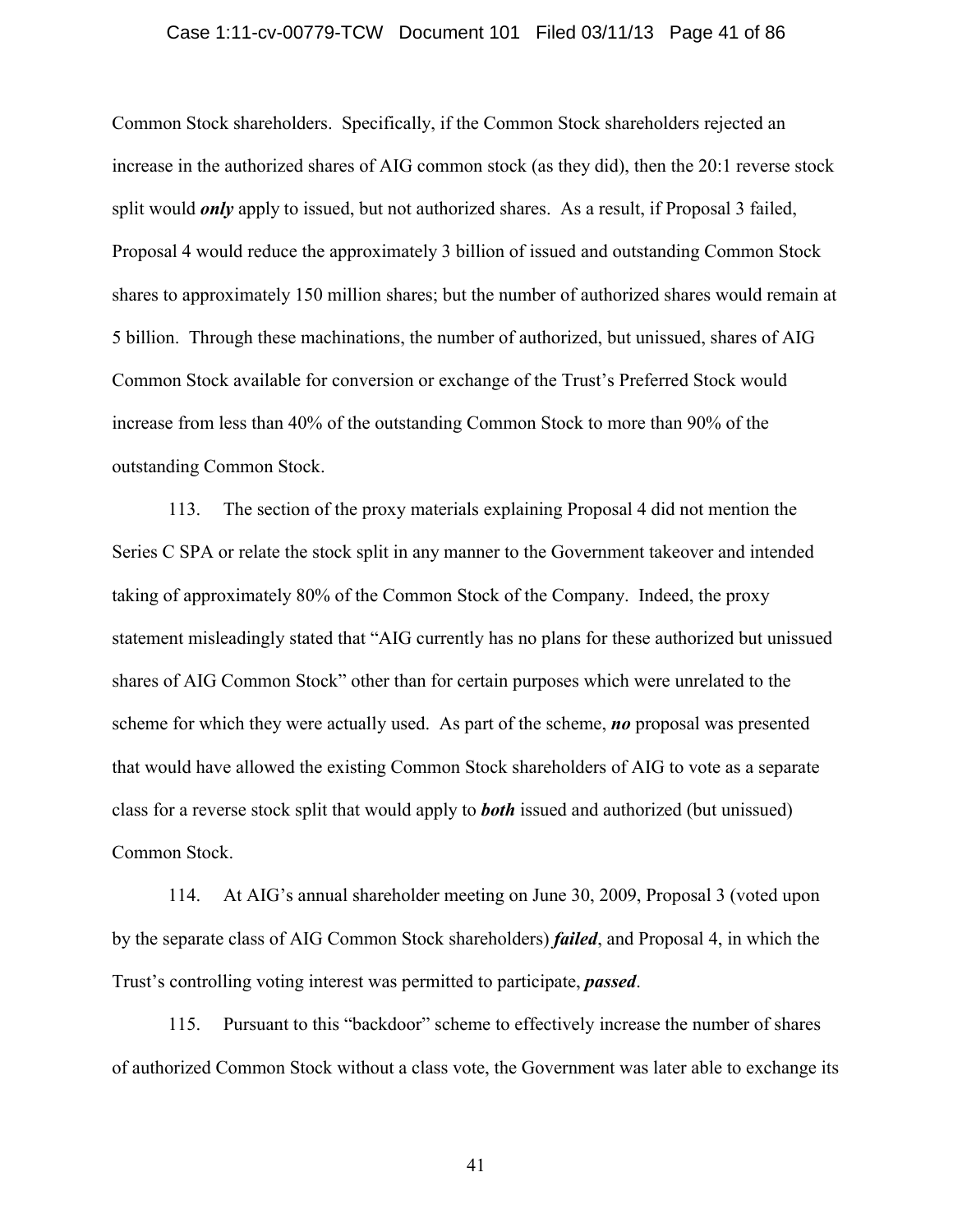Common Stock shareholders. Specifically, if the Common Stock shareholders rejected an increase in the authorized shares of AIG common stock (as they did), then the 20:1 reverse stock split would ***only*** apply to issued, but not authorized shares. As a result, if Proposal 3 failed, Proposal 4 would reduce the approximately 3 billion of issued and outstanding Common Stock shares to approximately 150 million shares; but the number of authorized shares would remain at 5 billion. Through these machinations, the number of authorized, but unissued, shares of AIG Common Stock available for conversion or exchange of the Trust's Preferred Stock would increase from less than 40% of the outstanding Common Stock to more than 90% of the outstanding Common Stock.

113. The section of the proxy materials explaining Proposal 4 did not mention the Series C SPA or relate the stock split in any manner to the Government takeover and intended taking of approximately 80% of the Common Stock of the Company. Indeed, the proxy statement misleadingly stated that "AIG currently has no plans for these authorized but unissued shares of AIG Common Stock" other than for certain purposes which were unrelated to the scheme for which they were actually used. As part of the scheme, ***no*** proposal was presented that would have allowed the existing Common Stock shareholders of AIG to vote as a separate class for a reverse stock split that would apply to ***both*** issued and authorized (but unissued) Common Stock.

114. At AIG's annual shareholder meeting on June 30, 2009, Proposal 3 (voted upon by the separate class of AIG Common Stock shareholders) ***failed***, and Proposal 4, in which the Trust's controlling voting interest was permitted to participate, ***passed***.

115. Pursuant to this "backdoor" scheme to effectively increase the number of shares of authorized Common Stock without a class vote, the Government was later able to exchange its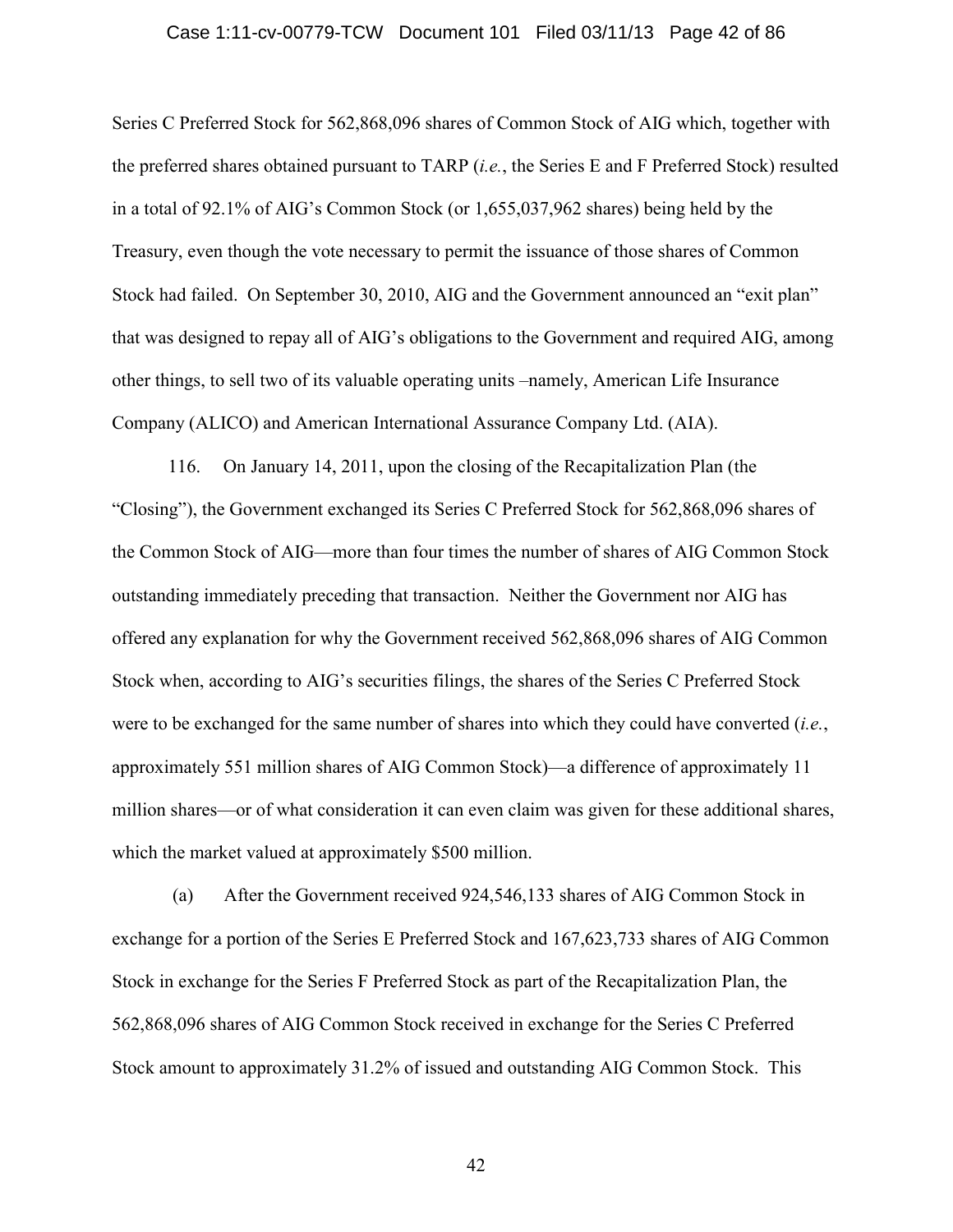Series C Preferred Stock for 562,868,096 shares of Common Stock of AIG which, together with the preferred shares obtained pursuant to TARP (*i.e.*, the Series E and F Preferred Stock) resulted in a total of 92.1% of AIG's Common Stock (or 1,655,037,962 shares) being held by the Treasury, even though the vote necessary to permit the issuance of those shares of Common Stock had failed. On September 30, 2010, AIG and the Government announced an "exit plan" that was designed to repay all of AIG's obligations to the Government and required AIG, among other things, to sell two of its valuable operating units –namely, American Life Insurance Company (ALICO) and American International Assurance Company Ltd. (AIA).

116. On January 14, 2011, upon the closing of the Recapitalization Plan (the "Closing"), the Government exchanged its Series C Preferred Stock for 562,868,096 shares of the Common Stock of AIG—more than four times the number of shares of AIG Common Stock outstanding immediately preceding that transaction. Neither the Government nor AIG has offered any explanation for why the Government received 562,868,096 shares of AIG Common Stock when, according to AIG's securities filings, the shares of the Series C Preferred Stock were to be exchanged for the same number of shares into which they could have converted (*i.e.*, approximately 551 million shares of AIG Common Stock)—a difference of approximately 11 million shares—or of what consideration it can even claim was given for these additional shares, which the market valued at approximately $500 million.

(a) After the Government received 924,546,133 shares of AIG Common Stock in exchange for a portion of the Series E Preferred Stock and 167,623,733 shares of AIG Common Stock in exchange for the Series F Preferred Stock as part of the Recapitalization Plan, the 562,868,096 shares of AIG Common Stock received in exchange for the Series C Preferred Stock amount to approximately 31.2% of issued and outstanding AIG Common Stock. This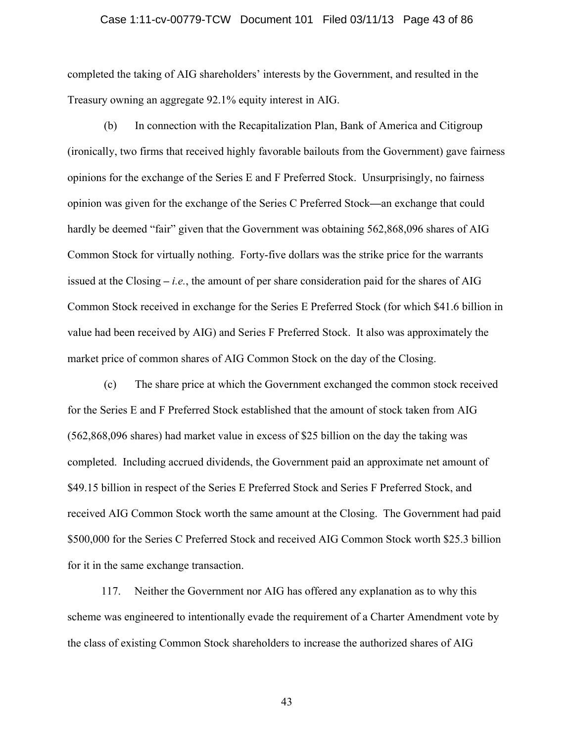completed the taking of AIG shareholders' interests by the Government, and resulted in the Treasury owning an aggregate 92.1% equity interest in AIG.

(b) In connection with the Recapitalization Plan, Bank of America and Citigroup (ironically, two firms that received highly favorable bailouts from the Government) gave fairness opinions for the exchange of the Series E and F Preferred Stock. Unsurprisingly, no fairness opinion was given for the exchange of the Series C Preferred Stock—an exchange that could hardly be deemed "fair" given that the Government was obtaining 562,868,096 shares of AIG Common Stock for virtually nothing. Forty-five dollars was the strike price for the warrants issued at the Closing – *i.e.*, the amount of per share consideration paid for the shares of AIG Common Stock received in exchange for the Series E Preferred Stock (for which $41.6 billion in value had been received by AIG) and Series F Preferred Stock. It also was approximately the market price of common shares of AIG Common Stock on the day of the Closing.

(c) The share price at which the Government exchanged the common stock received for the Series E and F Preferred Stock established that the amount of stock taken from AIG (562,868,096 shares) had market value in excess of $25 billion on the day the taking was completed. Including accrued dividends, the Government paid an approximate net amount of $49.15 billion in respect of the Series E Preferred Stock and Series F Preferred Stock, and received AIG Common Stock worth the same amount at the Closing. The Government had paid $500,000 for the Series C Preferred Stock and received AIG Common Stock worth $25.3 billion for it in the same exchange transaction.

117. Neither the Government nor AIG has offered any explanation as to why this scheme was engineered to intentionally evade the requirement of a Charter Amendment vote by the class of existing Common Stock shareholders to increase the authorized shares of AIG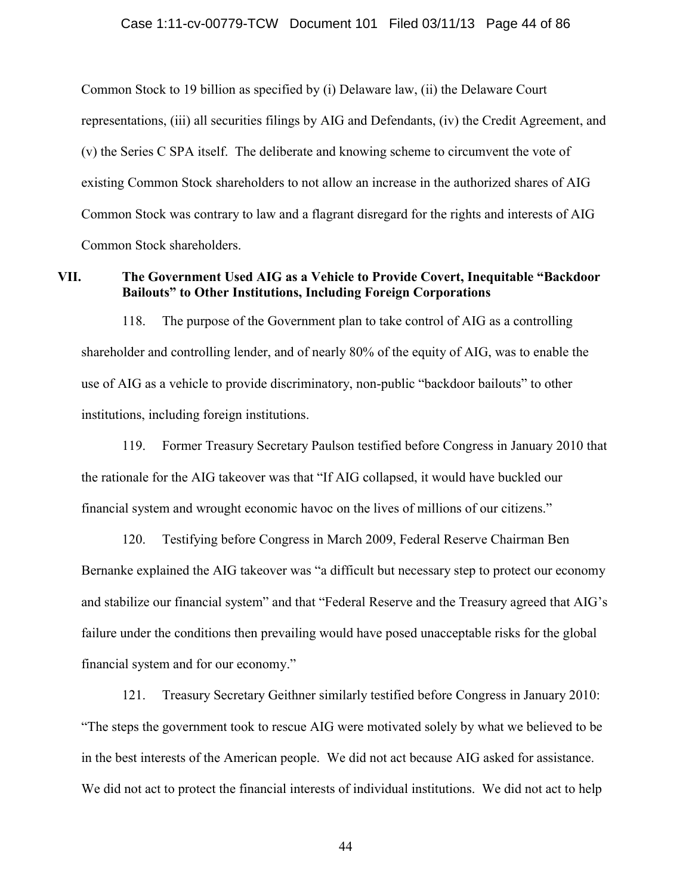Common Stock to 19 billion as specified by (i) Delaware law, (ii) the Delaware Court representations, (iii) all securities filings by AIG and Defendants, (iv) the Credit Agreement, and (v) the Series C SPA itself. The deliberate and knowing scheme to circumvent the vote of existing Common Stock shareholders to not allow an increase in the authorized shares of AIG Common Stock was contrary to law and a flagrant disregard for the rights and interests of AIG Common Stock shareholders.

## VII. The Government Used AIG as a Vehicle to Provide Covert, Inequitable "Backdoor Bailouts" to Other Institutions, Including Foreign Corporations

118. The purpose of the Government plan to take control of AIG as a controlling shareholder and controlling lender, and of nearly 80% of the equity of AIG, was to enable the use of AIG as a vehicle to provide discriminatory, non-public "backdoor bailouts" to other institutions, including foreign institutions.

119. Former Treasury Secretary Paulson testified before Congress in January 2010 that the rationale for the AIG takeover was that "If AIG collapsed, it would have buckled our financial system and wrought economic havoc on the lives of millions of our citizens."

120. Testifying before Congress in March 2009, Federal Reserve Chairman Ben Bernanke explained the AIG takeover was "a difficult but necessary step to protect our economy and stabilize our financial system" and that "Federal Reserve and the Treasury agreed that AIG's failure under the conditions then prevailing would have posed unacceptable risks for the global financial system and for our economy."

121. Treasury Secretary Geithner similarly testified before Congress in January 2010: "The steps the government took to rescue AIG were motivated solely by what we believed to be in the best interests of the American people. We did not act because AIG asked for assistance. We did not act to protect the financial interests of individual institutions. We did not act to help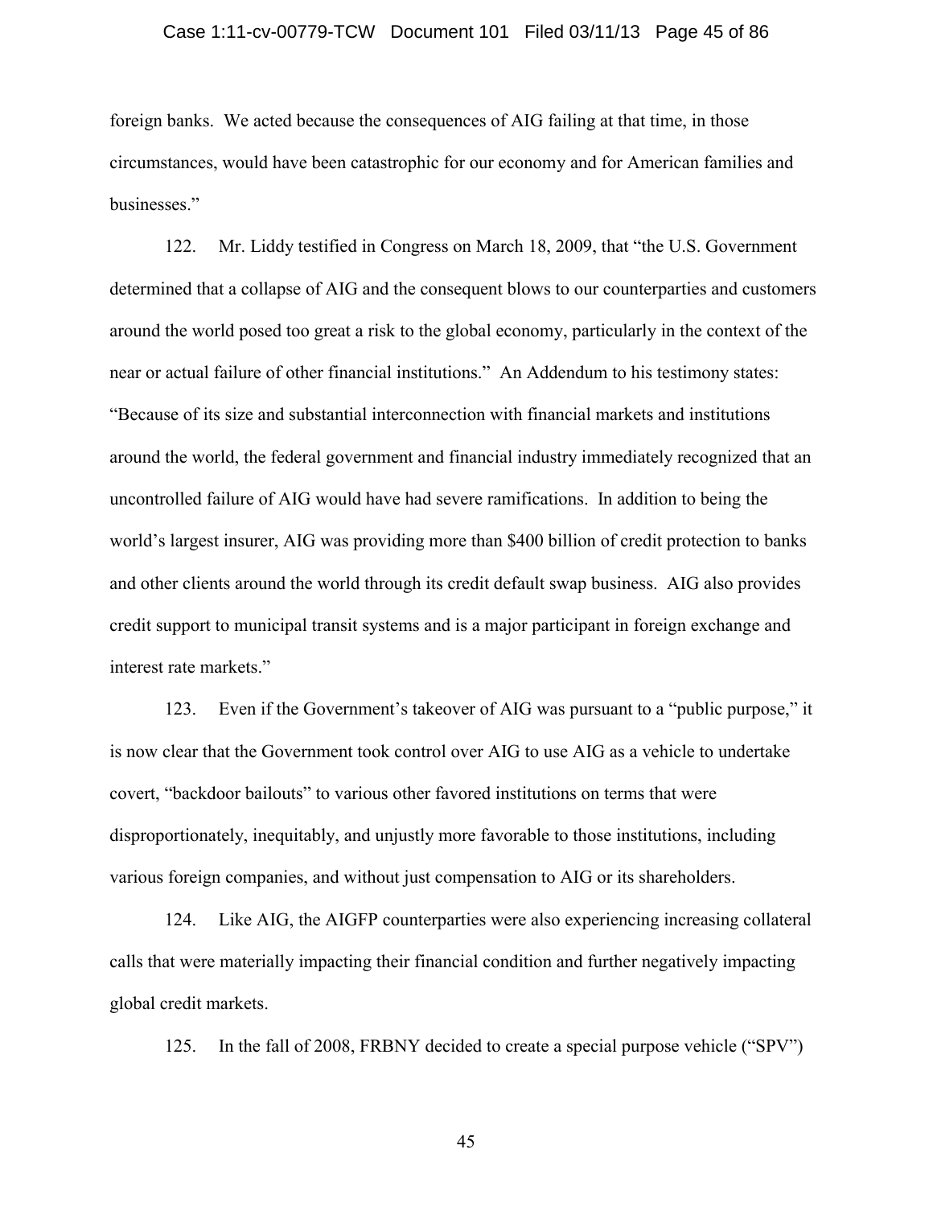foreign banks. We acted because the consequences of AIG failing at that time, in those circumstances, would have been catastrophic for our economy and for American families and businesses."

122. Mr. Liddy testified in Congress on March 18, 2009, that "the U.S. Government determined that a collapse of AIG and the consequent blows to our counterparties and customers around the world posed too great a risk to the global economy, particularly in the context of the near or actual failure of other financial institutions." An Addendum to his testimony states: "Because of its size and substantial interconnection with financial markets and institutions around the world, the federal government and financial industry immediately recognized that an uncontrolled failure of AIG would have had severe ramifications. In addition to being the world's largest insurer, AIG was providing more than $400 billion of credit protection to banks and other clients around the world through its credit default swap business. AIG also provides credit support to municipal transit systems and is a major participant in foreign exchange and interest rate markets."

123. Even if the Government's takeover of AIG was pursuant to a "public purpose," it is now clear that the Government took control over AIG to use AIG as a vehicle to undertake covert, "backdoor bailouts" to various other favored institutions on terms that were disproportionately, inequitably, and unjustly more favorable to those institutions, including various foreign companies, and without just compensation to AIG or its shareholders.

124. Like AIG, the AIGFP counterparties were also experiencing increasing collateral calls that were materially impacting their financial condition and further negatively impacting global credit markets.

125. In the fall of 2008, FRBNY decided to create a special purpose vehicle ("SPV")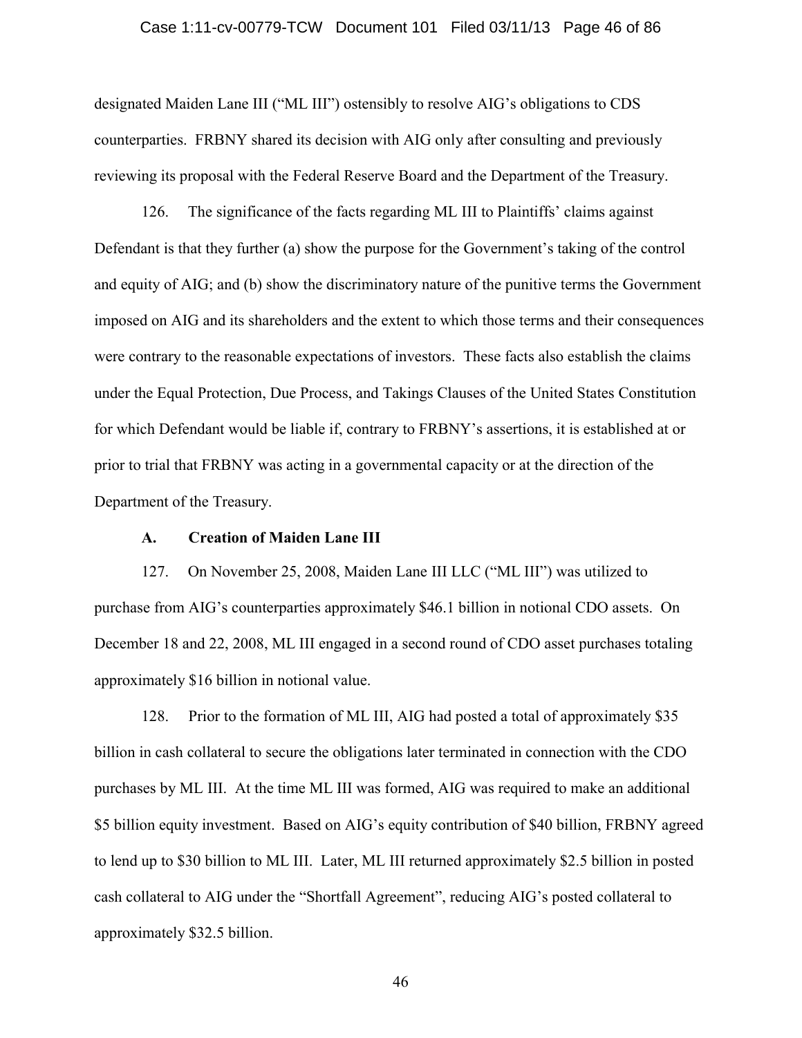designated Maiden Lane III ("ML III") ostensibly to resolve AIG's obligations to CDS counterparties. FRBNY shared its decision with AIG only after consulting and previously reviewing its proposal with the Federal Reserve Board and the Department of the Treasury.

126. The significance of the facts regarding ML III to Plaintiffs' claims against Defendant is that they further (a) show the purpose for the Government's taking of the control and equity of AIG; and (b) show the discriminatory nature of the punitive terms the Government imposed on AIG and its shareholders and the extent to which those terms and their consequences were contrary to the reasonable expectations of investors. These facts also establish the claims under the Equal Protection, Due Process, and Takings Clauses of the United States Constitution for which Defendant would be liable if, contrary to FRBNY's assertions, it is established at or prior to trial that FRBNY was acting in a governmental capacity or at the direction of the Department of the Treasury.

### A. Creation of Maiden Lane III

127. On November 25, 2008, Maiden Lane III LLC ("ML III") was utilized to purchase from AIG's counterparties approximately $46.1 billion in notional CDO assets. On December 18 and 22, 2008, ML III engaged in a second round of CDO asset purchases totaling approximately $16 billion in notional value.

128. Prior to the formation of ML III, AIG had posted a total of approximately $35 billion in cash collateral to secure the obligations later terminated in connection with the CDO purchases by ML III. At the time ML III was formed, AIG was required to make an additional $5 billion equity investment. Based on AIG's equity contribution of $40 billion, FRBNY agreed to lend up to $30 billion to ML III. Later, ML III returned approximately $2.5 billion in posted cash collateral to AIG under the "Shortfall Agreement", reducing AIG's posted collateral to approximately $32.5 billion.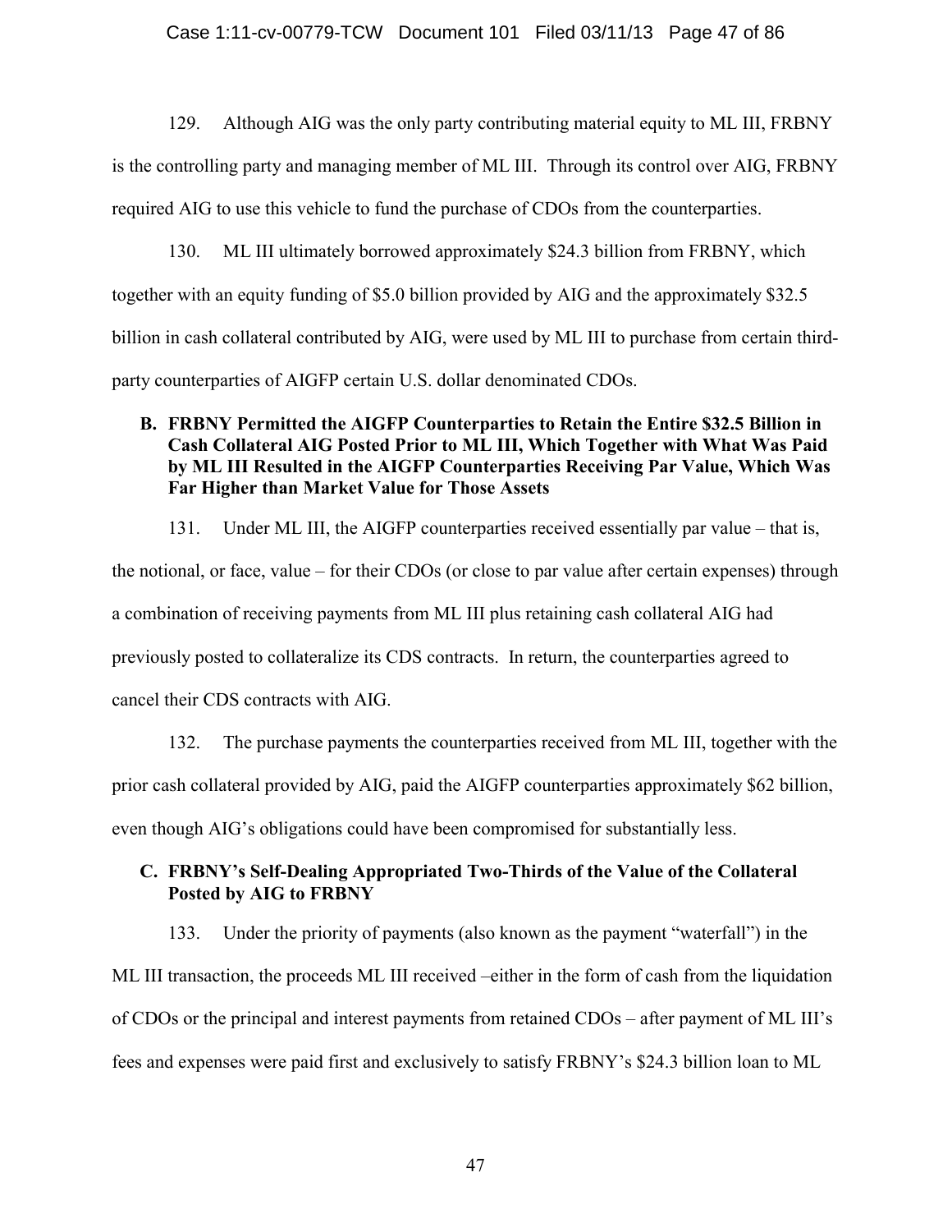129. Although AIG was the only party contributing material equity to ML III, FRBNY is the controlling party and managing member of ML III. Through its control over AIG, FRBNY required AIG to use this vehicle to fund the purchase of CDOs from the counterparties.

130. ML III ultimately borrowed approximately $24.3 billion from FRBNY, which together with an equity funding of $5.0 billion provided by AIG and the approximately $32.5 billion in cash collateral contributed by AIG, were used by ML III to purchase from certain third-party counterparties of AIGFP certain U.S. dollar denominated CDOs.

### B. FRBNY Permitted the AIGFP Counterparties to Retain the Entire $32.5 Billion in Cash Collateral AIG Posted Prior to ML III, Which Together with What Was Paid by ML III Resulted in the AIGFP Counterparties Receiving Par Value, Which Was Far Higher than Market Value for Those Assets

131. Under ML III, the AIGFP counterparties received essentially par value – that is, the notional, or face, value – for their CDOs (or close to par value after certain expenses) through a combination of receiving payments from ML III plus retaining cash collateral AIG had previously posted to collateralize its CDS contracts. In return, the counterparties agreed to cancel their CDS contracts with AIG.

132. The purchase payments the counterparties received from ML III, together with the prior cash collateral provided by AIG, paid the AIGFP counterparties approximately $62 billion, even though AIG's obligations could have been compromised for substantially less.

### C. FRBNY's Self-Dealing Appropriated Two-Thirds of the Value of the Collateral Posted by AIG to FRBNY

133. Under the priority of payments (also known as the payment "waterfall") in the ML III transaction, the proceeds ML III received –either in the form of cash from the liquidation of CDOs or the principal and interest payments from retained CDOs – after payment of ML III's fees and expenses were paid first and exclusively to satisfy FRBNY's $24.3 billion loan to ML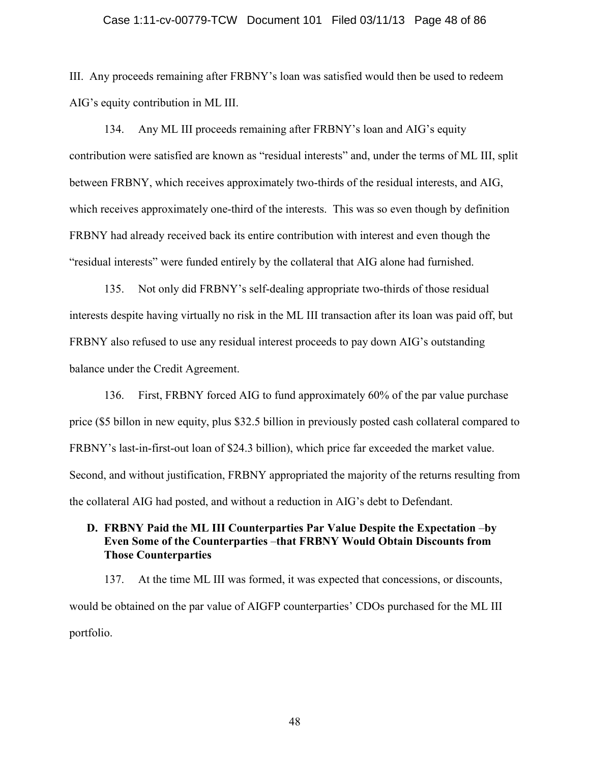III. Any proceeds remaining after FRBNY's loan was satisfied would then be used to redeem AIG's equity contribution in ML III.

134. Any ML III proceeds remaining after FRBNY's loan and AIG's equity contribution were satisfied are known as "residual interests" and, under the terms of ML III, split between FRBNY, which receives approximately two-thirds of the residual interests, and AIG, which receives approximately one-third of the interests. This was so even though by definition FRBNY had already received back its entire contribution with interest and even though the "residual interests" were funded entirely by the collateral that AIG alone had furnished.

135. Not only did FRBNY's self-dealing appropriate two-thirds of those residual interests despite having virtually no risk in the ML III transaction after its loan was paid off, but FRBNY also refused to use any residual interest proceeds to pay down AIG's outstanding balance under the Credit Agreement.

136. First, FRBNY forced AIG to fund approximately 60% of the par value purchase price ($5 billon in new equity, plus $32.5 billion in previously posted cash collateral compared to FRBNY's last-in-first-out loan of $24.3 billion), which price far exceeded the market value. Second, and without justification, FRBNY appropriated the majority of the returns resulting from the collateral AIG had posted, and without a reduction in AIG's debt to Defendant.

### D. FRBNY Paid the ML III Counterparties Par Value Despite the Expectation –by Even Some of the Counterparties –that FRBNY Would Obtain Discounts from Those Counterparties

137. At the time ML III was formed, it was expected that concessions, or discounts, would be obtained on the par value of AIGFP counterparties' CDOs purchased for the ML III portfolio.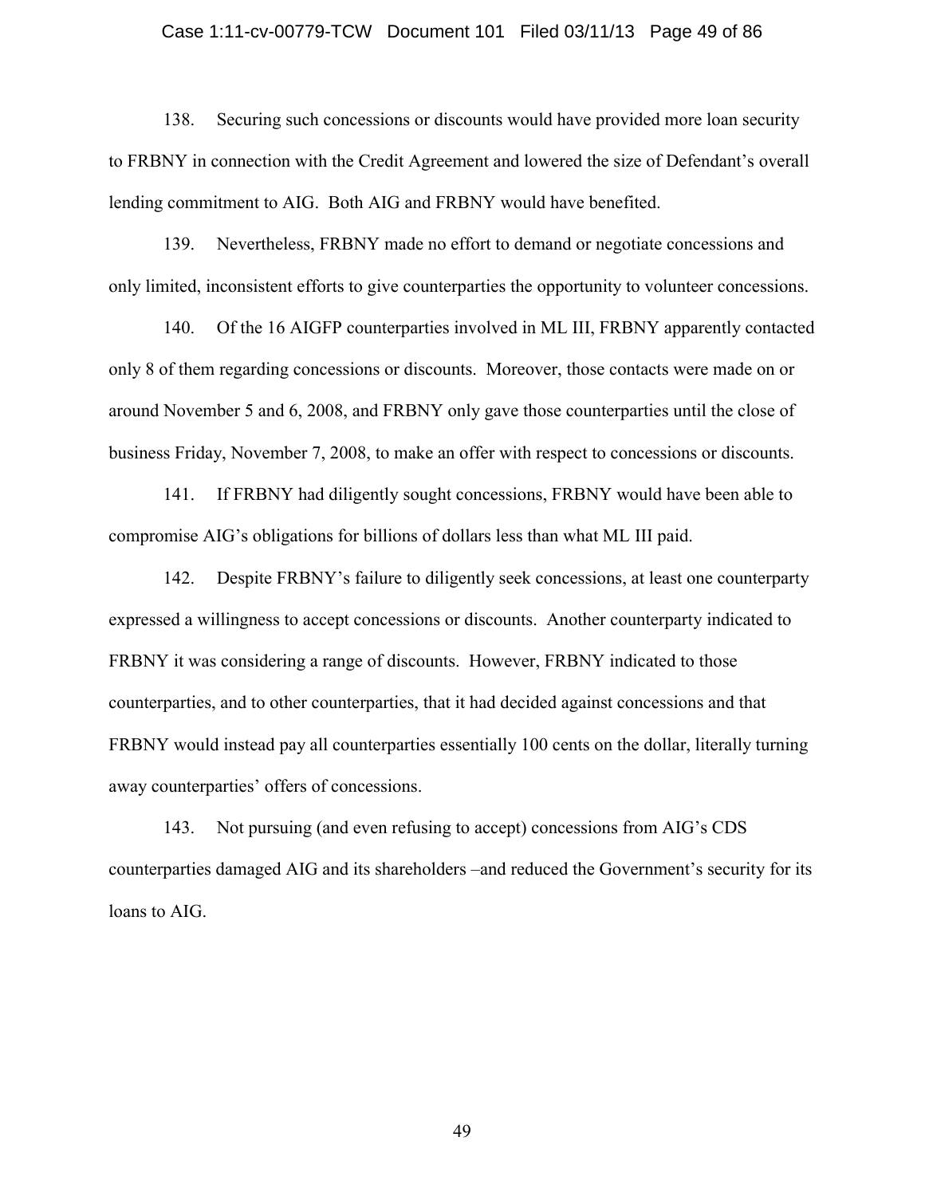138. Securing such concessions or discounts would have provided more loan security to FRBNY in connection with the Credit Agreement and lowered the size of Defendant's overall lending commitment to AIG. Both AIG and FRBNY would have benefited.

139. Nevertheless, FRBNY made no effort to demand or negotiate concessions and only limited, inconsistent efforts to give counterparties the opportunity to volunteer concessions.

140. Of the 16 AIGFP counterparties involved in ML III, FRBNY apparently contacted only 8 of them regarding concessions or discounts. Moreover, those contacts were made on or around November 5 and 6, 2008, and FRBNY only gave those counterparties until the close of business Friday, November 7, 2008, to make an offer with respect to concessions or discounts.

141. If FRBNY had diligently sought concessions, FRBNY would have been able to compromise AIG's obligations for billions of dollars less than what ML III paid.

142. Despite FRBNY's failure to diligently seek concessions, at least one counterparty expressed a willingness to accept concessions or discounts. Another counterparty indicated to FRBNY it was considering a range of discounts. However, FRBNY indicated to those counterparties, and to other counterparties, that it had decided against concessions and that FRBNY would instead pay all counterparties essentially 100 cents on the dollar, literally turning away counterparties' offers of concessions.

143. Not pursuing (and even refusing to accept) concessions from AIG's CDS counterparties damaged AIG and its shareholders –and reduced the Government's security for its loans to AIG.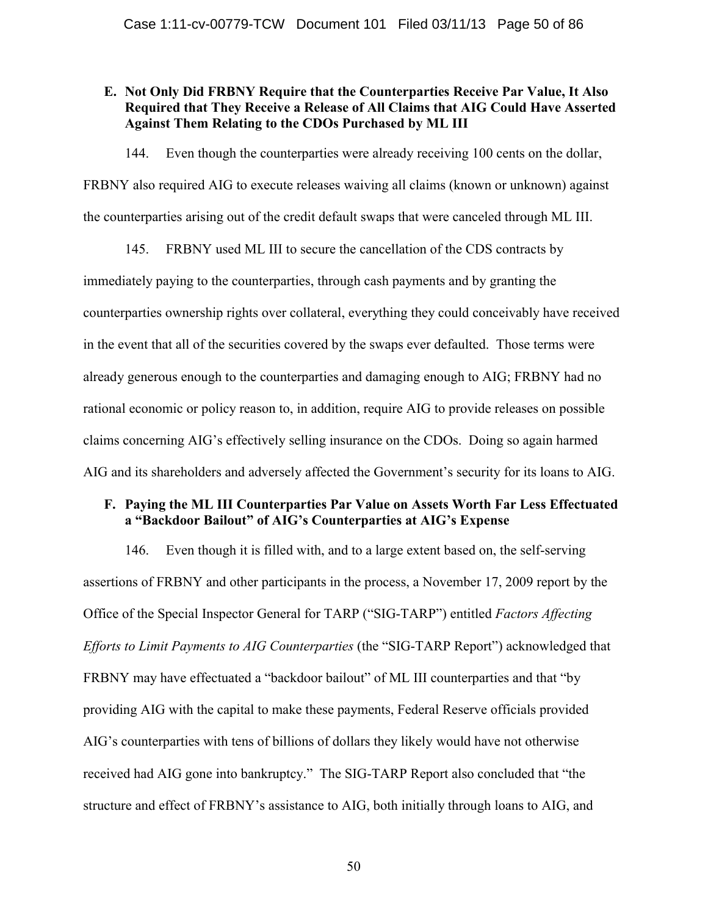### E. Not Only Did FRBNY Require that the Counterparties Receive Par Value, It Also Required that They Receive a Release of All Claims that AIG Could Have Asserted Against Them Relating to the CDOs Purchased by ML III

144. Even though the counterparties were already receiving 100 cents on the dollar, FRBNY also required AIG to execute releases waiving all claims (known or unknown) against the counterparties arising out of the credit default swaps that were canceled through ML III.

145. FRBNY used ML III to secure the cancellation of the CDS contracts by immediately paying to the counterparties, through cash payments and by granting the counterparties ownership rights over collateral, everything they could conceivably have received in the event that all of the securities covered by the swaps ever defaulted. Those terms were already generous enough to the counterparties and damaging enough to AIG; FRBNY had no rational economic or policy reason to, in addition, require AIG to provide releases on possible claims concerning AIG's effectively selling insurance on the CDOs. Doing so again harmed AIG and its shareholders and adversely affected the Government's security for its loans to AIG.

### F. Paying the ML III Counterparties Par Value on Assets Worth Far Less Effectuated a "Backdoor Bailout" of AIG's Counterparties at AIG's Expense

146. Even though it is filled with, and to a large extent based on, the self-serving assertions of FRBNY and other participants in the process, a November 17, 2009 report by the Office of the Special Inspector General for TARP ("SIG-TARP") entitled *Factors Affecting Efforts to Limit Payments to AIG Counterparties* (the "SIG-TARP Report") acknowledged that FRBNY may have effectuated a "backdoor bailout" of ML III counterparties and that "by providing AIG with the capital to make these payments, Federal Reserve officials provided AIG's counterparties with tens of billions of dollars they likely would have not otherwise received had AIG gone into bankruptcy." The SIG-TARP Report also concluded that "the structure and effect of FRBNY's assistance to AIG, both initially through loans to AIG, and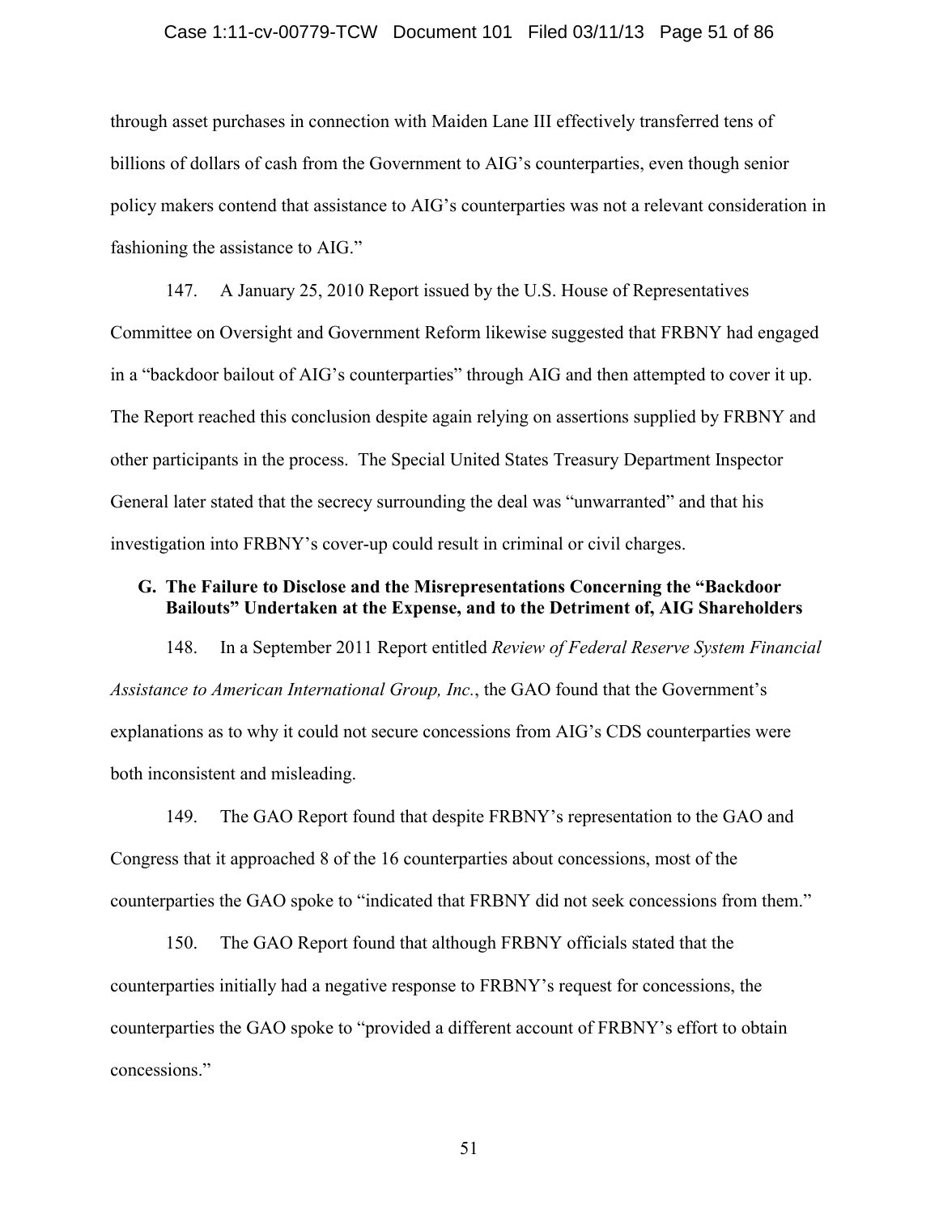through asset purchases in connection with Maiden Lane III effectively transferred tens of billions of dollars of cash from the Government to AIG's counterparties, even though senior policy makers contend that assistance to AIG's counterparties was not a relevant consideration in fashioning the assistance to AIG."

147. A January 25, 2010 Report issued by the U.S. House of Representatives Committee on Oversight and Government Reform likewise suggested that FRBNY had engaged in a "backdoor bailout of AIG's counterparties" through AIG and then attempted to cover it up. The Report reached this conclusion despite again relying on assertions supplied by FRBNY and other participants in the process. The Special United States Treasury Department Inspector General later stated that the secrecy surrounding the deal was "unwarranted" and that his investigation into FRBNY's cover-up could result in criminal or civil charges.

### G. The Failure to Disclose and the Misrepresentations Concerning the "Backdoor Bailouts" Undertaken at the Expense, and to the Detriment of, AIG Shareholders

148. In a September 2011 Report entitled *Review of Federal Reserve System Financial Assistance to American International Group, Inc.*, the GAO found that the Government's explanations as to why it could not secure concessions from AIG's CDS counterparties were both inconsistent and misleading.

149. The GAO Report found that despite FRBNY's representation to the GAO and Congress that it approached 8 of the 16 counterparties about concessions, most of the counterparties the GAO spoke to "indicated that FRBNY did not seek concessions from them."

150. The GAO Report found that although FRBNY officials stated that the counterparties initially had a negative response to FRBNY's request for concessions, the counterparties the GAO spoke to "provided a different account of FRBNY's effort to obtain concessions."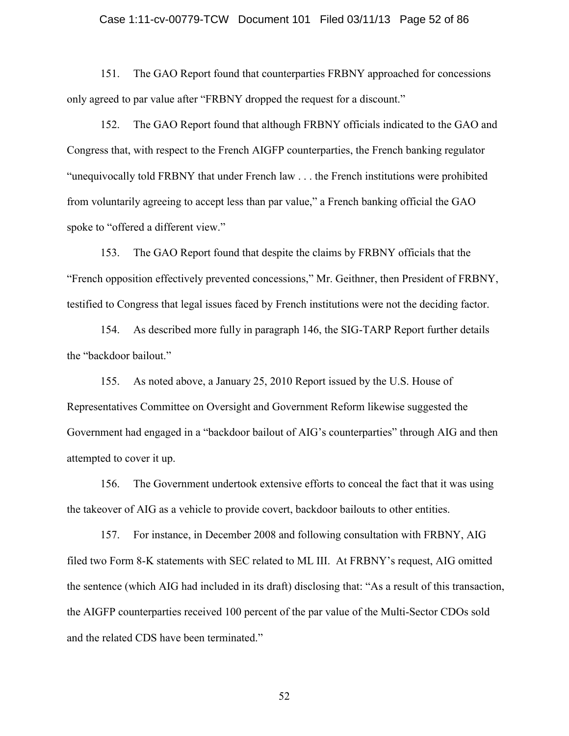151. The GAO Report found that counterparties FRBNY approached for concessions only agreed to par value after "FRBNY dropped the request for a discount."

152. The GAO Report found that although FRBNY officials indicated to the GAO and Congress that, with respect to the French AIGFP counterparties, the French banking regulator "unequivocally told FRBNY that under French law . . . the French institutions were prohibited from voluntarily agreeing to accept less than par value," a French banking official the GAO spoke to "offered a different view."

153. The GAO Report found that despite the claims by FRBNY officials that the "French opposition effectively prevented concessions," Mr. Geithner, then President of FRBNY, testified to Congress that legal issues faced by French institutions were not the deciding factor.

154. As described more fully in paragraph 146, the SIG-TARP Report further details the "backdoor bailout."

155. As noted above, a January 25, 2010 Report issued by the U.S. House of Representatives Committee on Oversight and Government Reform likewise suggested the Government had engaged in a "backdoor bailout of AIG's counterparties" through AIG and then attempted to cover it up.

156. The Government undertook extensive efforts to conceal the fact that it was using the takeover of AIG as a vehicle to provide covert, backdoor bailouts to other entities.

157. For instance, in December 2008 and following consultation with FRBNY, AIG filed two Form 8-K statements with SEC related to ML III. At FRBNY's request, AIG omitted the sentence (which AIG had included in its draft) disclosing that: "As a result of this transaction, the AIGFP counterparties received 100 percent of the par value of the Multi-Sector CDOs sold and the related CDS have been terminated."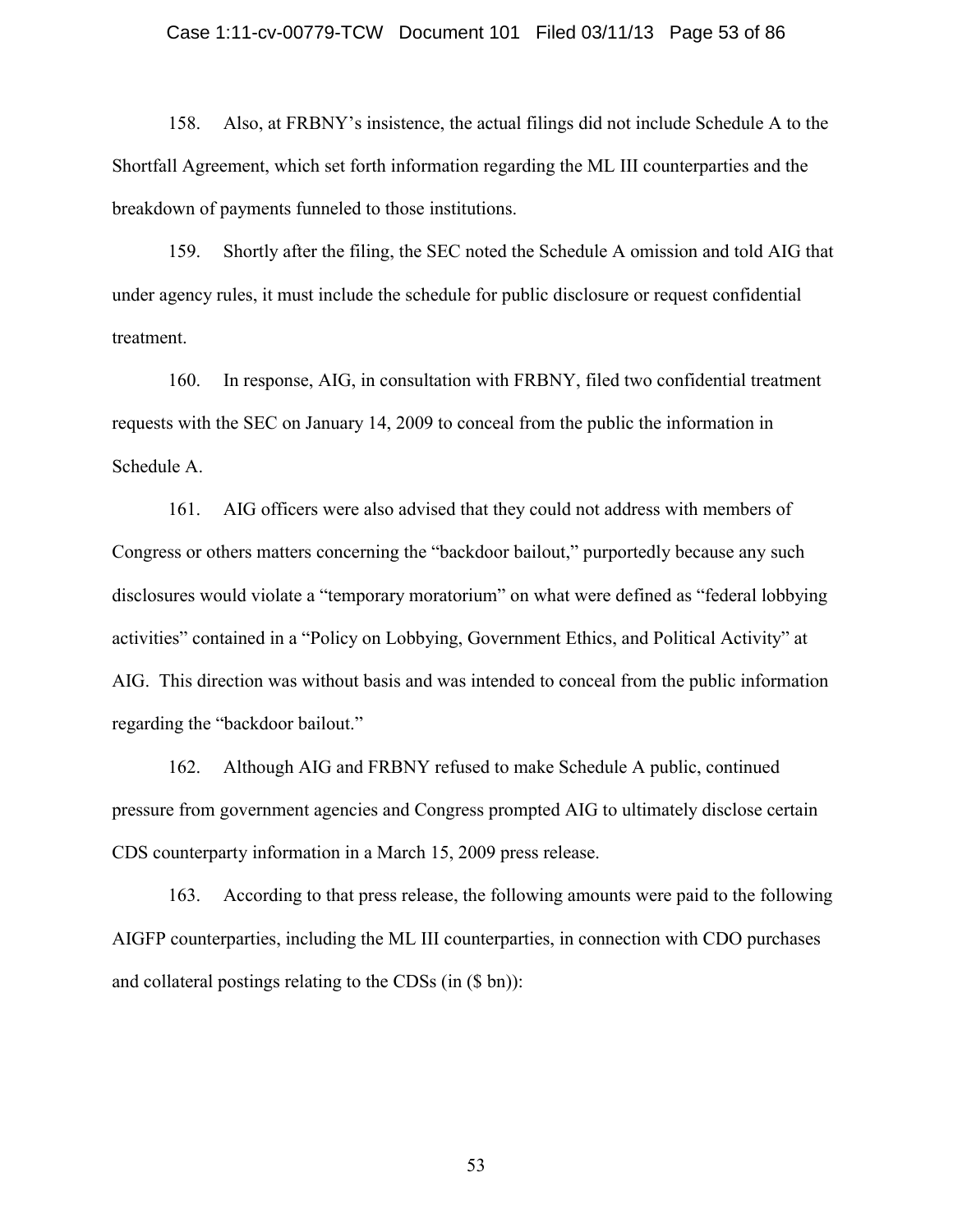158. Also, at FRBNY's insistence, the actual filings did not include Schedule A to the Shortfall Agreement, which set forth information regarding the ML III counterparties and the breakdown of payments funneled to those institutions.

159. Shortly after the filing, the SEC noted the Schedule A omission and told AIG that under agency rules, it must include the schedule for public disclosure or request confidential treatment.

160. In response, AIG, in consultation with FRBNY, filed two confidential treatment requests with the SEC on January 14, 2009 to conceal from the public the information in Schedule A.

161. AIG officers were also advised that they could not address with members of Congress or others matters concerning the "backdoor bailout," purportedly because any such disclosures would violate a "temporary moratorium" on what were defined as "federal lobbying activities" contained in a "Policy on Lobbying, Government Ethics, and Political Activity" at AIG. This direction was without basis and was intended to conceal from the public information regarding the "backdoor bailout."

162. Although AIG and FRBNY refused to make Schedule A public, continued pressure from government agencies and Congress prompted AIG to ultimately disclose certain CDS counterparty information in a March 15, 2009 press release.

163. According to that press release, the following amounts were paid to the following AIGFP counterparties, including the ML III counterparties, in connection with CDO purchases and collateral postings relating to the CDSs (in ($ bn)):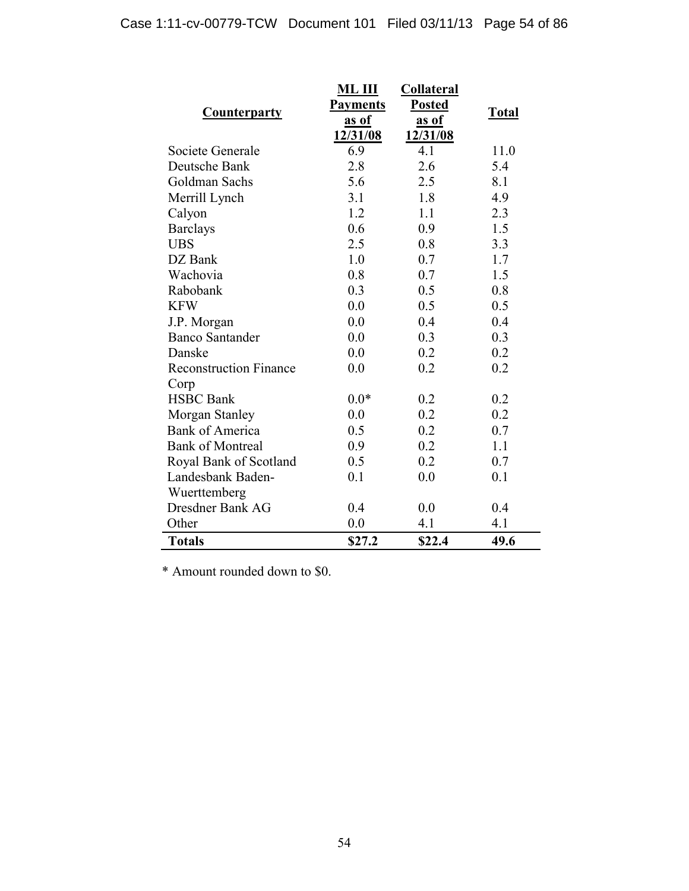| Counterparty | ML III Payments as of 12/31/08 | Collateral Posted as of 12/31/08 | Total |
|---|---|---|---|
| Societe Generale | 6.9 | 4.1 | 11.0 |
| Deutsche Bank | 2.8 | 2.6 | 5.4 |
| Goldman Sachs | 5.6 | 2.5 | 8.1 |
| Merrill Lynch | 3.1 | 1.8 | 4.9 |
| Calyon | 1.2 | 1.1 | 2.3 |
| Barclays | 0.6 | 0.9 | 1.5 |
| UBS | 2.5 | 0.8 | 3.3 |
| DZ Bank | 1.0 | 0.7 | 1.7 |
| Wachovia | 0.8 | 0.7 | 1.5 |
| Rabobank | 0.3 | 0.5 | 0.8 |
| KFW | 0.0 | 0.5 | 0.5 |
| J.P. Morgan | 0.0 | 0.4 | 0.4 |
| Banco Santander | 0.0 | 0.3 | 0.3 |
| Danske | 0.0 | 0.2 | 0.2 |
| Reconstruction Finance Corp | 0.0 | 0.2 | 0.2 |
| HSBC Bank | 0.0* | 0.2 | 0.2 |
| Morgan Stanley | 0.0 | 0.2 | 0.2 |
| Bank of America | 0.5 | 0.2 | 0.7 |
| Bank of Montreal | 0.9 | 0.2 | 1.1 |
| Royal Bank of Scotland | 0.5 | 0.2 | 0.7 |
| Landesbank Baden-Wuerttemberg | 0.1 | 0.0 | 0.1 |
| Dresdner Bank AG | 0.4 | 0.0 | 0.4 |
| Other | 0.0 | 4.1 | 4.1 |
| **Totals** | **$27.2** | **$22.4** | **49.6** |

* Amount rounded down to $0.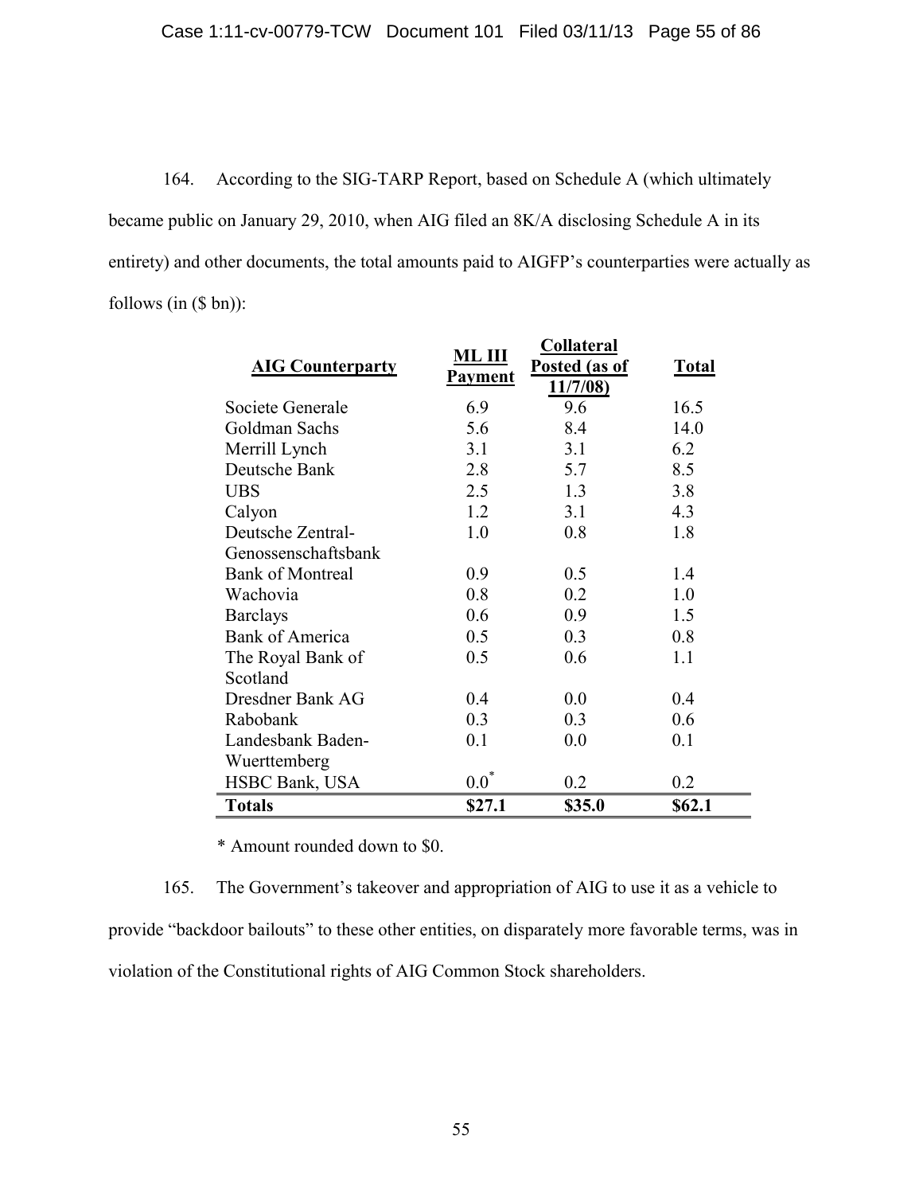164. According to the SIG-TARP Report, based on Schedule A (which ultimately became public on January 29, 2010, when AIG filed an 8K/A disclosing Schedule A in its entirety) and other documents, the total amounts paid to AIGFP's counterparties were actually as follows (in ($ bn)):

| AIG Counterparty | ML III Payment | Collateral Posted (as of 11/7/08) | Total |
|---|---|---|---|
| Societe Generale | 6.9 | 9.6 | 16.5 |
| Goldman Sachs | 5.6 | 8.4 | 14.0 |
| Merrill Lynch | 3.1 | 3.1 | 6.2 |
| Deutsche Bank | 2.8 | 5.7 | 8.5 |
| UBS | 2.5 | 1.3 | 3.8 |
| Calyon | 1.2 | 3.1 | 4.3 |
| Deutsche Zentral-Genossenschaftsbank | 1.0 | 0.8 | 1.8 |
| Bank of Montreal | 0.9 | 0.5 | 1.4 |
| Wachovia | 0.8 | 0.2 | 1.0 |
| Barclays | 0.6 | 0.9 | 1.5 |
| Bank of America | 0.5 | 0.3 | 0.8 |
| The Royal Bank of Scotland | 0.5 | 0.6 | 1.1 |
| Dresdner Bank AG | 0.4 | 0.0 | 0.4 |
| Rabobank | 0.3 | 0.3 | 0.6 |
| Landesbank Baden-Wuerttemberg | 0.1 | 0.0 | 0.1 |
| HSBC Bank, USA | 0.0* | 0.2 | 0.2 |
| **Totals** | **$27.1** | **$35.0** | **$62.1** |

\* Amount rounded down to $0.

165. The Government's takeover and appropriation of AIG to use it as a vehicle to provide "backdoor bailouts" to these other entities, on disparately more favorable terms, was in violation of the Constitutional rights of AIG Common Stock shareholders.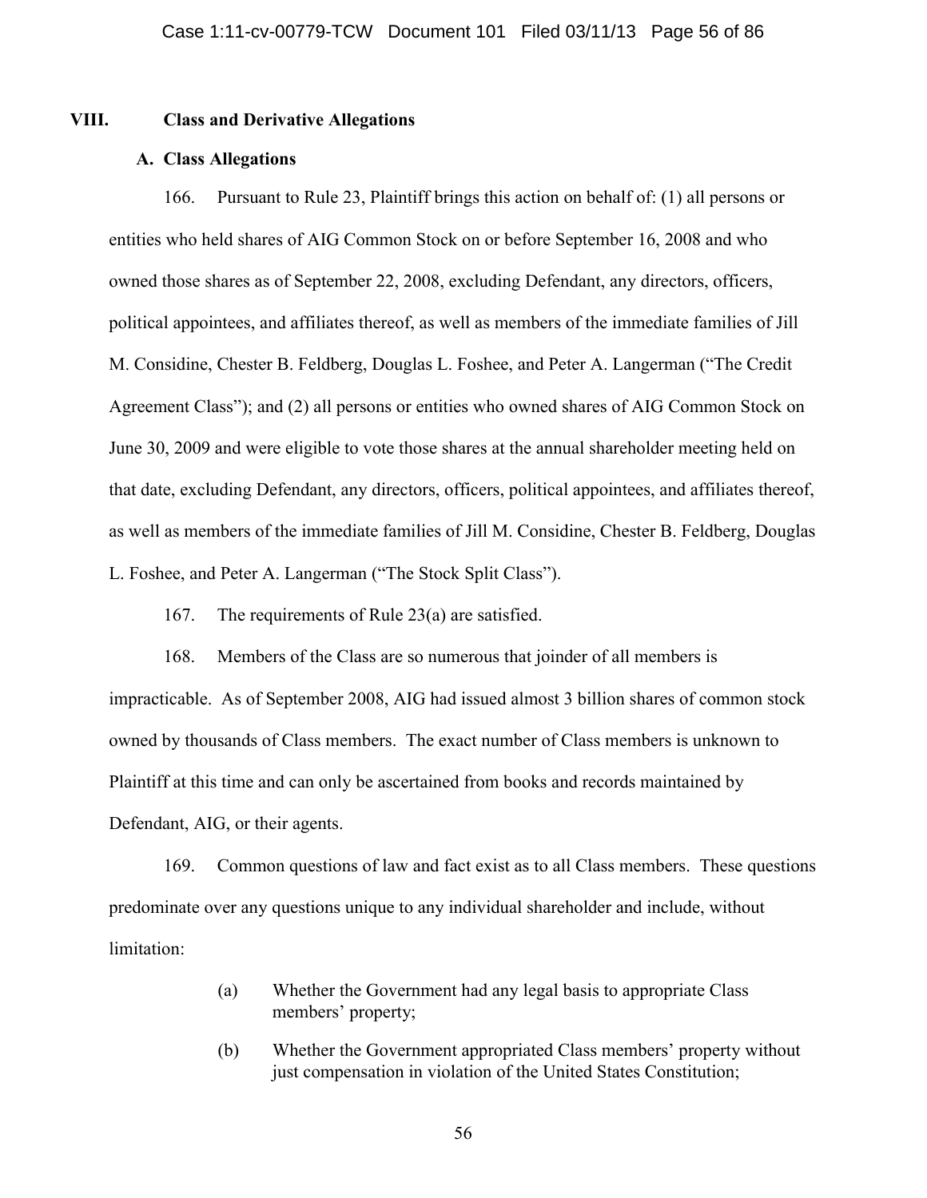## VIII. Class and Derivative Allegations

### A. Class Allegations

166. Pursuant to Rule 23, Plaintiff brings this action on behalf of: (1) all persons or entities who held shares of AIG Common Stock on or before September 16, 2008 and who owned those shares as of September 22, 2008, excluding Defendant, any directors, officers, political appointees, and affiliates thereof, as well as members of the immediate families of Jill M. Considine, Chester B. Feldberg, Douglas L. Foshee, and Peter A. Langerman ("The Credit Agreement Class"); and (2) all persons or entities who owned shares of AIG Common Stock on June 30, 2009 and were eligible to vote those shares at the annual shareholder meeting held on that date, excluding Defendant, any directors, officers, political appointees, and affiliates thereof, as well as members of the immediate families of Jill M. Considine, Chester B. Feldberg, Douglas L. Foshee, and Peter A. Langerman ("The Stock Split Class").

167. The requirements of Rule 23(a) are satisfied.

168. Members of the Class are so numerous that joinder of all members is impracticable. As of September 2008, AIG had issued almost 3 billion shares of common stock owned by thousands of Class members. The exact number of Class members is unknown to Plaintiff at this time and can only be ascertained from books and records maintained by Defendant, AIG, or their agents.

169. Common questions of law and fact exist as to all Class members. These questions predominate over any questions unique to any individual shareholder and include, without limitation:

(a) Whether the Government had any legal basis to appropriate Class members' property;

(b) Whether the Government appropriated Class members' property without just compensation in violation of the United States Constitution;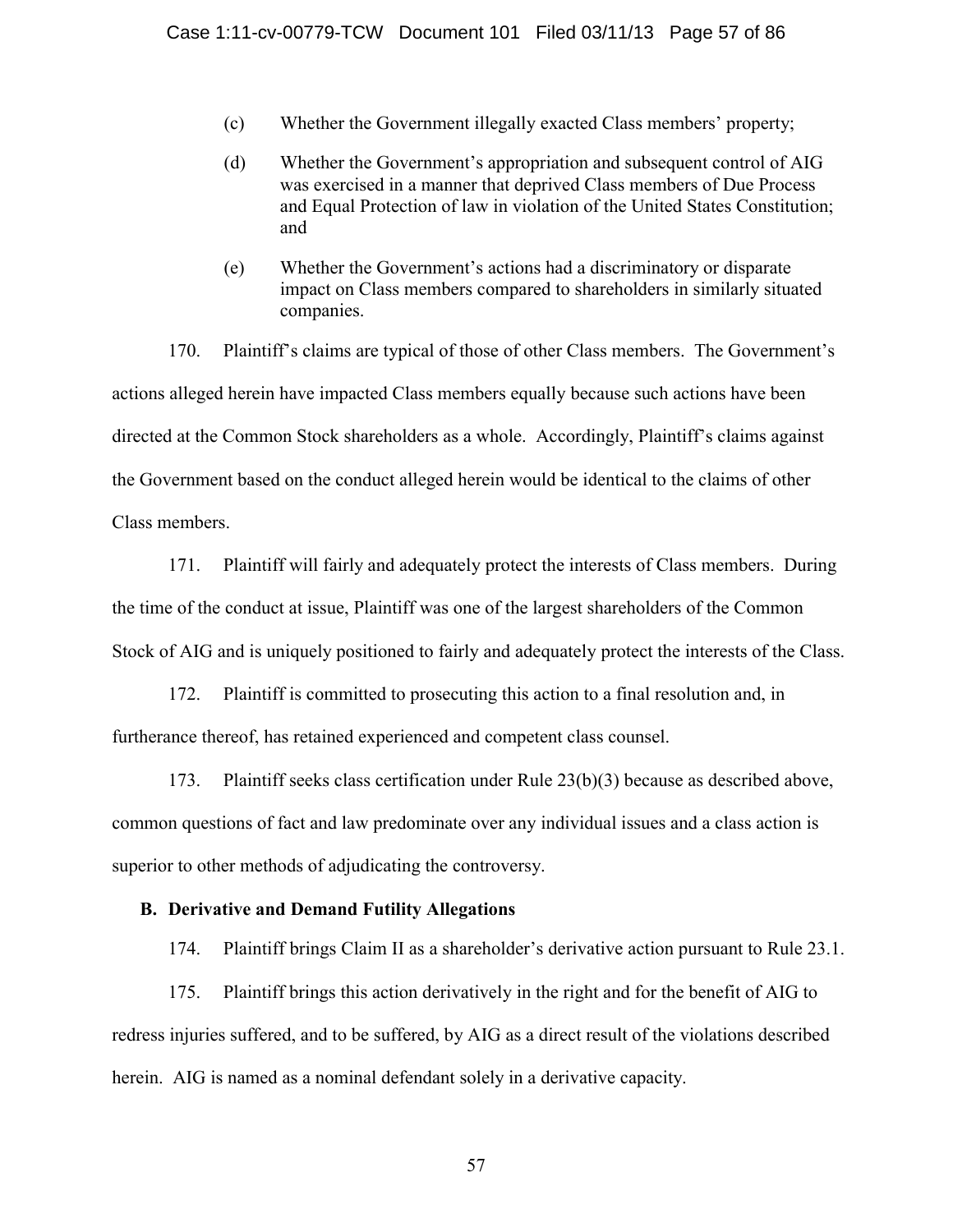(c) Whether the Government illegally exacted Class members' property;

(d) Whether the Government's appropriation and subsequent control of AIG was exercised in a manner that deprived Class members of Due Process and Equal Protection of law in violation of the United States Constitution; and

(e) Whether the Government's actions had a discriminatory or disparate impact on Class members compared to shareholders in similarly situated companies.

170. Plaintiff's claims are typical of those of other Class members. The Government's actions alleged herein have impacted Class members equally because such actions have been directed at the Common Stock shareholders as a whole. Accordingly, Plaintiff's claims against the Government based on the conduct alleged herein would be identical to the claims of other Class members.

171. Plaintiff will fairly and adequately protect the interests of Class members. During the time of the conduct at issue, Plaintiff was one of the largest shareholders of the Common Stock of AIG and is uniquely positioned to fairly and adequately protect the interests of the Class.

172. Plaintiff is committed to prosecuting this action to a final resolution and, in furtherance thereof, has retained experienced and competent class counsel.

173. Plaintiff seeks class certification under Rule 23(b)(3) because as described above, common questions of fact and law predominate over any individual issues and a class action is superior to other methods of adjudicating the controversy.

**B. Derivative and Demand Futility Allegations**

174. Plaintiff brings Claim II as a shareholder's derivative action pursuant to Rule 23.1.

175. Plaintiff brings this action derivatively in the right and for the benefit of AIG to redress injuries suffered, and to be suffered, by AIG as a direct result of the violations described herein. AIG is named as a nominal defendant solely in a derivative capacity.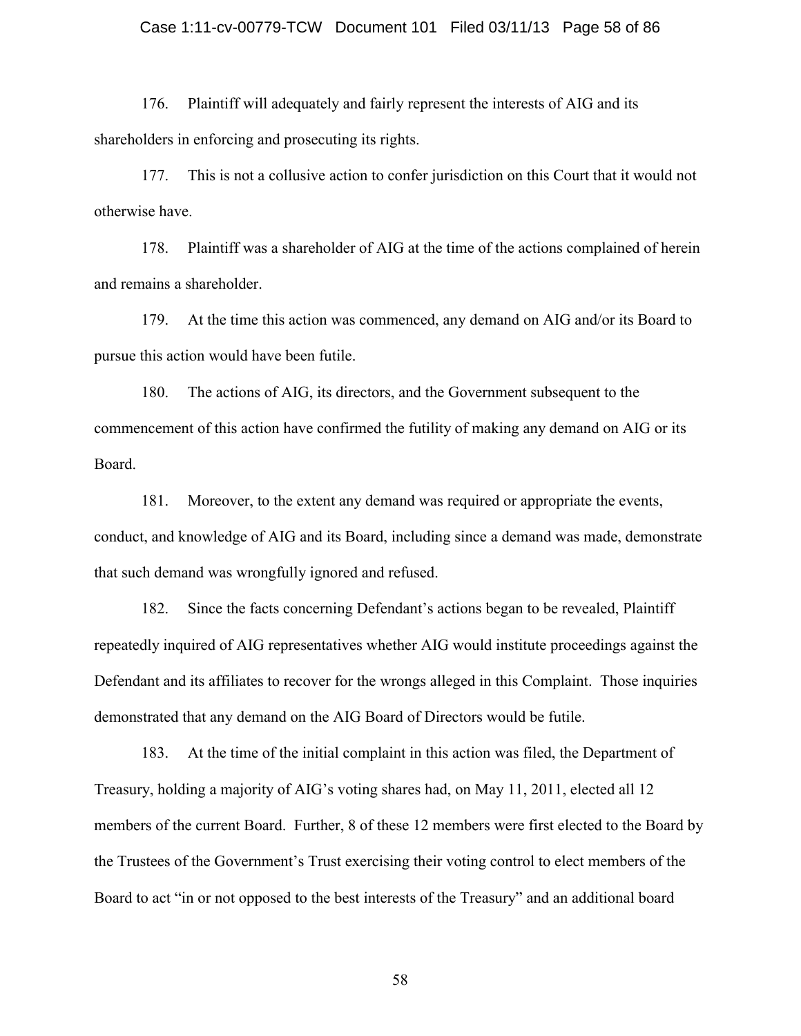176. Plaintiff will adequately and fairly represent the interests of AIG and its shareholders in enforcing and prosecuting its rights.

177. This is not a collusive action to confer jurisdiction on this Court that it would not otherwise have.

178. Plaintiff was a shareholder of AIG at the time of the actions complained of herein and remains a shareholder.

179. At the time this action was commenced, any demand on AIG and/or its Board to pursue this action would have been futile.

180. The actions of AIG, its directors, and the Government subsequent to the commencement of this action have confirmed the futility of making any demand on AIG or its Board.

181. Moreover, to the extent any demand was required or appropriate the events, conduct, and knowledge of AIG and its Board, including since a demand was made, demonstrate that such demand was wrongfully ignored and refused.

182. Since the facts concerning Defendant's actions began to be revealed, Plaintiff repeatedly inquired of AIG representatives whether AIG would institute proceedings against the Defendant and its affiliates to recover for the wrongs alleged in this Complaint. Those inquiries demonstrated that any demand on the AIG Board of Directors would be futile.

183. At the time of the initial complaint in this action was filed, the Department of Treasury, holding a majority of AIG's voting shares had, on May 11, 2011, elected all 12 members of the current Board. Further, 8 of these 12 members were first elected to the Board by the Trustees of the Government's Trust exercising their voting control to elect members of the Board to act "in or not opposed to the best interests of the Treasury" and an additional board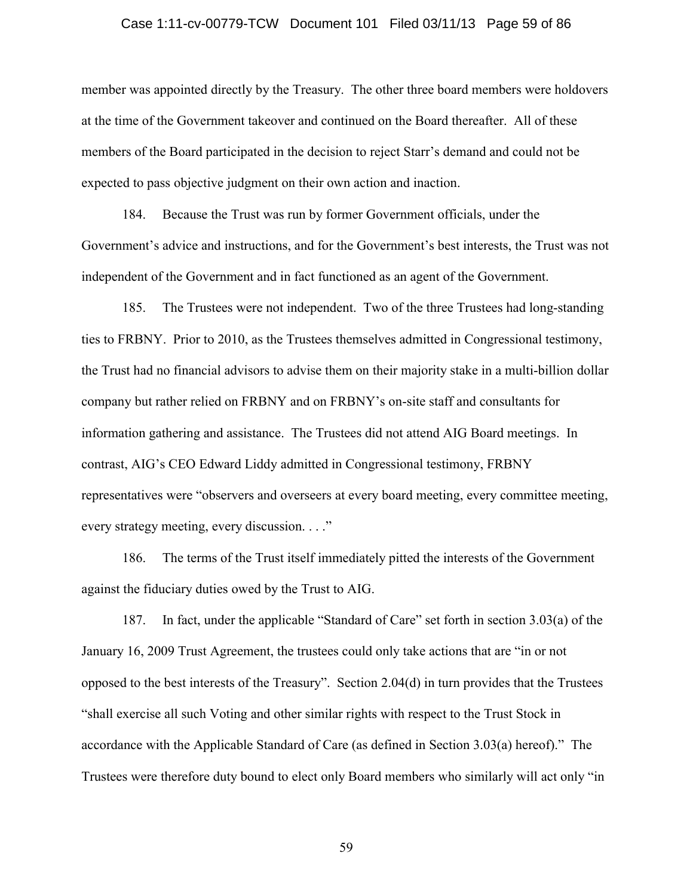member was appointed directly by the Treasury. The other three board members were holdovers at the time of the Government takeover and continued on the Board thereafter. All of these members of the Board participated in the decision to reject Starr's demand and could not be expected to pass objective judgment on their own action and inaction.

184. Because the Trust was run by former Government officials, under the Government's advice and instructions, and for the Government's best interests, the Trust was not independent of the Government and in fact functioned as an agent of the Government.

185. The Trustees were not independent. Two of the three Trustees had long-standing ties to FRBNY. Prior to 2010, as the Trustees themselves admitted in Congressional testimony, the Trust had no financial advisors to advise them on their majority stake in a multi-billion dollar company but rather relied on FRBNY and on FRBNY's on-site staff and consultants for information gathering and assistance. The Trustees did not attend AIG Board meetings. In contrast, AIG's CEO Edward Liddy admitted in Congressional testimony, FRBNY representatives were "observers and overseers at every board meeting, every committee meeting, every strategy meeting, every discussion. . . ."

186. The terms of the Trust itself immediately pitted the interests of the Government against the fiduciary duties owed by the Trust to AIG.

187. In fact, under the applicable "Standard of Care" set forth in section 3.03(a) of the January 16, 2009 Trust Agreement, the trustees could only take actions that are "in or not opposed to the best interests of the Treasury". Section 2.04(d) in turn provides that the Trustees "shall exercise all such Voting and other similar rights with respect to the Trust Stock in accordance with the Applicable Standard of Care (as defined in Section 3.03(a) hereof)." The Trustees were therefore duty bound to elect only Board members who similarly will act only "in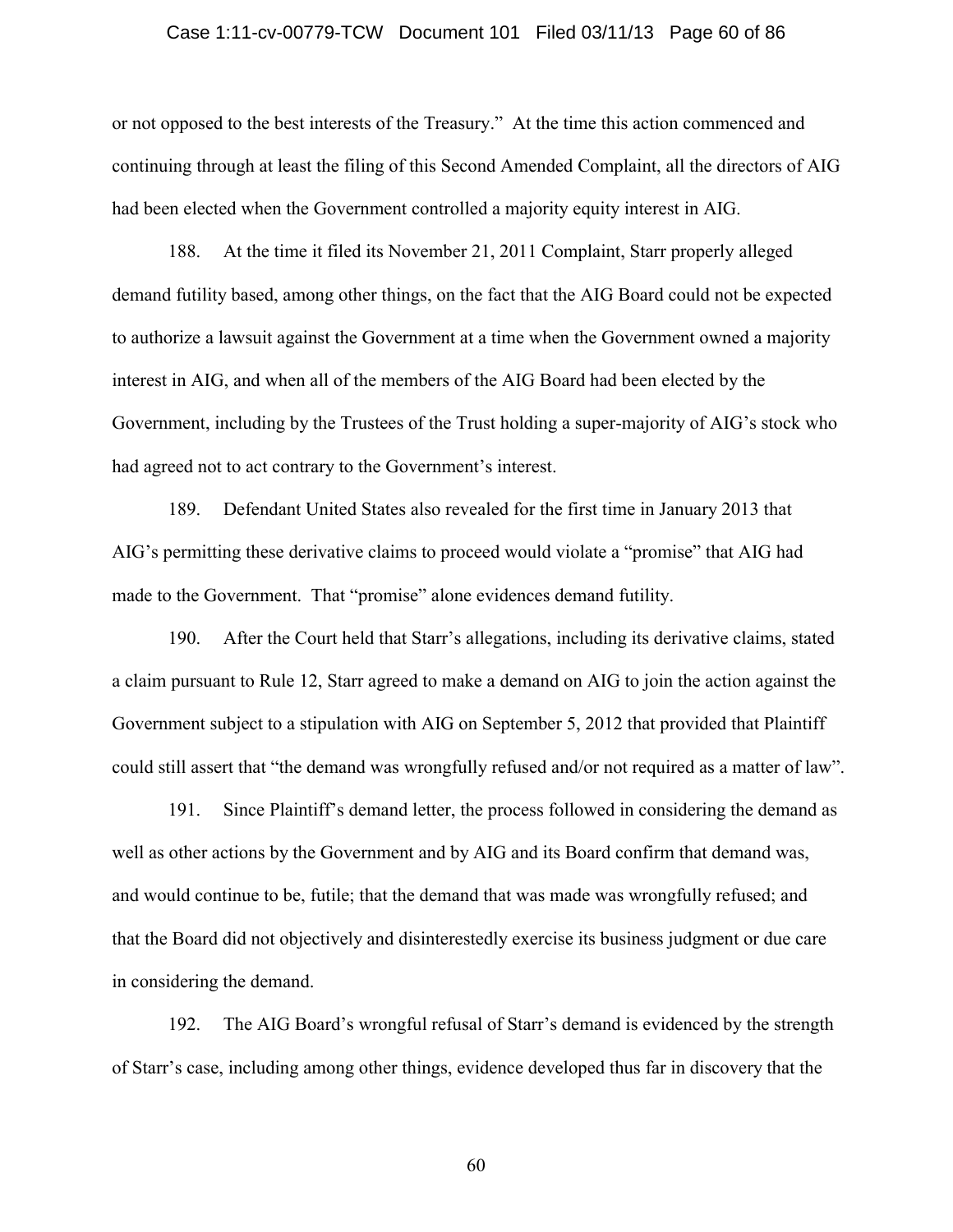or not opposed to the best interests of the Treasury." At the time this action commenced and continuing through at least the filing of this Second Amended Complaint, all the directors of AIG had been elected when the Government controlled a majority equity interest in AIG.

188. At the time it filed its November 21, 2011 Complaint, Starr properly alleged demand futility based, among other things, on the fact that the AIG Board could not be expected to authorize a lawsuit against the Government at a time when the Government owned a majority interest in AIG, and when all of the members of the AIG Board had been elected by the Government, including by the Trustees of the Trust holding a super-majority of AIG's stock who had agreed not to act contrary to the Government's interest.

189. Defendant United States also revealed for the first time in January 2013 that AIG's permitting these derivative claims to proceed would violate a "promise" that AIG had made to the Government. That "promise" alone evidences demand futility.

190. After the Court held that Starr's allegations, including its derivative claims, stated a claim pursuant to Rule 12, Starr agreed to make a demand on AIG to join the action against the Government subject to a stipulation with AIG on September 5, 2012 that provided that Plaintiff could still assert that "the demand was wrongfully refused and/or not required as a matter of law".

191. Since Plaintiff's demand letter, the process followed in considering the demand as well as other actions by the Government and by AIG and its Board confirm that demand was, and would continue to be, futile; that the demand that was made was wrongfully refused; and that the Board did not objectively and disinterestedly exercise its business judgment or due care in considering the demand.

192. The AIG Board's wrongful refusal of Starr's demand is evidenced by the strength of Starr's case, including among other things, evidence developed thus far in discovery that the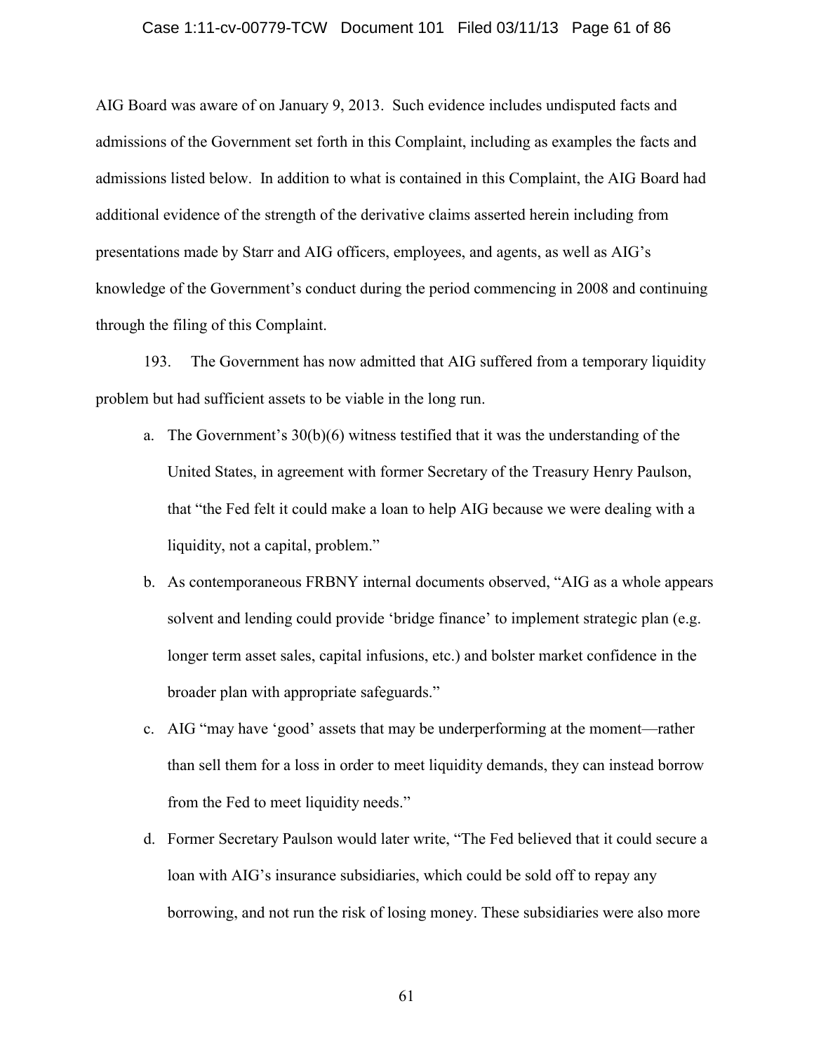AIG Board was aware of on January 9, 2013. Such evidence includes undisputed facts and admissions of the Government set forth in this Complaint, including as examples the facts and admissions listed below. In addition to what is contained in this Complaint, the AIG Board had additional evidence of the strength of the derivative claims asserted herein including from presentations made by Starr and AIG officers, employees, and agents, as well as AIG's knowledge of the Government's conduct during the period commencing in 2008 and continuing through the filing of this Complaint.

193. The Government has now admitted that AIG suffered from a temporary liquidity problem but had sufficient assets to be viable in the long run.

a. The Government's 30(b)(6) witness testified that it was the understanding of the United States, in agreement with former Secretary of the Treasury Henry Paulson, that "the Fed felt it could make a loan to help AIG because we were dealing with a liquidity, not a capital, problem."

b. As contemporaneous FRBNY internal documents observed, "AIG as a whole appears solvent and lending could provide 'bridge finance' to implement strategic plan (e.g. longer term asset sales, capital infusions, etc.) and bolster market confidence in the broader plan with appropriate safeguards."

c. AIG "may have 'good' assets that may be underperforming at the moment—rather than sell them for a loss in order to meet liquidity demands, they can instead borrow from the Fed to meet liquidity needs."

d. Former Secretary Paulson would later write, "The Fed believed that it could secure a loan with AIG's insurance subsidiaries, which could be sold off to repay any borrowing, and not run the risk of losing money. These subsidiaries were also more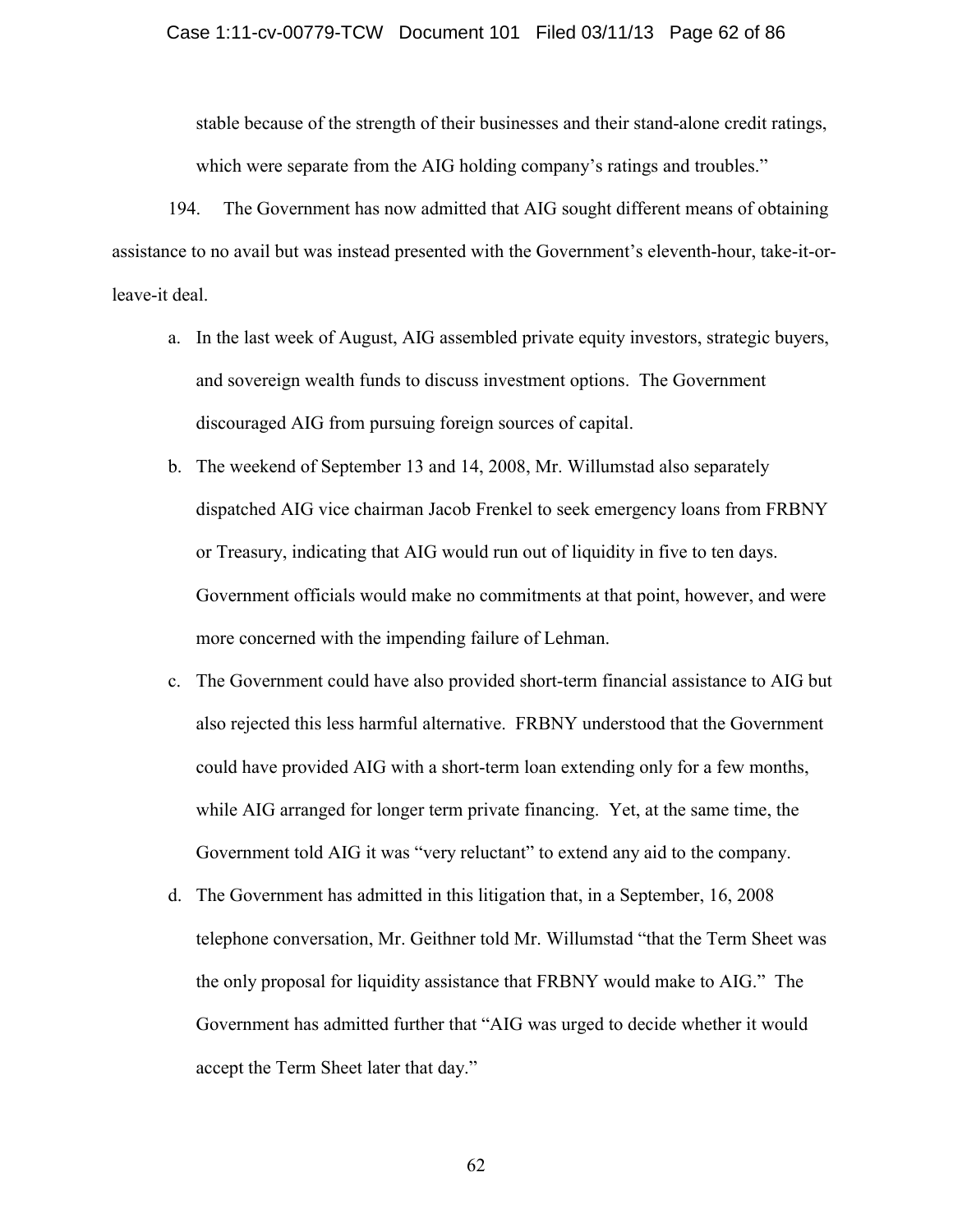stable because of the strength of their businesses and their stand-alone credit ratings, which were separate from the AIG holding company's ratings and troubles."

194. The Government has now admitted that AIG sought different means of obtaining assistance to no avail but was instead presented with the Government's eleventh-hour, take-it-or-leave-it deal.

a. In the last week of August, AIG assembled private equity investors, strategic buyers, and sovereign wealth funds to discuss investment options. The Government discouraged AIG from pursuing foreign sources of capital.

b. The weekend of September 13 and 14, 2008, Mr. Willumstad also separately dispatched AIG vice chairman Jacob Frenkel to seek emergency loans from FRBNY or Treasury, indicating that AIG would run out of liquidity in five to ten days. Government officials would make no commitments at that point, however, and were more concerned with the impending failure of Lehman.

c. The Government could have also provided short-term financial assistance to AIG but also rejected this less harmful alternative. FRBNY understood that the Government could have provided AIG with a short-term loan extending only for a few months, while AIG arranged for longer term private financing. Yet, at the same time, the Government told AIG it was "very reluctant" to extend any aid to the company.

d. The Government has admitted in this litigation that, in a September, 16, 2008 telephone conversation, Mr. Geithner told Mr. Willumstad "that the Term Sheet was the only proposal for liquidity assistance that FRBNY would make to AIG." The Government has admitted further that "AIG was urged to decide whether it would accept the Term Sheet later that day."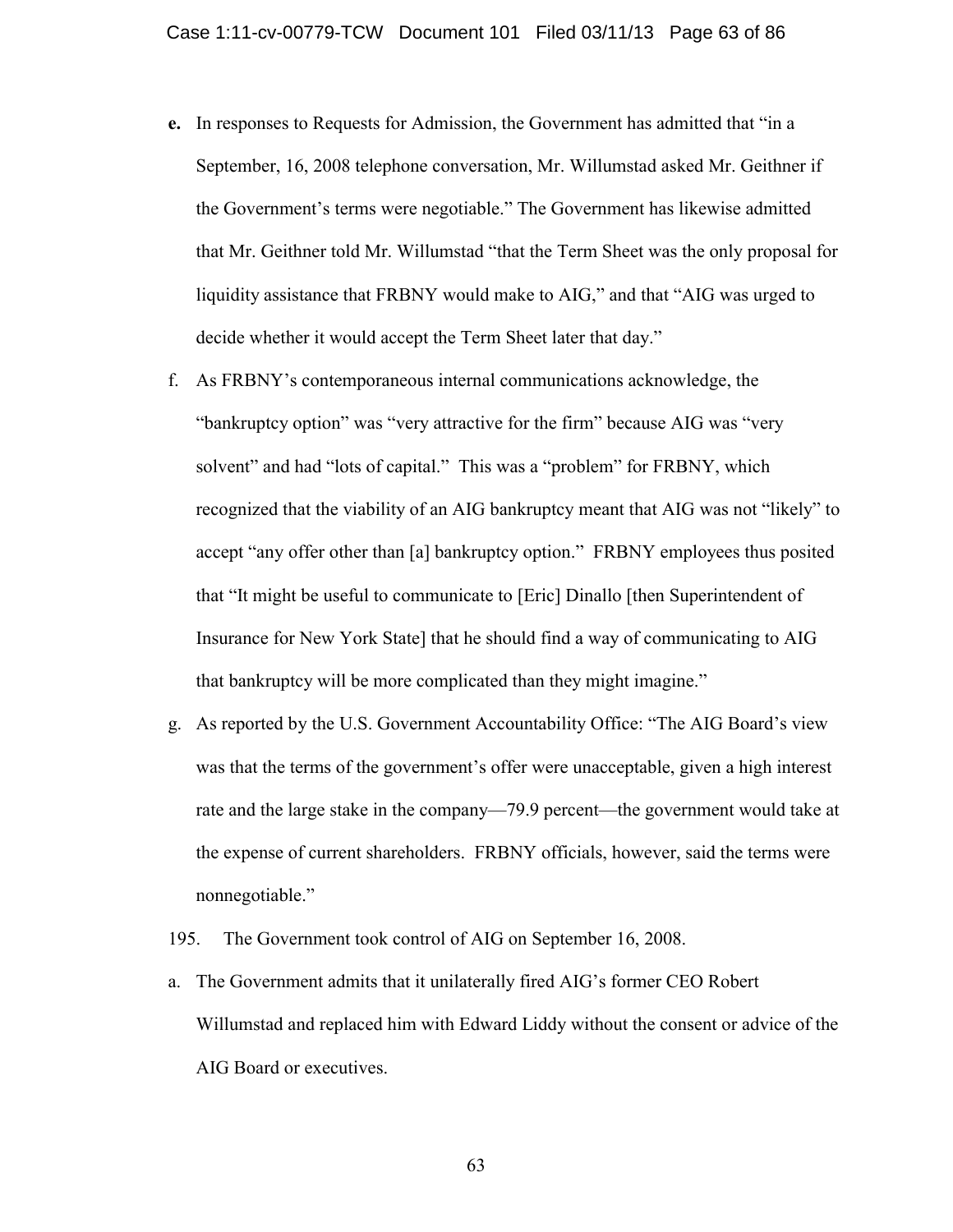**e.** In responses to Requests for Admission, the Government has admitted that "in a September, 16, 2008 telephone conversation, Mr. Willumstad asked Mr. Geithner if the Government's terms were negotiable." The Government has likewise admitted that Mr. Geithner told Mr. Willumstad "that the Term Sheet was the only proposal for liquidity assistance that FRBNY would make to AIG," and that "AIG was urged to decide whether it would accept the Term Sheet later that day."

f. As FRBNY's contemporaneous internal communications acknowledge, the "bankruptcy option" was "very attractive for the firm" because AIG was "very solvent" and had "lots of capital." This was a "problem" for FRBNY, which recognized that the viability of an AIG bankruptcy meant that AIG was not "likely" to accept "any offer other than [a] bankruptcy option." FRBNY employees thus posited that "It might be useful to communicate to [Eric] Dinallo [then Superintendent of Insurance for New York State] that he should find a way of communicating to AIG that bankruptcy will be more complicated than they might imagine."

g. As reported by the U.S. Government Accountability Office: "The AIG Board's view was that the terms of the government's offer were unacceptable, given a high interest rate and the large stake in the company—79.9 percent—the government would take at the expense of current shareholders. FRBNY officials, however, said the terms were nonnegotiable."

195. The Government took control of AIG on September 16, 2008.

a. The Government admits that it unilaterally fired AIG's former CEO Robert Willumstad and replaced him with Edward Liddy without the consent or advice of the AIG Board or executives.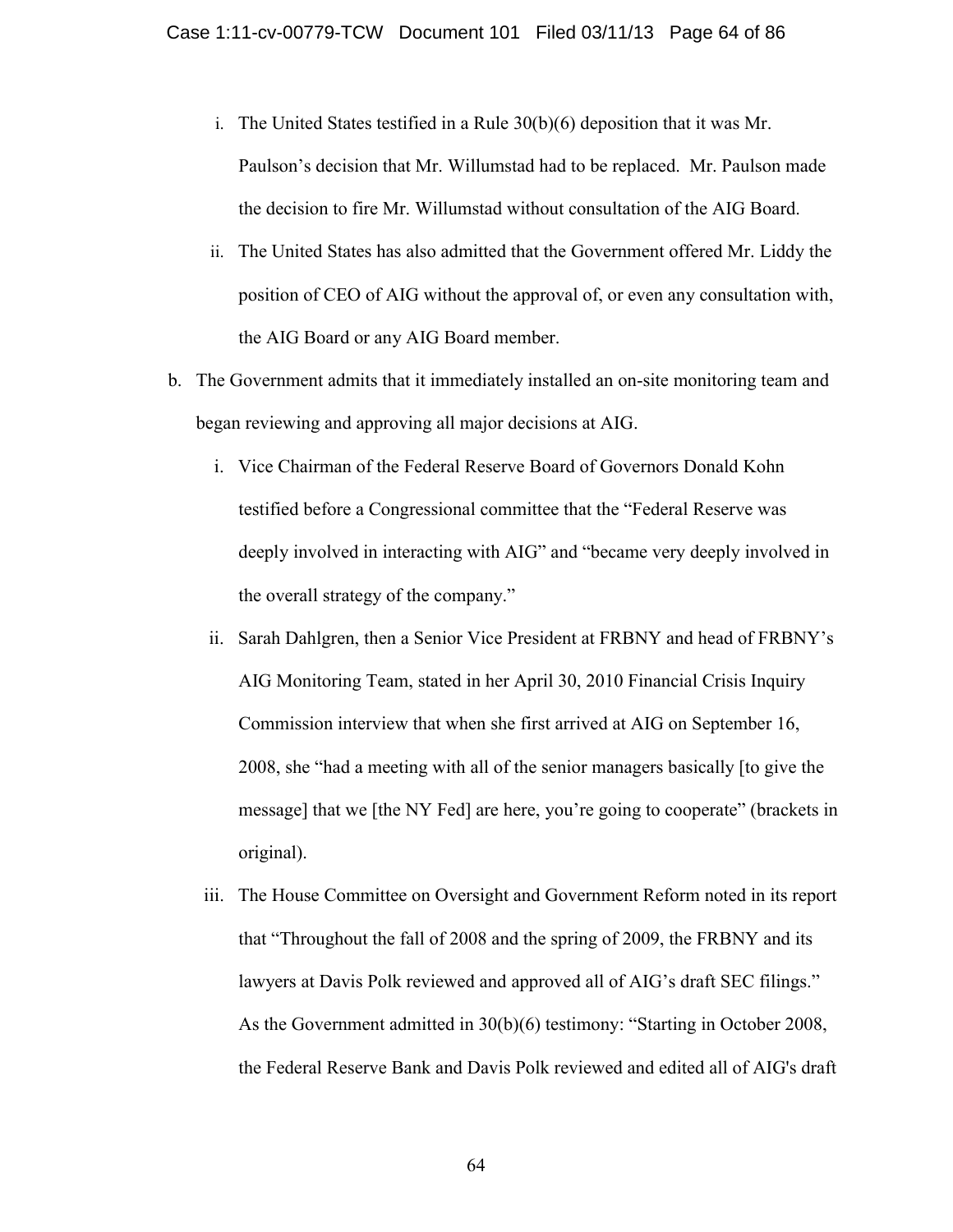i. The United States testified in a Rule 30(b)(6) deposition that it was Mr. Paulson's decision that Mr. Willumstad had to be replaced. Mr. Paulson made the decision to fire Mr. Willumstad without consultation of the AIG Board.

   ii. The United States has also admitted that the Government offered Mr. Liddy the position of CEO of AIG without the approval of, or even any consultation with, the AIG Board or any AIG Board member.

b. The Government admits that it immediately installed an on-site monitoring team and began reviewing and approving all major decisions at AIG.

   i. Vice Chairman of the Federal Reserve Board of Governors Donald Kohn testified before a Congressional committee that the "Federal Reserve was deeply involved in interacting with AIG" and "became very deeply involved in the overall strategy of the company."

   ii. Sarah Dahlgren, then a Senior Vice President at FRBNY and head of FRBNY's AIG Monitoring Team, stated in her April 30, 2010 Financial Crisis Inquiry Commission interview that when she first arrived at AIG on September 16, 2008, she "had a meeting with all of the senior managers basically [to give the message] that we [the NY Fed] are here, you're going to cooperate" (brackets in original).

   iii. The House Committee on Oversight and Government Reform noted in its report that "Throughout the fall of 2008 and the spring of 2009, the FRBNY and its lawyers at Davis Polk reviewed and approved all of AIG's draft SEC filings." As the Government admitted in 30(b)(6) testimony: "Starting in October 2008, the Federal Reserve Bank and Davis Polk reviewed and edited all of AIG's draft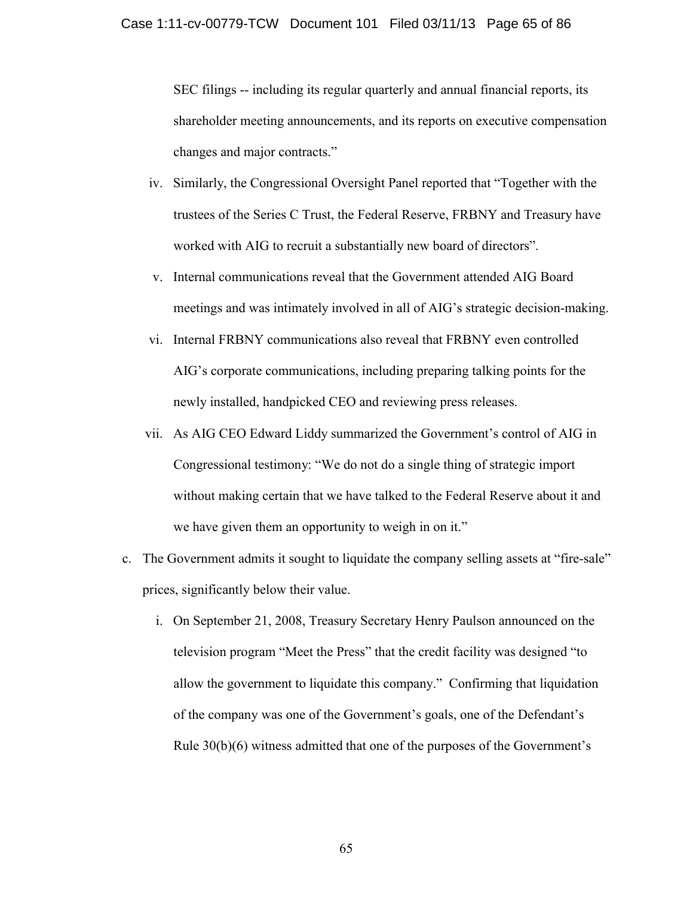SEC filings -- including its regular quarterly and annual financial reports, its shareholder meeting announcements, and its reports on executive compensation changes and major contracts."

iv. Similarly, the Congressional Oversight Panel reported that "Together with the trustees of the Series C Trust, the Federal Reserve, FRBNY and Treasury have worked with AIG to recruit a substantially new board of directors".

v. Internal communications reveal that the Government attended AIG Board meetings and was intimately involved in all of AIG's strategic decision-making.

vi. Internal FRBNY communications also reveal that FRBNY even controlled AIG's corporate communications, including preparing talking points for the newly installed, handpicked CEO and reviewing press releases.

vii. As AIG CEO Edward Liddy summarized the Government's control of AIG in Congressional testimony: "We do not do a single thing of strategic import without making certain that we have talked to the Federal Reserve about it and we have given them an opportunity to weigh in on it."

c. The Government admits it sought to liquidate the company selling assets at "fire-sale" prices, significantly below their value.

i. On September 21, 2008, Treasury Secretary Henry Paulson announced on the television program "Meet the Press" that the credit facility was designed "to allow the government to liquidate this company." Confirming that liquidation of the company was one of the Government's goals, one of the Defendant's Rule 30(b)(6) witness admitted that one of the purposes of the Government's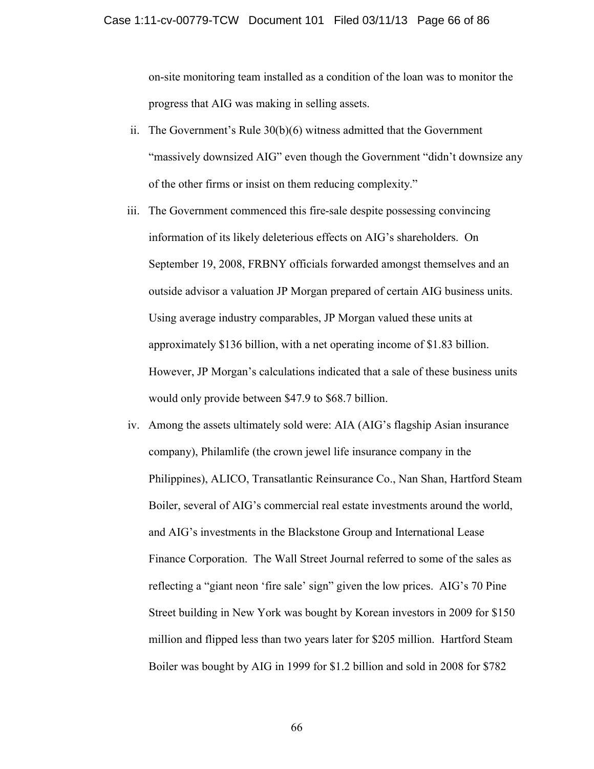on-site monitoring team installed as a condition of the loan was to monitor the progress that AIG was making in selling assets.

ii. The Government's Rule 30(b)(6) witness admitted that the Government "massively downsized AIG" even though the Government "didn't downsize any of the other firms or insist on them reducing complexity."

iii. The Government commenced this fire-sale despite possessing convincing information of its likely deleterious effects on AIG's shareholders. On September 19, 2008, FRBNY officials forwarded amongst themselves and an outside advisor a valuation JP Morgan prepared of certain AIG business units. Using average industry comparables, JP Morgan valued these units at approximately $136 billion, with a net operating income of $1.83 billion. However, JP Morgan's calculations indicated that a sale of these business units would only provide between $47.9 to $68.7 billion.

iv. Among the assets ultimately sold were: AIA (AIG's flagship Asian insurance company), Philamlife (the crown jewel life insurance company in the Philippines), ALICO, Transatlantic Reinsurance Co., Nan Shan, Hartford Steam Boiler, several of AIG's commercial real estate investments around the world, and AIG's investments in the Blackstone Group and International Lease Finance Corporation. The Wall Street Journal referred to some of the sales as reflecting a "giant neon 'fire sale' sign" given the low prices. AIG's 70 Pine Street building in New York was bought by Korean investors in 2009 for $150 million and flipped less than two years later for $205 million. Hartford Steam Boiler was bought by AIG in 1999 for $1.2 billion and sold in 2008 for $782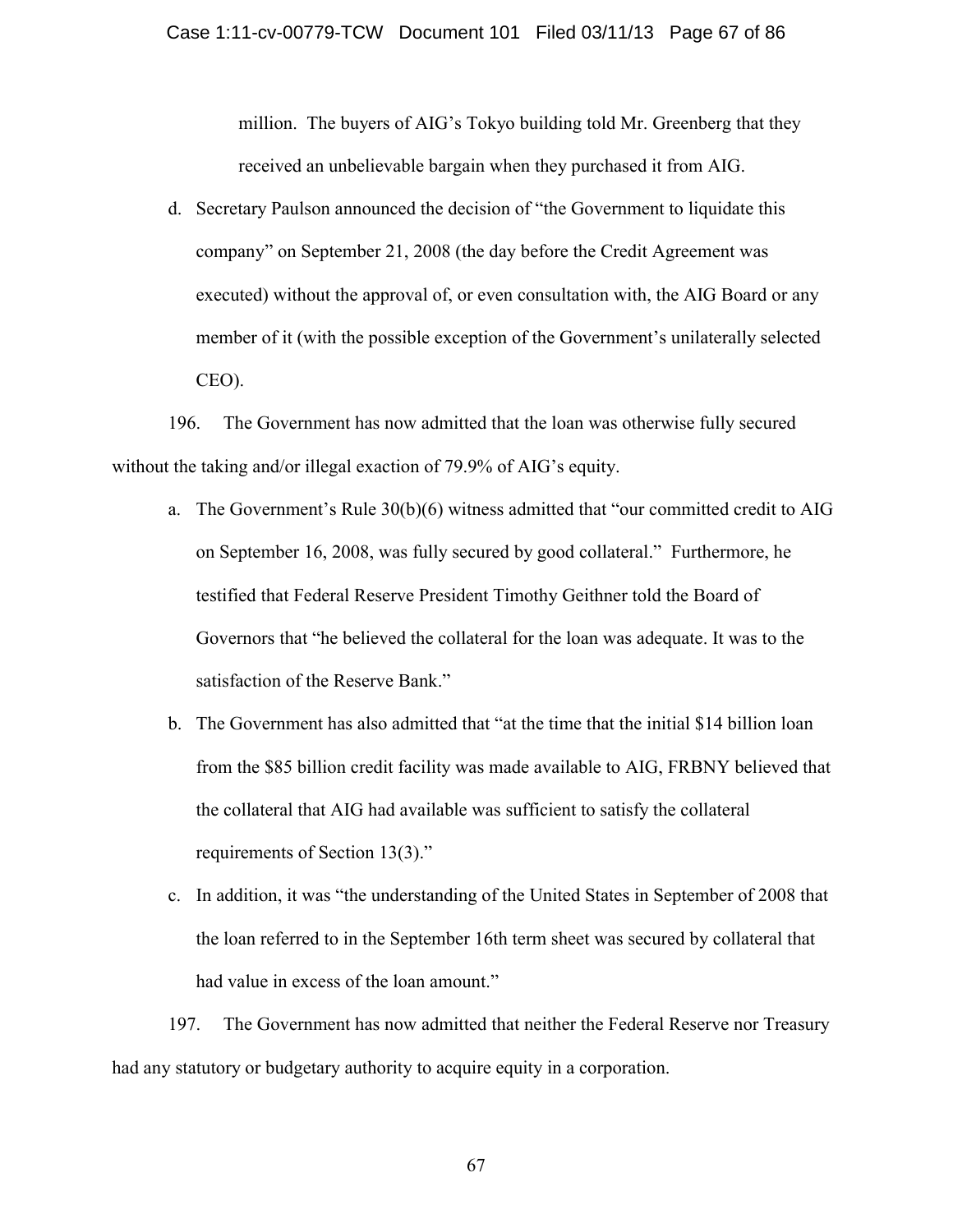million. The buyers of AIG's Tokyo building told Mr. Greenberg that they received an unbelievable bargain when they purchased it from AIG.

d. Secretary Paulson announced the decision of "the Government to liquidate this company" on September 21, 2008 (the day before the Credit Agreement was executed) without the approval of, or even consultation with, the AIG Board or any member of it (with the possible exception of the Government's unilaterally selected CEO).

196. The Government has now admitted that the loan was otherwise fully secured without the taking and/or illegal exaction of 79.9% of AIG's equity.

a. The Government's Rule 30(b)(6) witness admitted that "our committed credit to AIG on September 16, 2008, was fully secured by good collateral." Furthermore, he testified that Federal Reserve President Timothy Geithner told the Board of Governors that "he believed the collateral for the loan was adequate. It was to the satisfaction of the Reserve Bank."

b. The Government has also admitted that "at the time that the initial $14 billion loan from the $85 billion credit facility was made available to AIG, FRBNY believed that the collateral that AIG had available was sufficient to satisfy the collateral requirements of Section 13(3)."

c. In addition, it was "the understanding of the United States in September of 2008 that the loan referred to in the September 16th term sheet was secured by collateral that had value in excess of the loan amount."

197. The Government has now admitted that neither the Federal Reserve nor Treasury had any statutory or budgetary authority to acquire equity in a corporation.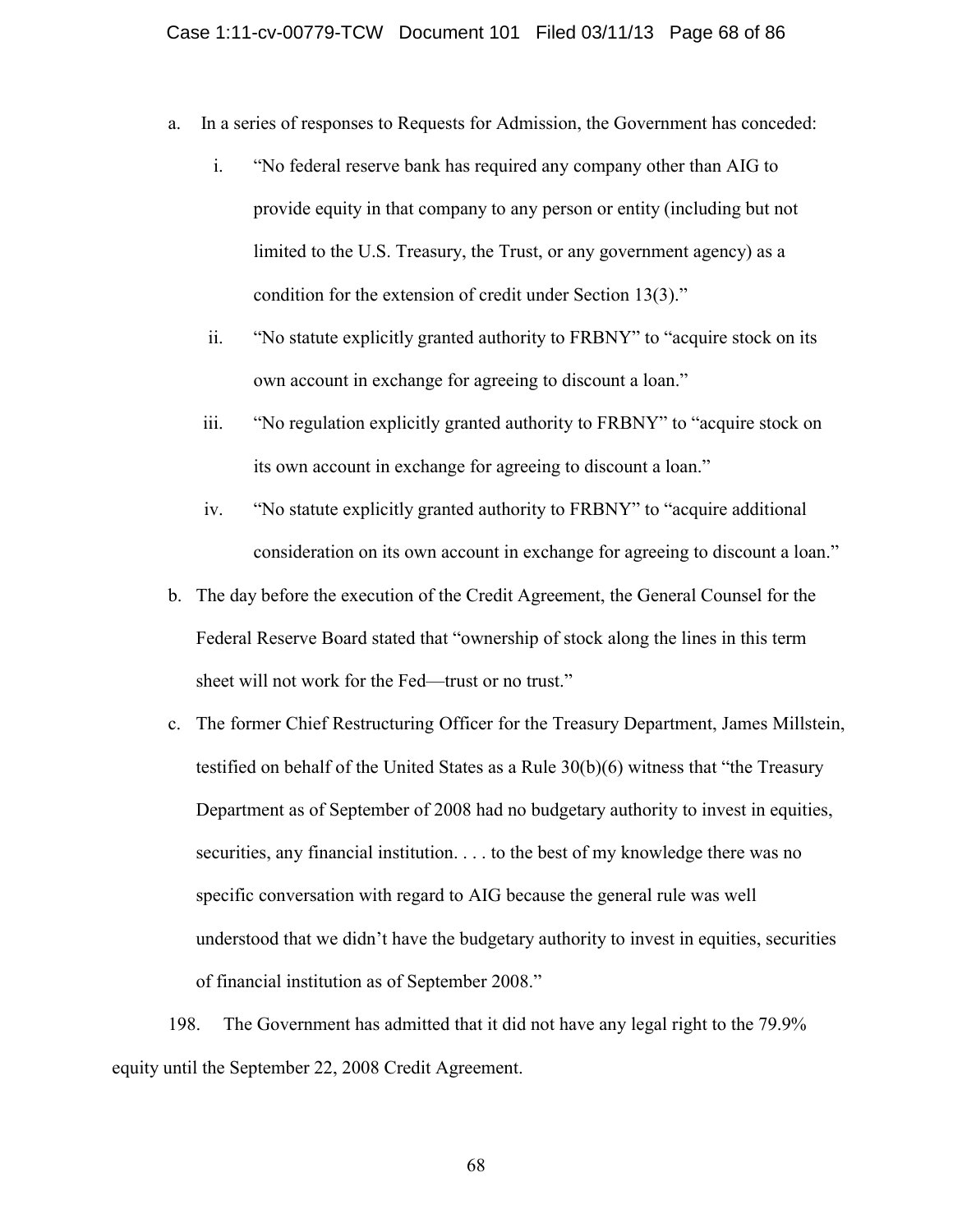a. In a series of responses to Requests for Admission, the Government has conceded:

   i. "No federal reserve bank has required any company other than AIG to provide equity in that company to any person or entity (including but not limited to the U.S. Treasury, the Trust, or any government agency) as a condition for the extension of credit under Section 13(3)."

   ii. "No statute explicitly granted authority to FRBNY" to "acquire stock on its own account in exchange for agreeing to discount a loan."

   iii. "No regulation explicitly granted authority to FRBNY" to "acquire stock on its own account in exchange for agreeing to discount a loan."

   iv. "No statute explicitly granted authority to FRBNY" to "acquire additional consideration on its own account in exchange for agreeing to discount a loan."

b. The day before the execution of the Credit Agreement, the General Counsel for the Federal Reserve Board stated that "ownership of stock along the lines in this term sheet will not work for the Fed—trust or no trust."

c. The former Chief Restructuring Officer for the Treasury Department, James Millstein, testified on behalf of the United States as a Rule 30(b)(6) witness that "the Treasury Department as of September of 2008 had no budgetary authority to invest in equities, securities, any financial institution. . . . to the best of my knowledge there was no specific conversation with regard to AIG because the general rule was well understood that we didn't have the budgetary authority to invest in equities, securities of financial institution as of September 2008."

198. The Government has admitted that it did not have any legal right to the 79.9% equity until the September 22, 2008 Credit Agreement.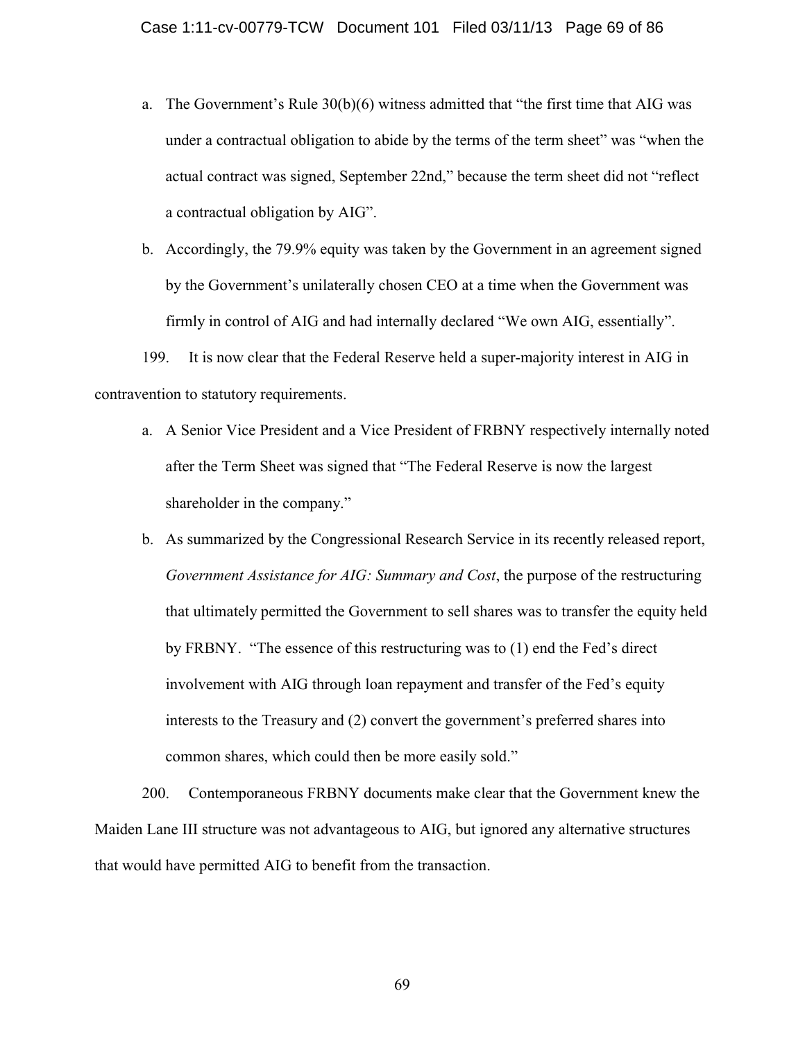a. The Government's Rule 30(b)(6) witness admitted that "the first time that AIG was under a contractual obligation to abide by the terms of the term sheet" was "when the actual contract was signed, September 22nd," because the term sheet did not "reflect a contractual obligation by AIG".

b. Accordingly, the 79.9% equity was taken by the Government in an agreement signed by the Government's unilaterally chosen CEO at a time when the Government was firmly in control of AIG and had internally declared "We own AIG, essentially".

199. It is now clear that the Federal Reserve held a super-majority interest in AIG in contravention to statutory requirements.

a. A Senior Vice President and a Vice President of FRBNY respectively internally noted after the Term Sheet was signed that "The Federal Reserve is now the largest shareholder in the company."

b. As summarized by the Congressional Research Service in its recently released report, *Government Assistance for AIG: Summary and Cost*, the purpose of the restructuring that ultimately permitted the Government to sell shares was to transfer the equity held by FRBNY. "The essence of this restructuring was to (1) end the Fed's direct involvement with AIG through loan repayment and transfer of the Fed's equity interests to the Treasury and (2) convert the government's preferred shares into common shares, which could then be more easily sold."

200. Contemporaneous FRBNY documents make clear that the Government knew the Maiden Lane III structure was not advantageous to AIG, but ignored any alternative structures that would have permitted AIG to benefit from the transaction.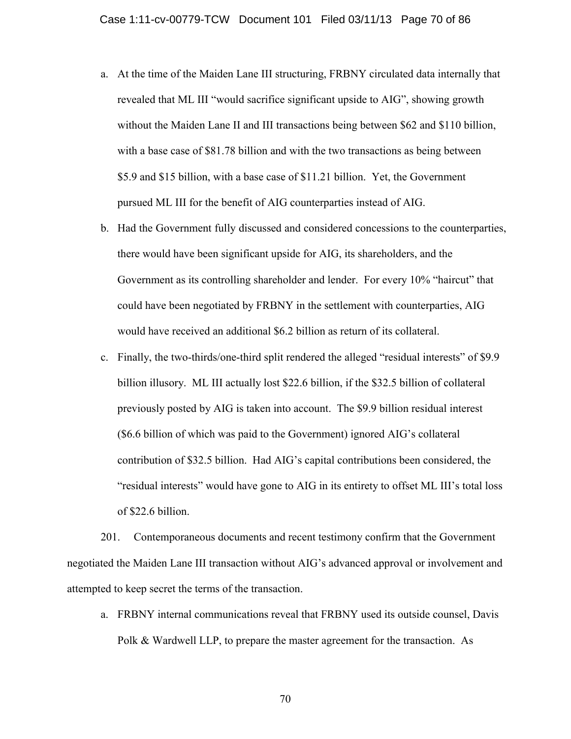a. At the time of the Maiden Lane III structuring, FRBNY circulated data internally that revealed that ML III "would sacrifice significant upside to AIG", showing growth without the Maiden Lane II and III transactions being between $62 and $110 billion, with a base case of $81.78 billion and with the two transactions as being between $5.9 and $15 billion, with a base case of $11.21 billion. Yet, the Government pursued ML III for the benefit of AIG counterparties instead of AIG.

b. Had the Government fully discussed and considered concessions to the counterparties, there would have been significant upside for AIG, its shareholders, and the Government as its controlling shareholder and lender. For every 10% "haircut" that could have been negotiated by FRBNY in the settlement with counterparties, AIG would have received an additional $6.2 billion as return of its collateral.

c. Finally, the two-thirds/one-third split rendered the alleged "residual interests" of $9.9 billion illusory. ML III actually lost $22.6 billion, if the $32.5 billion of collateral previously posted by AIG is taken into account. The $9.9 billion residual interest ($6.6 billion of which was paid to the Government) ignored AIG's collateral contribution of $32.5 billion. Had AIG's capital contributions been considered, the "residual interests" would have gone to AIG in its entirety to offset ML III's total loss of $22.6 billion.

201. Contemporaneous documents and recent testimony confirm that the Government negotiated the Maiden Lane III transaction without AIG's advanced approval or involvement and attempted to keep secret the terms of the transaction.

a. FRBNY internal communications reveal that FRBNY used its outside counsel, Davis Polk & Wardwell LLP, to prepare the master agreement for the transaction. As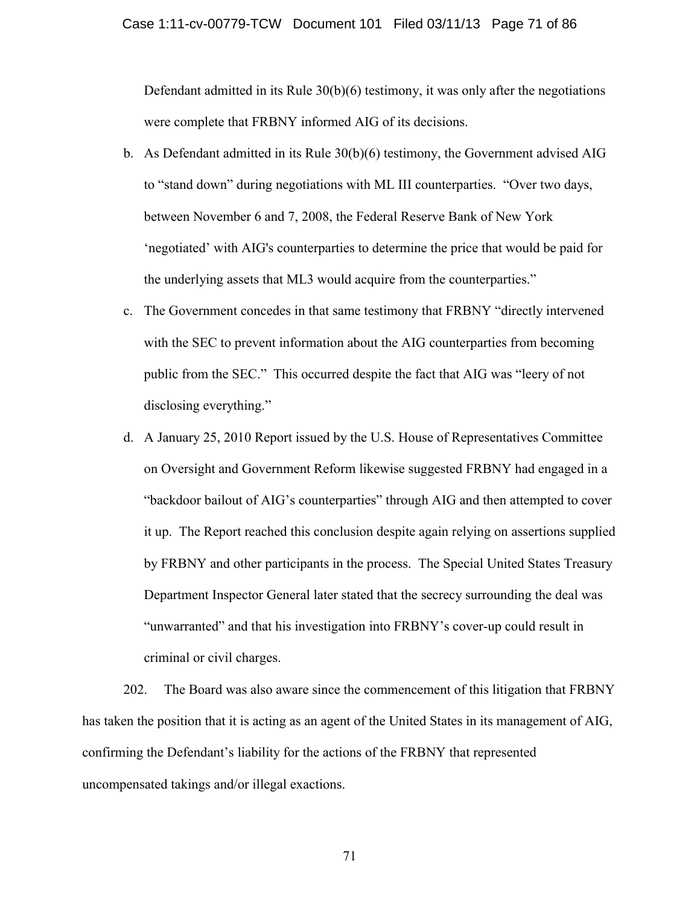Defendant admitted in its Rule 30(b)(6) testimony, it was only after the negotiations were complete that FRBNY informed AIG of its decisions.

b. As Defendant admitted in its Rule 30(b)(6) testimony, the Government advised AIG to "stand down" during negotiations with ML III counterparties. "Over two days, between November 6 and 7, 2008, the Federal Reserve Bank of New York 'negotiated' with AIG's counterparties to determine the price that would be paid for the underlying assets that ML3 would acquire from the counterparties."

c. The Government concedes in that same testimony that FRBNY "directly intervened with the SEC to prevent information about the AIG counterparties from becoming public from the SEC." This occurred despite the fact that AIG was "leery of not disclosing everything."

d. A January 25, 2010 Report issued by the U.S. House of Representatives Committee on Oversight and Government Reform likewise suggested FRBNY had engaged in a "backdoor bailout of AIG's counterparties" through AIG and then attempted to cover it up. The Report reached this conclusion despite again relying on assertions supplied by FRBNY and other participants in the process. The Special United States Treasury Department Inspector General later stated that the secrecy surrounding the deal was "unwarranted" and that his investigation into FRBNY's cover-up could result in criminal or civil charges.

202. The Board was also aware since the commencement of this litigation that FRBNY has taken the position that it is acting as an agent of the United States in its management of AIG, confirming the Defendant's liability for the actions of the FRBNY that represented uncompensated takings and/or illegal exactions.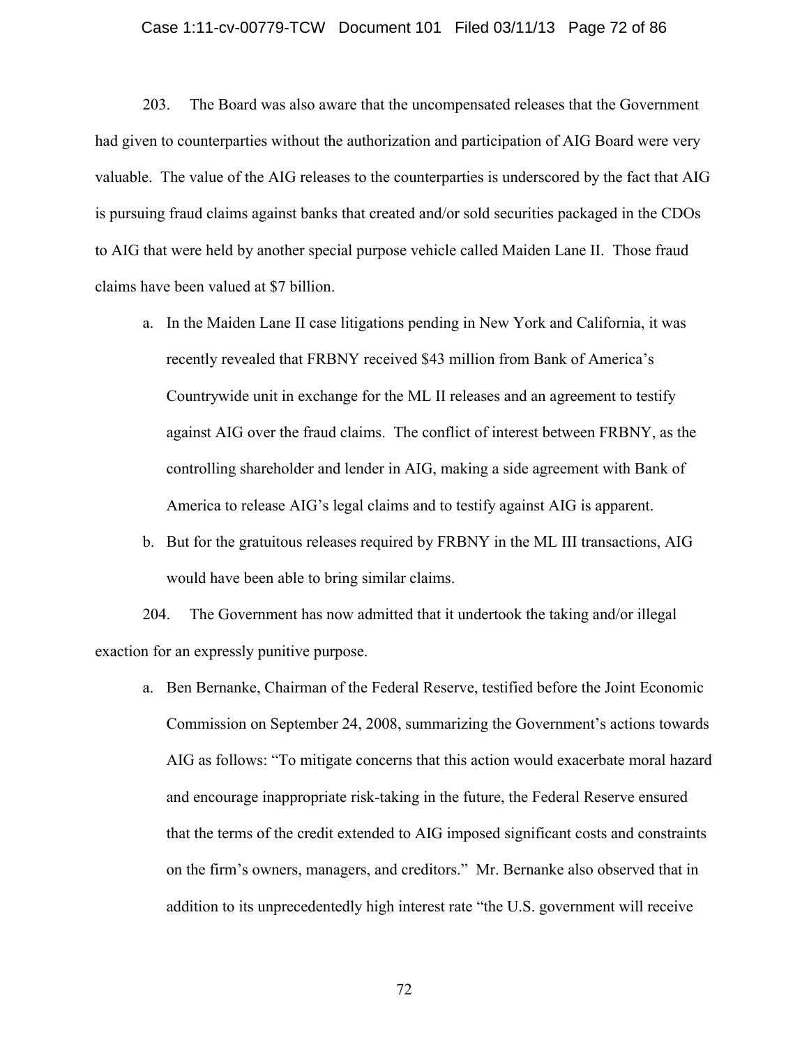203. The Board was also aware that the uncompensated releases that the Government had given to counterparties without the authorization and participation of AIG Board were very valuable. The value of the AIG releases to the counterparties is underscored by the fact that AIG is pursuing fraud claims against banks that created and/or sold securities packaged in the CDOs to AIG that were held by another special purpose vehicle called Maiden Lane II. Those fraud claims have been valued at $7 billion.

a. In the Maiden Lane II case litigations pending in New York and California, it was recently revealed that FRBNY received $43 million from Bank of America's Countrywide unit in exchange for the ML II releases and an agreement to testify against AIG over the fraud claims. The conflict of interest between FRBNY, as the controlling shareholder and lender in AIG, making a side agreement with Bank of America to release AIG's legal claims and to testify against AIG is apparent.

b. But for the gratuitous releases required by FRBNY in the ML III transactions, AIG would have been able to bring similar claims.

204. The Government has now admitted that it undertook the taking and/or illegal exaction for an expressly punitive purpose.

a. Ben Bernanke, Chairman of the Federal Reserve, testified before the Joint Economic Commission on September 24, 2008, summarizing the Government's actions towards AIG as follows: "To mitigate concerns that this action would exacerbate moral hazard and encourage inappropriate risk-taking in the future, the Federal Reserve ensured that the terms of the credit extended to AIG imposed significant costs and constraints on the firm's owners, managers, and creditors." Mr. Bernanke also observed that in addition to its unprecedentedly high interest rate "the U.S. government will receive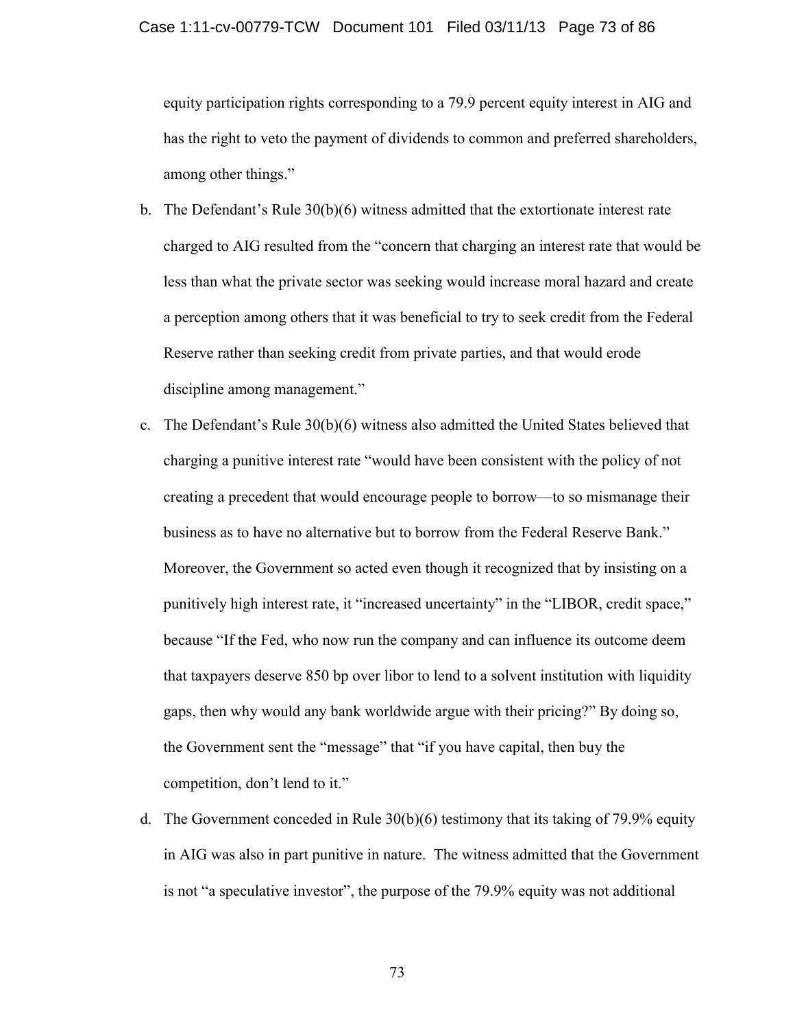equity participation rights corresponding to a 79.9 percent equity interest in AIG and has the right to veto the payment of dividends to common and preferred shareholders, among other things."

b. The Defendant's Rule 30(b)(6) witness admitted that the extortionate interest rate charged to AIG resulted from the "concern that charging an interest rate that would be less than what the private sector was seeking would increase moral hazard and create a perception among others that it was beneficial to try to seek credit from the Federal Reserve rather than seeking credit from private parties, and that would erode discipline among management."

c. The Defendant's Rule 30(b)(6) witness also admitted the United States believed that charging a punitive interest rate "would have been consistent with the policy of not creating a precedent that would encourage people to borrow—to so mismanage their business as to have no alternative but to borrow from the Federal Reserve Bank." Moreover, the Government so acted even though it recognized that by insisting on a punitively high interest rate, it "increased uncertainty" in the "LIBOR, credit space," because "If the Fed, who now run the company and can influence its outcome deem that taxpayers deserve 850 bp over libor to lend to a solvent institution with liquidity gaps, then why would any bank worldwide argue with their pricing?" By doing so, the Government sent the "message" that "if you have capital, then buy the competition, don't lend to it."

d. The Government conceded in Rule 30(b)(6) testimony that its taking of 79.9% equity in AIG was also in part punitive in nature. The witness admitted that the Government is not "a speculative investor", the purpose of the 79.9% equity was not additional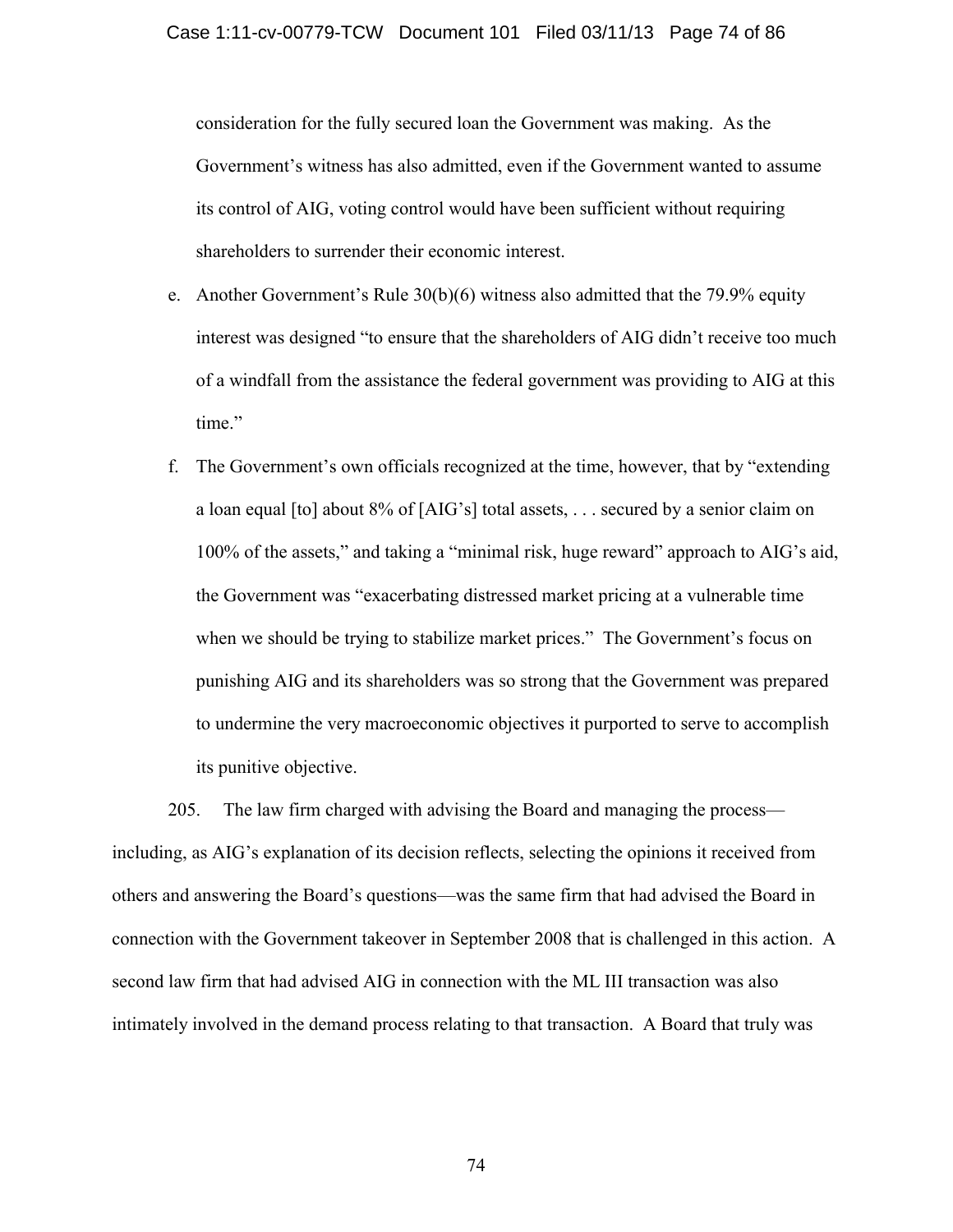consideration for the fully secured loan the Government was making. As the Government's witness has also admitted, even if the Government wanted to assume its control of AIG, voting control would have been sufficient without requiring shareholders to surrender their economic interest.

e. Another Government's Rule 30(b)(6) witness also admitted that the 79.9% equity interest was designed "to ensure that the shareholders of AIG didn't receive too much of a windfall from the assistance the federal government was providing to AIG at this time."

f. The Government's own officials recognized at the time, however, that by "extending a loan equal [to] about 8% of [AIG's] total assets, . . . secured by a senior claim on 100% of the assets," and taking a "minimal risk, huge reward" approach to AIG's aid, the Government was "exacerbating distressed market pricing at a vulnerable time when we should be trying to stabilize market prices." The Government's focus on punishing AIG and its shareholders was so strong that the Government was prepared to undermine the very macroeconomic objectives it purported to serve to accomplish its punitive objective.

205. The law firm charged with advising the Board and managing the process—including, as AIG's explanation of its decision reflects, selecting the opinions it received from others and answering the Board's questions—was the same firm that had advised the Board in connection with the Government takeover in September 2008 that is challenged in this action. A second law firm that had advised AIG in connection with the ML III transaction was also intimately involved in the demand process relating to that transaction. A Board that truly was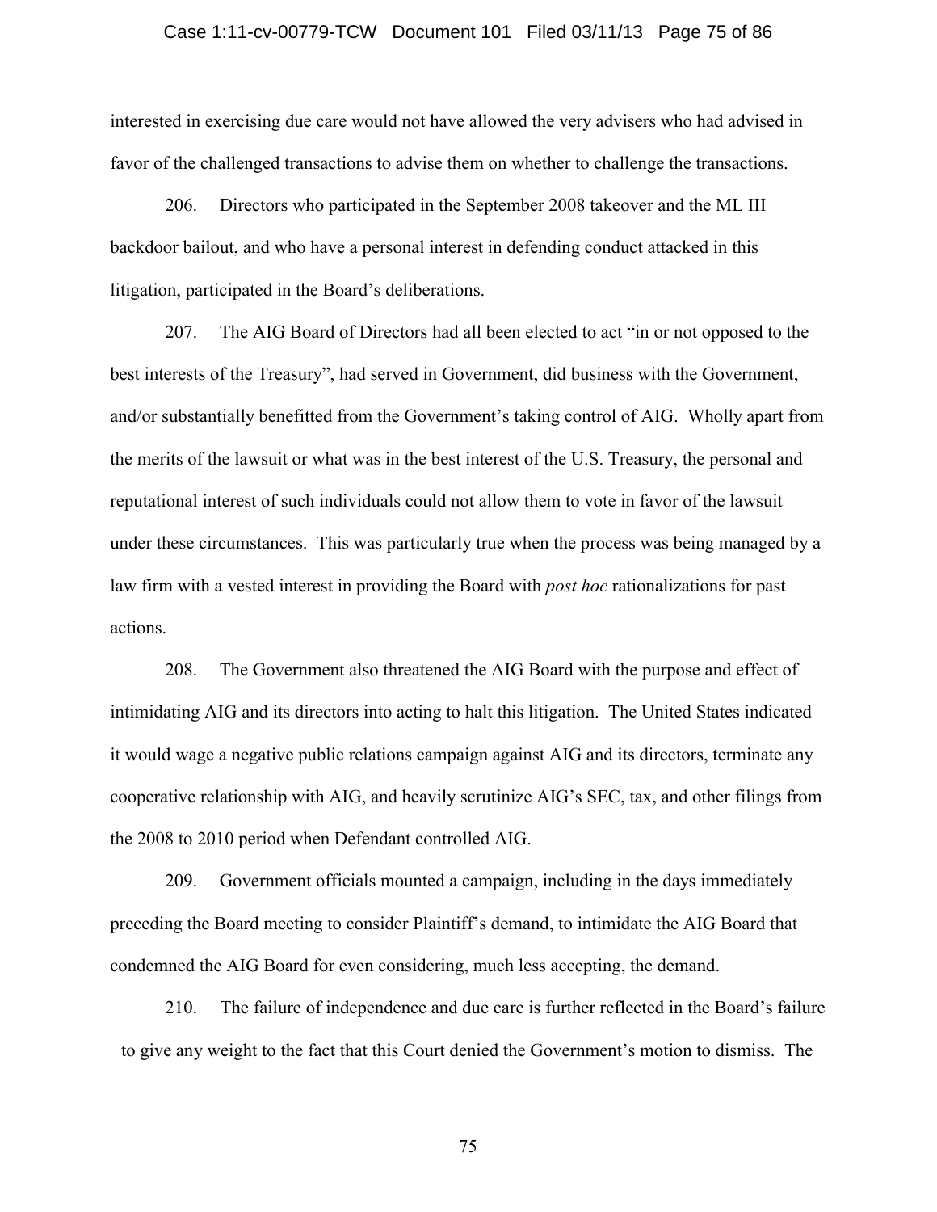interested in exercising due care would not have allowed the very advisers who had advised in favor of the challenged transactions to advise them on whether to challenge the transactions.

206. Directors who participated in the September 2008 takeover and the ML III backdoor bailout, and who have a personal interest in defending conduct attacked in this litigation, participated in the Board's deliberations.

207. The AIG Board of Directors had all been elected to act "in or not opposed to the best interests of the Treasury", had served in Government, did business with the Government, and/or substantially benefitted from the Government's taking control of AIG. Wholly apart from the merits of the lawsuit or what was in the best interest of the U.S. Treasury, the personal and reputational interest of such individuals could not allow them to vote in favor of the lawsuit under these circumstances. This was particularly true when the process was being managed by a law firm with a vested interest in providing the Board with *post hoc* rationalizations for past actions.

208. The Government also threatened the AIG Board with the purpose and effect of intimidating AIG and its directors into acting to halt this litigation. The United States indicated it would wage a negative public relations campaign against AIG and its directors, terminate any cooperative relationship with AIG, and heavily scrutinize AIG's SEC, tax, and other filings from the 2008 to 2010 period when Defendant controlled AIG.

209. Government officials mounted a campaign, including in the days immediately preceding the Board meeting to consider Plaintiff's demand, to intimidate the AIG Board that condemned the AIG Board for even considering, much less accepting, the demand.

210. The failure of independence and due care is further reflected in the Board's failure to give any weight to the fact that this Court denied the Government's motion to dismiss. The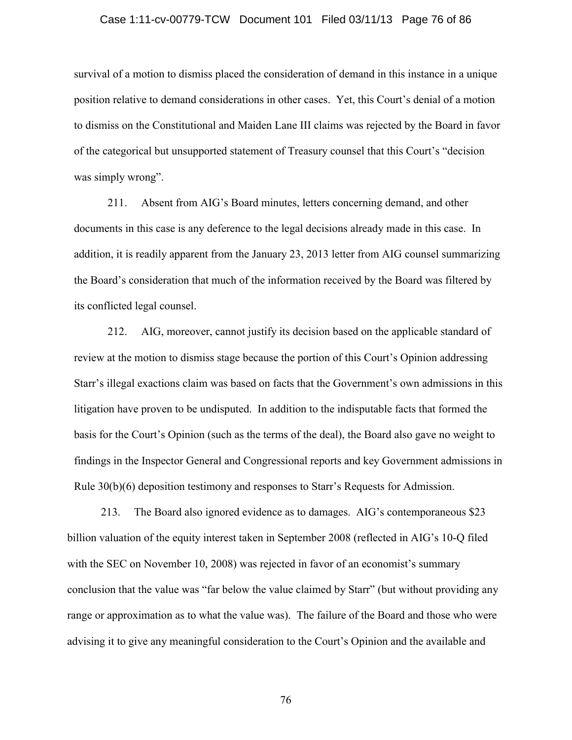survival of a motion to dismiss placed the consideration of demand in this instance in a unique position relative to demand considerations in other cases. Yet, this Court's denial of a motion to dismiss on the Constitutional and Maiden Lane III claims was rejected by the Board in favor of the categorical but unsupported statement of Treasury counsel that this Court's "decision was simply wrong".

211. Absent from AIG's Board minutes, letters concerning demand, and other documents in this case is any deference to the legal decisions already made in this case. In addition, it is readily apparent from the January 23, 2013 letter from AIG counsel summarizing the Board's consideration that much of the information received by the Board was filtered by its conflicted legal counsel.

212. AIG, moreover, cannot justify its decision based on the applicable standard of review at the motion to dismiss stage because the portion of this Court's Opinion addressing Starr's illegal exactions claim was based on facts that the Government's own admissions in this litigation have proven to be undisputed. In addition to the indisputable facts that formed the basis for the Court's Opinion (such as the terms of the deal), the Board also gave no weight to findings in the Inspector General and Congressional reports and key Government admissions in Rule 30(b)(6) deposition testimony and responses to Starr's Requests for Admission.

213. The Board also ignored evidence as to damages. AIG's contemporaneous $23 billion valuation of the equity interest taken in September 2008 (reflected in AIG's 10-Q filed with the SEC on November 10, 2008) was rejected in favor of an economist's summary conclusion that the value was "far below the value claimed by Starr" (but without providing any range or approximation as to what the value was). The failure of the Board and those who were advising it to give any meaningful consideration to the Court's Opinion and the available and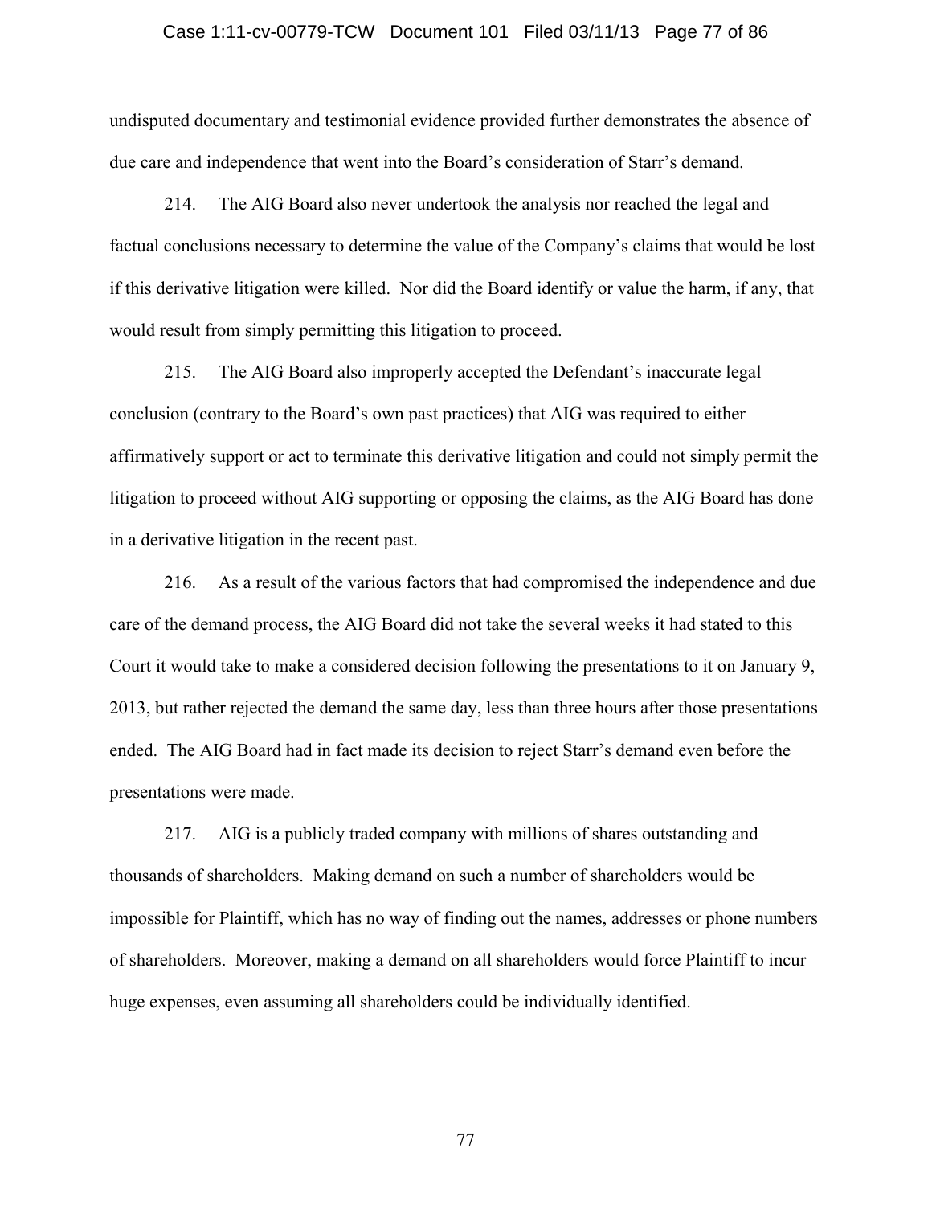undisputed documentary and testimonial evidence provided further demonstrates the absence of due care and independence that went into the Board's consideration of Starr's demand.

214. The AIG Board also never undertook the analysis nor reached the legal and factual conclusions necessary to determine the value of the Company's claims that would be lost if this derivative litigation were killed. Nor did the Board identify or value the harm, if any, that would result from simply permitting this litigation to proceed.

215. The AIG Board also improperly accepted the Defendant's inaccurate legal conclusion (contrary to the Board's own past practices) that AIG was required to either affirmatively support or act to terminate this derivative litigation and could not simply permit the litigation to proceed without AIG supporting or opposing the claims, as the AIG Board has done in a derivative litigation in the recent past.

216. As a result of the various factors that had compromised the independence and due care of the demand process, the AIG Board did not take the several weeks it had stated to this Court it would take to make a considered decision following the presentations to it on January 9, 2013, but rather rejected the demand the same day, less than three hours after those presentations ended. The AIG Board had in fact made its decision to reject Starr's demand even before the presentations were made.

217. AIG is a publicly traded company with millions of shares outstanding and thousands of shareholders. Making demand on such a number of shareholders would be impossible for Plaintiff, which has no way of finding out the names, addresses or phone numbers of shareholders. Moreover, making a demand on all shareholders would force Plaintiff to incur huge expenses, even assuming all shareholders could be individually identified.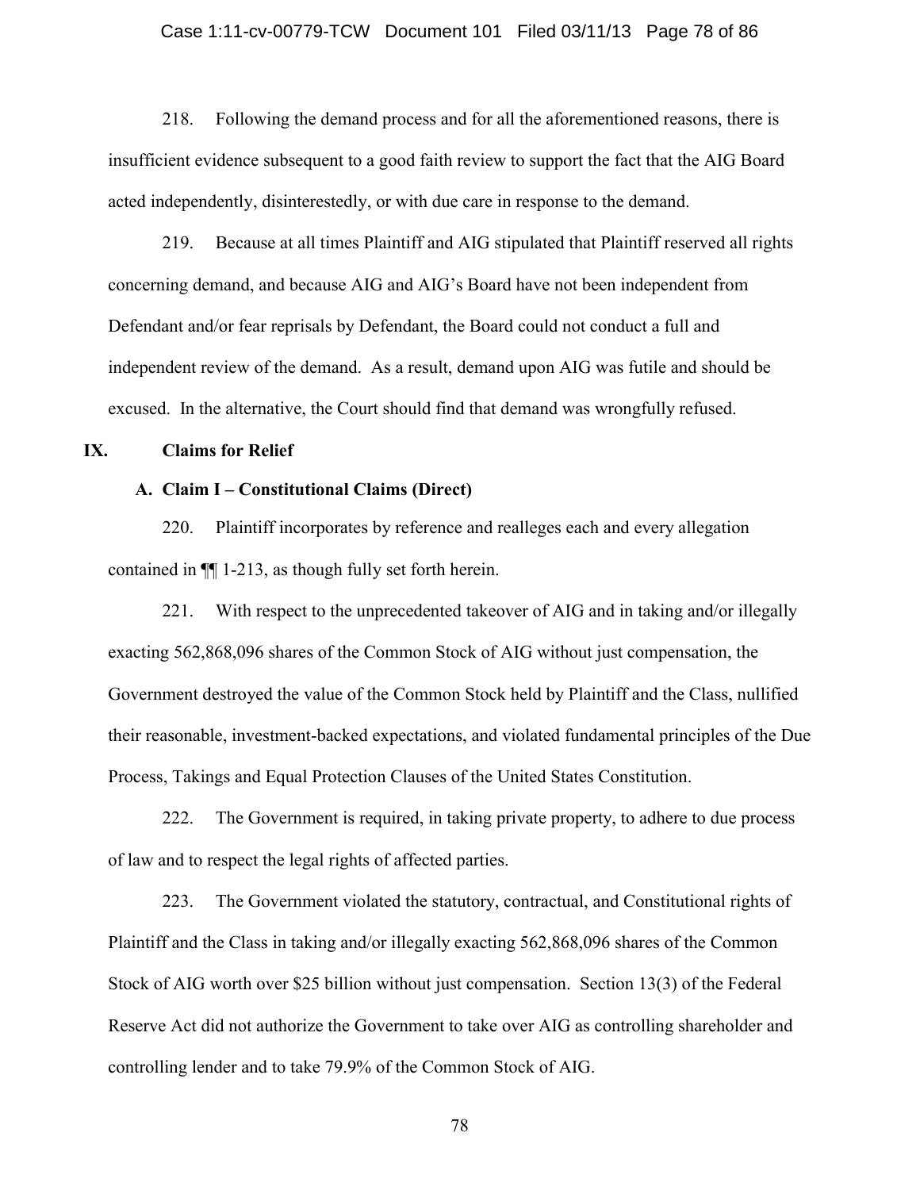218. Following the demand process and for all the aforementioned reasons, there is insufficient evidence subsequent to a good faith review to support the fact that the AIG Board acted independently, disinterestedly, or with due care in response to the demand.

219. Because at all times Plaintiff and AIG stipulated that Plaintiff reserved all rights concerning demand, and because AIG and AIG's Board have not been independent from Defendant and/or fear reprisals by Defendant, the Board could not conduct a full and independent review of the demand. As a result, demand upon AIG was futile and should be excused. In the alternative, the Court should find that demand was wrongfully refused.

## IX. Claims for Relief

### A. Claim I – Constitutional Claims (Direct)

220. Plaintiff incorporates by reference and realleges each and every allegation contained in ¶¶ 1-213, as though fully set forth herein.

221. With respect to the unprecedented takeover of AIG and in taking and/or illegally exacting 562,868,096 shares of the Common Stock of AIG without just compensation, the Government destroyed the value of the Common Stock held by Plaintiff and the Class, nullified their reasonable, investment-backed expectations, and violated fundamental principles of the Due Process, Takings and Equal Protection Clauses of the United States Constitution.

222. The Government is required, in taking private property, to adhere to due process of law and to respect the legal rights of affected parties.

223. The Government violated the statutory, contractual, and Constitutional rights of Plaintiff and the Class in taking and/or illegally exacting 562,868,096 shares of the Common Stock of AIG worth over $25 billion without just compensation. Section 13(3) of the Federal Reserve Act did not authorize the Government to take over AIG as controlling shareholder and controlling lender and to take 79.9% of the Common Stock of AIG.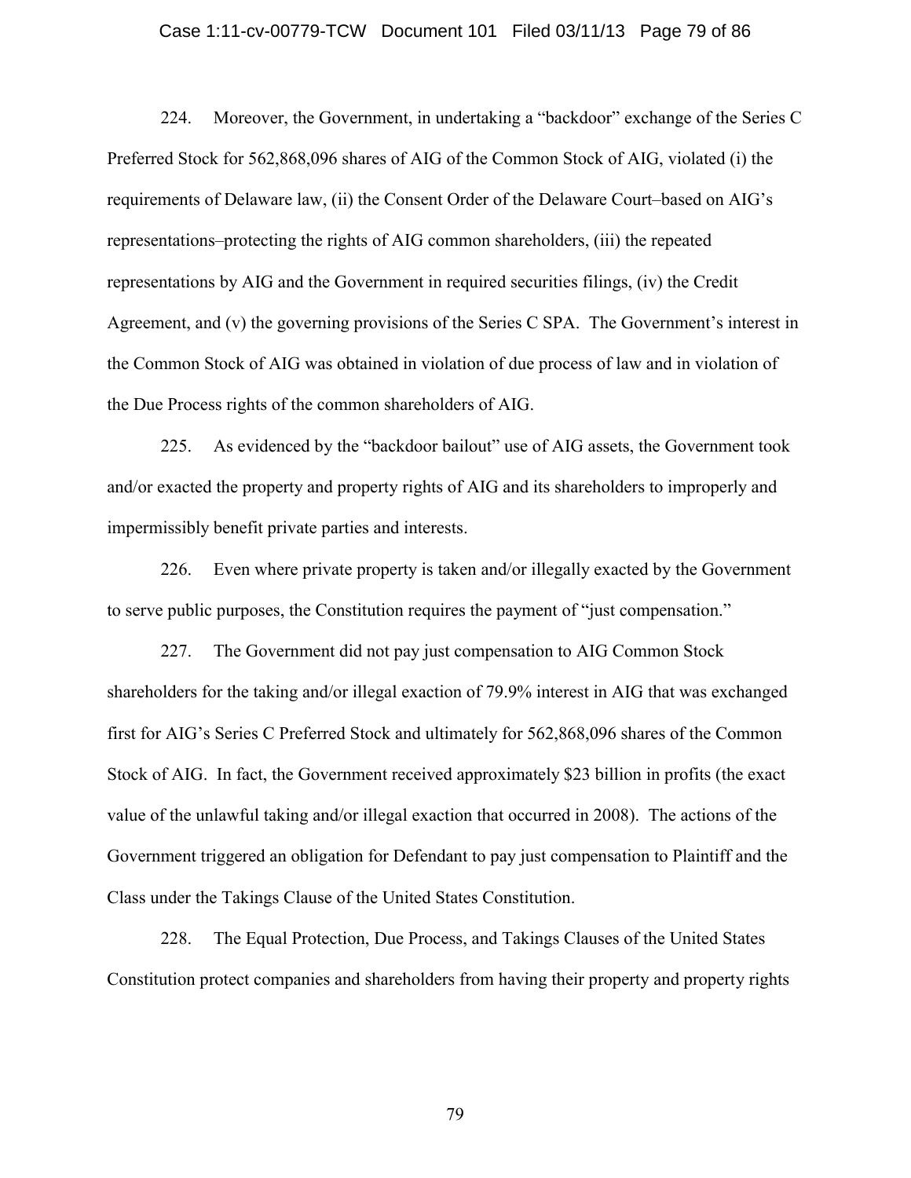224. Moreover, the Government, in undertaking a "backdoor" exchange of the Series C Preferred Stock for 562,868,096 shares of AIG of the Common Stock of AIG, violated (i) the requirements of Delaware law, (ii) the Consent Order of the Delaware Court–based on AIG's representations–protecting the rights of AIG common shareholders, (iii) the repeated representations by AIG and the Government in required securities filings, (iv) the Credit Agreement, and (v) the governing provisions of the Series C SPA. The Government's interest in the Common Stock of AIG was obtained in violation of due process of law and in violation of the Due Process rights of the common shareholders of AIG.

225. As evidenced by the "backdoor bailout" use of AIG assets, the Government took and/or exacted the property and property rights of AIG and its shareholders to improperly and impermissibly benefit private parties and interests.

226. Even where private property is taken and/or illegally exacted by the Government to serve public purposes, the Constitution requires the payment of "just compensation."

227. The Government did not pay just compensation to AIG Common Stock shareholders for the taking and/or illegal exaction of 79.9% interest in AIG that was exchanged first for AIG's Series C Preferred Stock and ultimately for 562,868,096 shares of the Common Stock of AIG. In fact, the Government received approximately $23 billion in profits (the exact value of the unlawful taking and/or illegal exaction that occurred in 2008). The actions of the Government triggered an obligation for Defendant to pay just compensation to Plaintiff and the Class under the Takings Clause of the United States Constitution.

228. The Equal Protection, Due Process, and Takings Clauses of the United States Constitution protect companies and shareholders from having their property and property rights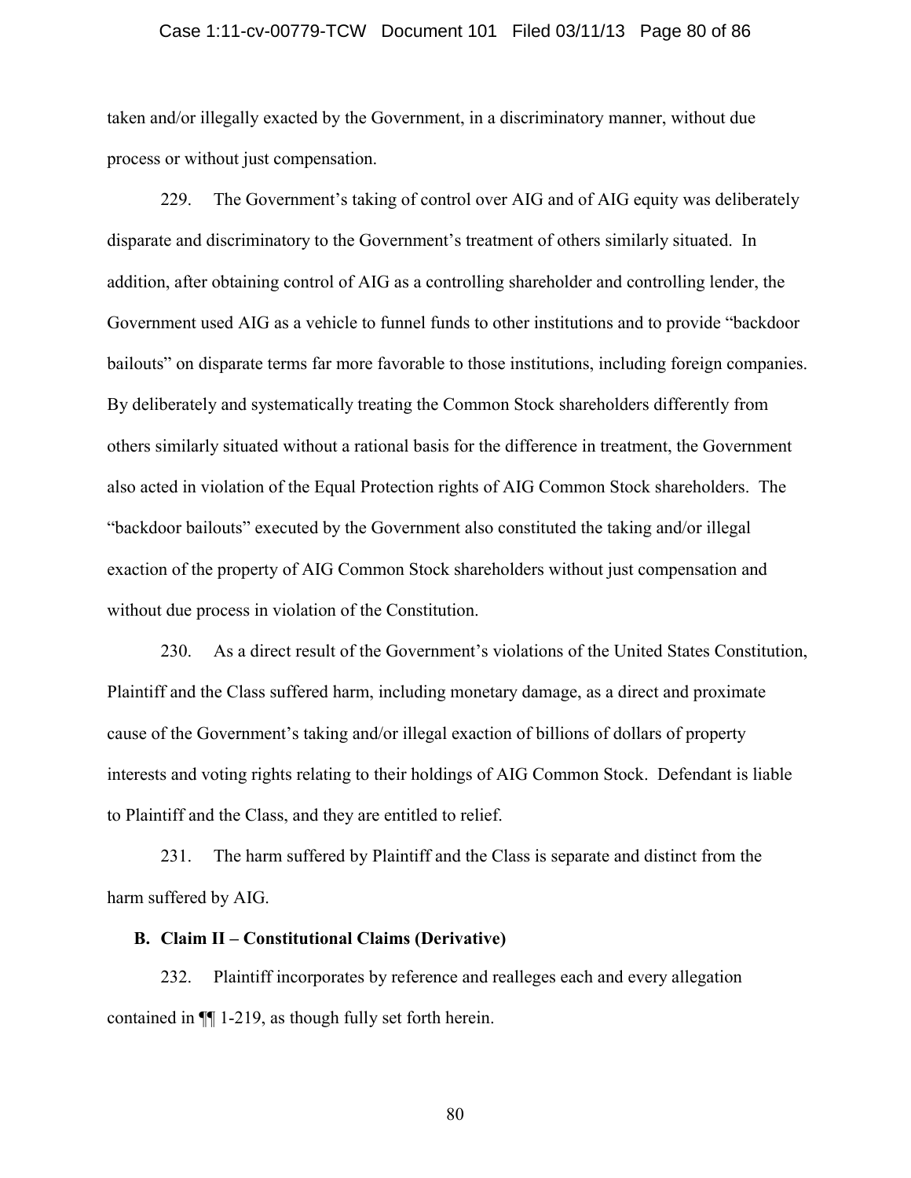taken and/or illegally exacted by the Government, in a discriminatory manner, without due process or without just compensation.

229. The Government's taking of control over AIG and of AIG equity was deliberately disparate and discriminatory to the Government's treatment of others similarly situated. In addition, after obtaining control of AIG as a controlling shareholder and controlling lender, the Government used AIG as a vehicle to funnel funds to other institutions and to provide "backdoor bailouts" on disparate terms far more favorable to those institutions, including foreign companies. By deliberately and systematically treating the Common Stock shareholders differently from others similarly situated without a rational basis for the difference in treatment, the Government also acted in violation of the Equal Protection rights of AIG Common Stock shareholders. The "backdoor bailouts" executed by the Government also constituted the taking and/or illegal exaction of the property of AIG Common Stock shareholders without just compensation and without due process in violation of the Constitution.

230. As a direct result of the Government's violations of the United States Constitution, Plaintiff and the Class suffered harm, including monetary damage, as a direct and proximate cause of the Government's taking and/or illegal exaction of billions of dollars of property interests and voting rights relating to their holdings of AIG Common Stock. Defendant is liable to Plaintiff and the Class, and they are entitled to relief.

231. The harm suffered by Plaintiff and the Class is separate and distinct from the harm suffered by AIG.

**B. Claim II – Constitutional Claims (Derivative)**

232. Plaintiff incorporates by reference and realleges each and every allegation contained in ¶¶ 1-219, as though fully set forth herein.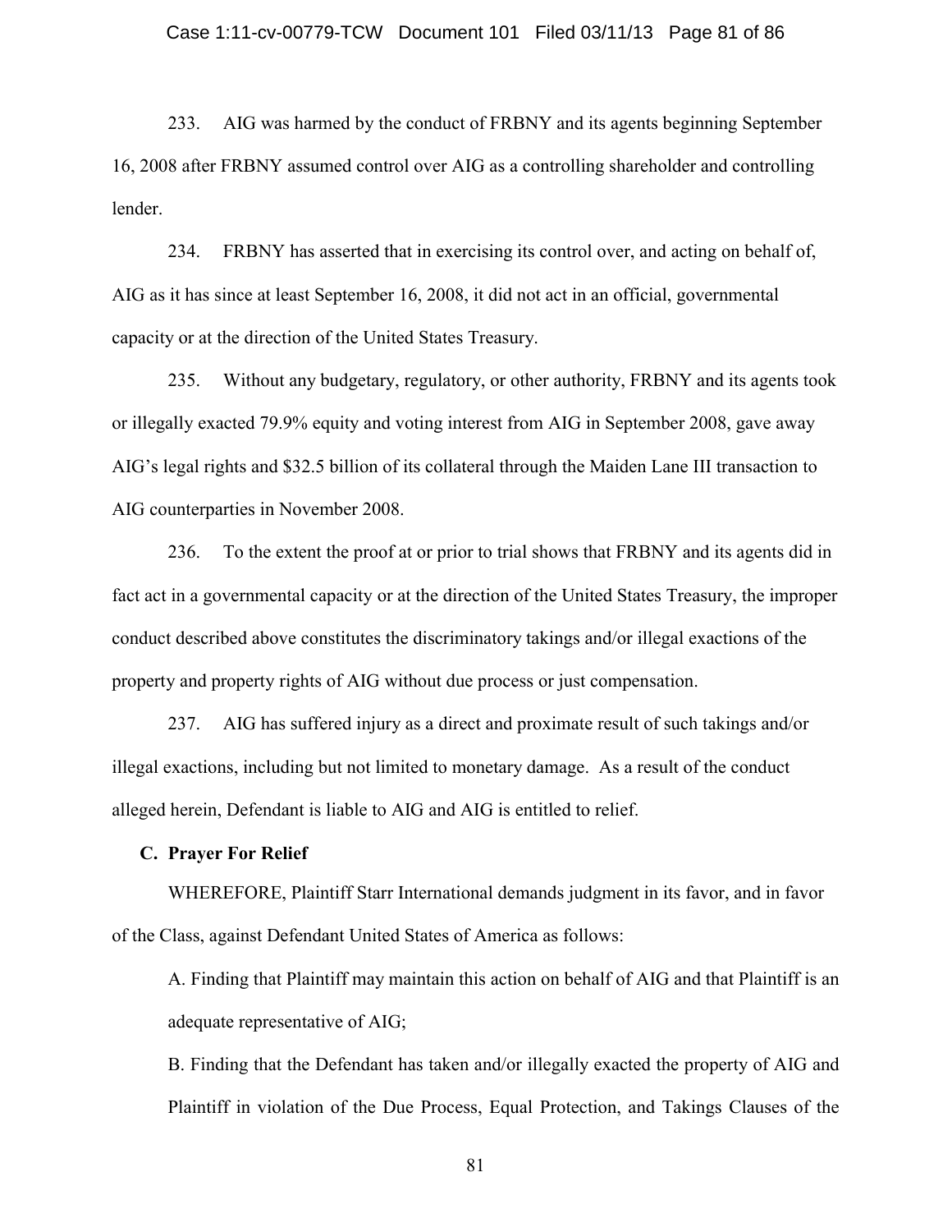233. AIG was harmed by the conduct of FRBNY and its agents beginning September 16, 2008 after FRBNY assumed control over AIG as a controlling shareholder and controlling lender.

234. FRBNY has asserted that in exercising its control over, and acting on behalf of, AIG as it has since at least September 16, 2008, it did not act in an official, governmental capacity or at the direction of the United States Treasury.

235. Without any budgetary, regulatory, or other authority, FRBNY and its agents took or illegally exacted 79.9% equity and voting interest from AIG in September 2008, gave away AIG's legal rights and $32.5 billion of its collateral through the Maiden Lane III transaction to AIG counterparties in November 2008.

236. To the extent the proof at or prior to trial shows that FRBNY and its agents did in fact act in a governmental capacity or at the direction of the United States Treasury, the improper conduct described above constitutes the discriminatory takings and/or illegal exactions of the property and property rights of AIG without due process or just compensation.

237. AIG has suffered injury as a direct and proximate result of such takings and/or illegal exactions, including but not limited to monetary damage. As a result of the conduct alleged herein, Defendant is liable to AIG and AIG is entitled to relief.

### C. Prayer For Relief

WHEREFORE, Plaintiff Starr International demands judgment in its favor, and in favor of the Class, against Defendant United States of America as follows:

A. Finding that Plaintiff may maintain this action on behalf of AIG and that Plaintiff is an adequate representative of AIG;

B. Finding that the Defendant has taken and/or illegally exacted the property of AIG and Plaintiff in violation of the Due Process, Equal Protection, and Takings Clauses of the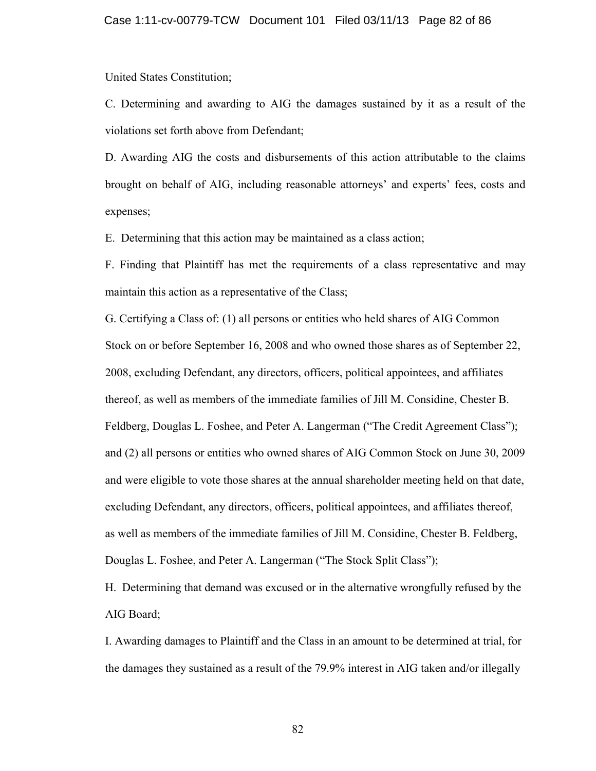United States Constitution;

C. Determining and awarding to AIG the damages sustained by it as a result of the violations set forth above from Defendant;

D. Awarding AIG the costs and disbursements of this action attributable to the claims brought on behalf of AIG, including reasonable attorneys' and experts' fees, costs and expenses;

E. Determining that this action may be maintained as a class action;

F. Finding that Plaintiff has met the requirements of a class representative and may maintain this action as a representative of the Class;

G. Certifying a Class of: (1) all persons or entities who held shares of AIG Common Stock on or before September 16, 2008 and who owned those shares as of September 22, 2008, excluding Defendant, any directors, officers, political appointees, and affiliates thereof, as well as members of the immediate families of Jill M. Considine, Chester B. Feldberg, Douglas L. Foshee, and Peter A. Langerman ("The Credit Agreement Class"); and (2) all persons or entities who owned shares of AIG Common Stock on June 30, 2009 and were eligible to vote those shares at the annual shareholder meeting held on that date, excluding Defendant, any directors, officers, political appointees, and affiliates thereof, as well as members of the immediate families of Jill M. Considine, Chester B. Feldberg, Douglas L. Foshee, and Peter A. Langerman ("The Stock Split Class");

H. Determining that demand was excused or in the alternative wrongfully refused by the AIG Board;

I. Awarding damages to Plaintiff and the Class in an amount to be determined at trial, for the damages they sustained as a result of the 79.9% interest in AIG taken and/or illegally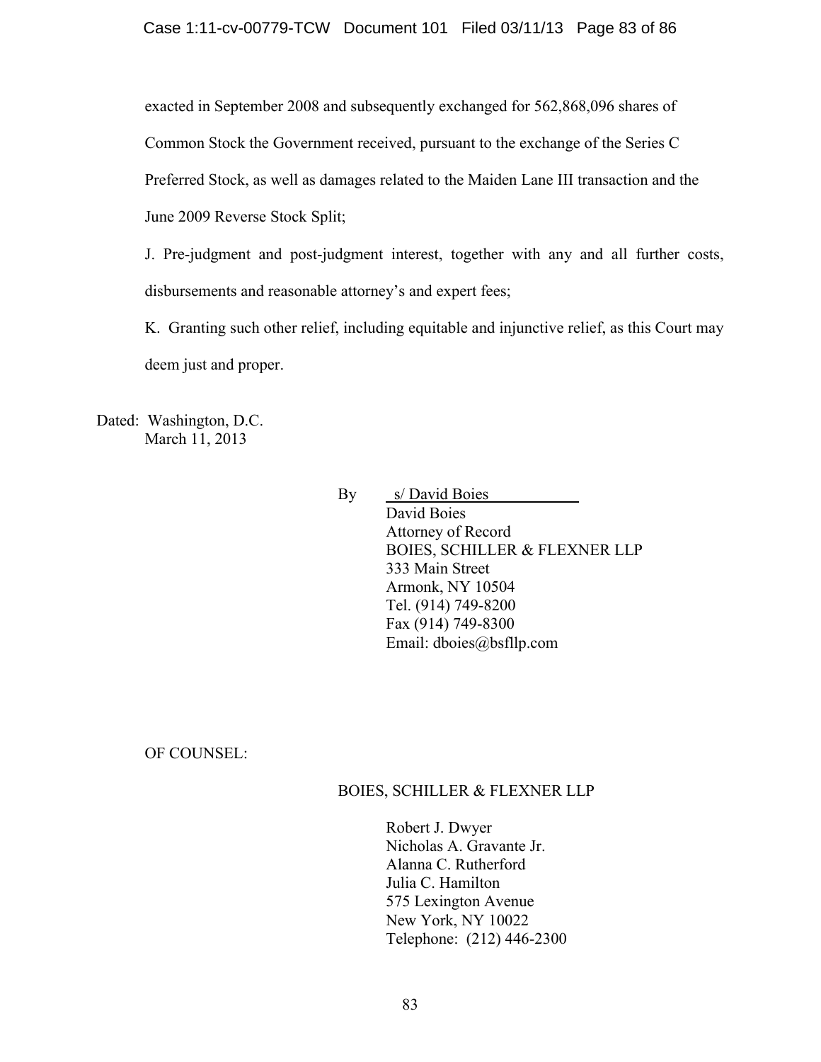exacted in September 2008 and subsequently exchanged for 562,868,096 shares of Common Stock the Government received, pursuant to the exchange of the Series C Preferred Stock, as well as damages related to the Maiden Lane III transaction and the June 2009 Reverse Stock Split;

J. Pre-judgment and post-judgment interest, together with any and all further costs, disbursements and reasonable attorney's and expert fees;

K. Granting such other relief, including equitable and injunctive relief, as this Court may deem just and proper.

Dated: Washington, D.C.
March 11, 2013

By s/ David Boies
David Boies
Attorney of Record
BOIES, SCHILLER & FLEXNER LLP
333 Main Street
Armonk, NY 10504
Tel. (914) 749-8200
Fax (914) 749-8300
Email: dboies@bsfllp.com

OF COUNSEL:

BOIES, SCHILLER & FLEXNER LLP

Robert J. Dwyer
Nicholas A. Gravante Jr.
Alanna C. Rutherford
Julia C. Hamilton
575 Lexington Avenue
New York, NY 10022
Telephone: (212) 446-2300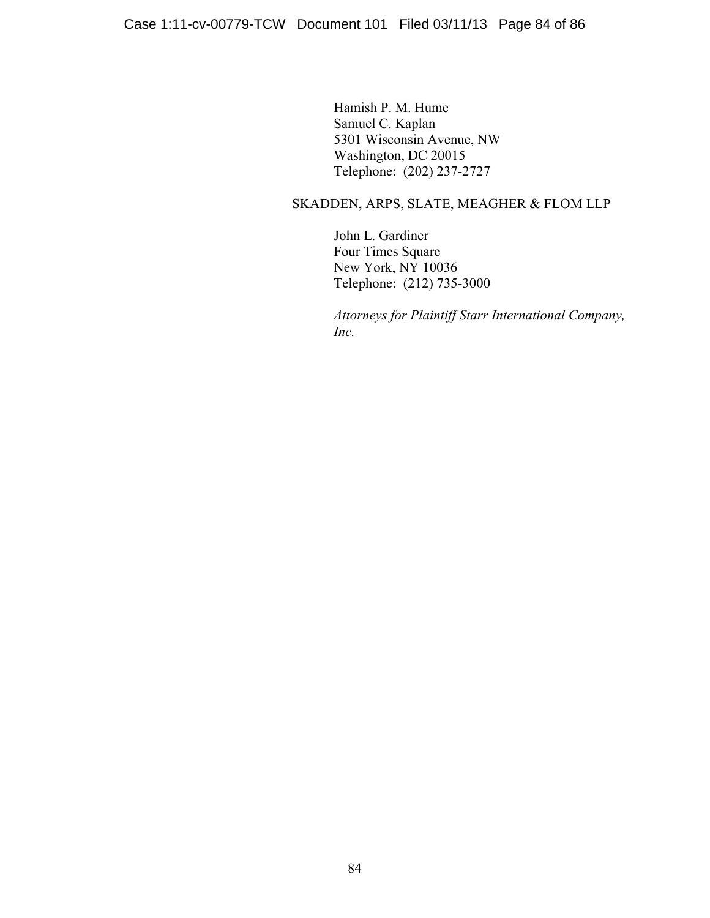Hamish P. M. Hume
Samuel C. Kaplan
5301 Wisconsin Avenue, NW
Washington, DC 20015
Telephone: (202) 237-2727

SKADDEN, ARPS, SLATE, MEAGHER & FLOM LLP

John L. Gardiner
Four Times Square
New York, NY 10036
Telephone: (212) 735-3000

*Attorneys for Plaintiff Starr International Company, Inc.*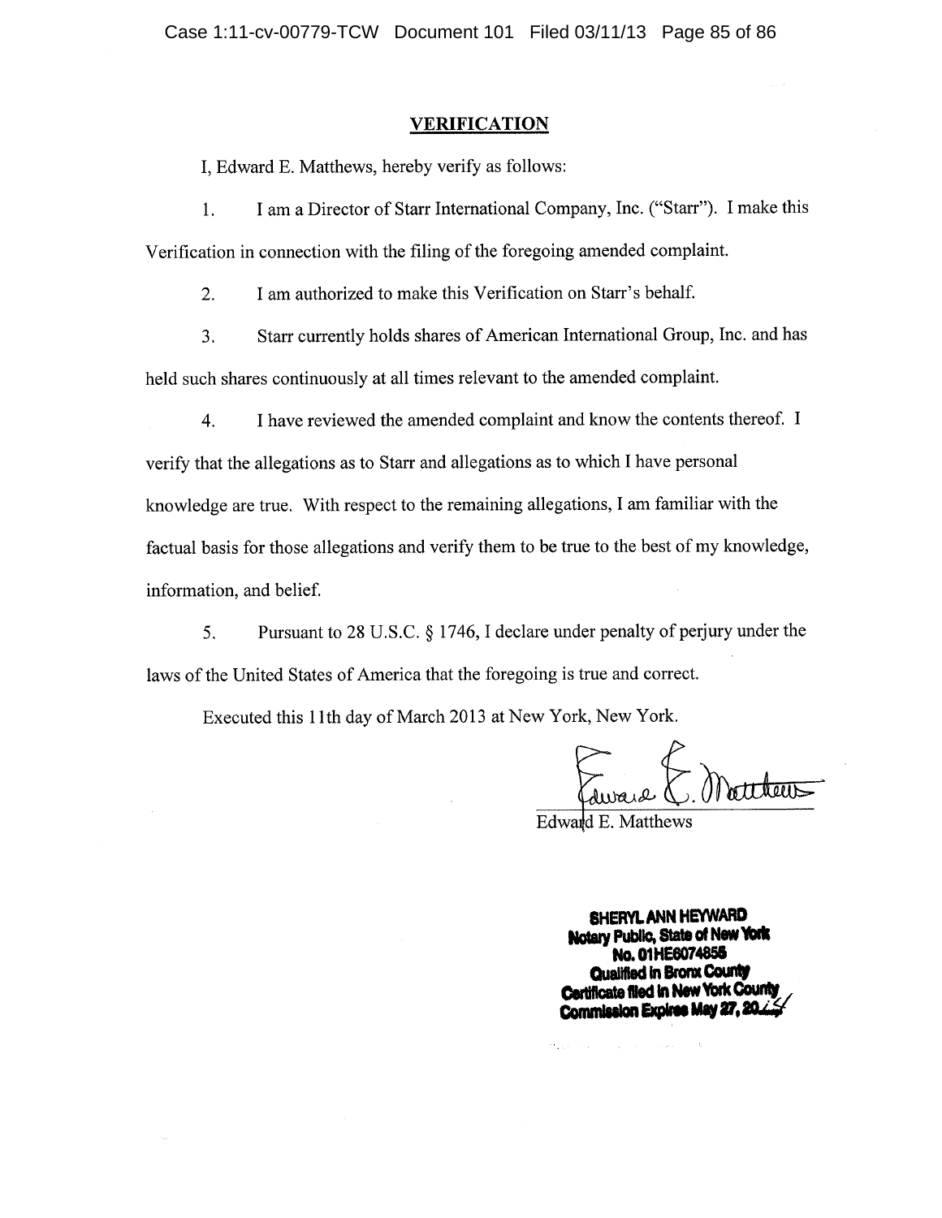## VERIFICATION

I, Edward E. Matthews, hereby verify as follows:

1. I am a Director of Starr International Company, Inc. ("Starr"). I make this Verification in connection with the filing of the foregoing amended complaint.

2. I am authorized to make this Verification on Starr's behalf.

3. Starr currently holds shares of American International Group, Inc. and has held such shares continuously at all times relevant to the amended complaint.

4. I have reviewed the amended complaint and know the contents thereof. I verify that the allegations as to Starr and allegations as to which I have personal knowledge are true. With respect to the remaining allegations, I am familiar with the factual basis for those allegations and verify them to be true to the best of my knowledge, information, and belief.

5. Pursuant to 28 U.S.C. § 1746, I declare under penalty of perjury under the laws of the United States of America that the foregoing is true and correct.

Executed this 11th day of March 2013 at New York, New York.

Edward E. Matthews

**SHERYL ANN HEYWARD**
**Notary Public, State of New York**
**No. 01HE6074855**
**Qualified in Bronx County**
**Certificate filed in New York County**
**Commission Expires May 27, 2014**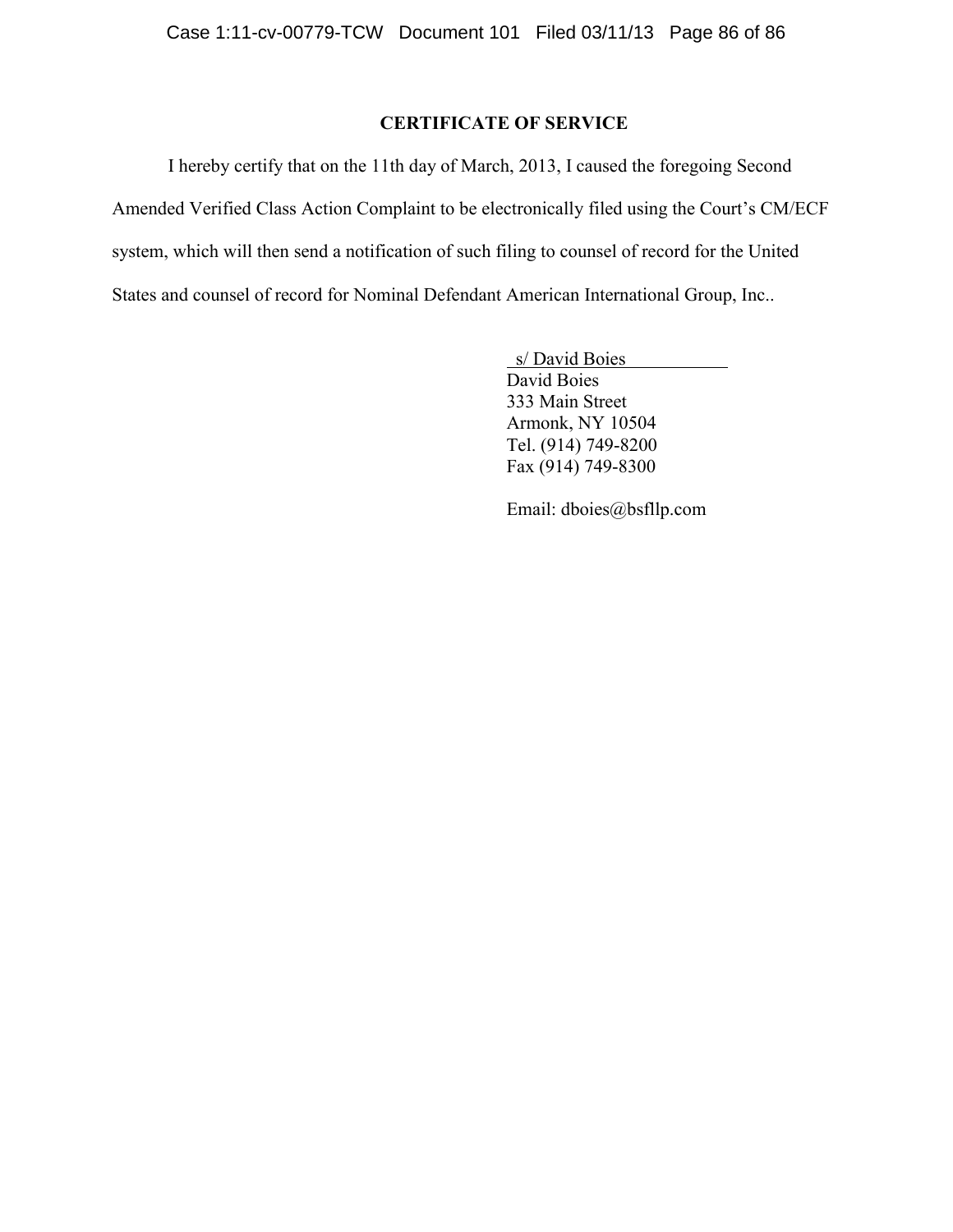## CERTIFICATE OF SERVICE

I hereby certify that on the 11th day of March, 2013, I caused the foregoing Second Amended Verified Class Action Complaint to be electronically filed using the Court's CM/ECF system, which will then send a notification of such filing to counsel of record for the United States and counsel of record for Nominal Defendant American International Group, Inc..

s/ David Boies
David Boies
333 Main Street
Armonk, NY 10504
Tel. (914) 749-8200
Fax (914) 749-8300

Email: dboies@bsfllp.com